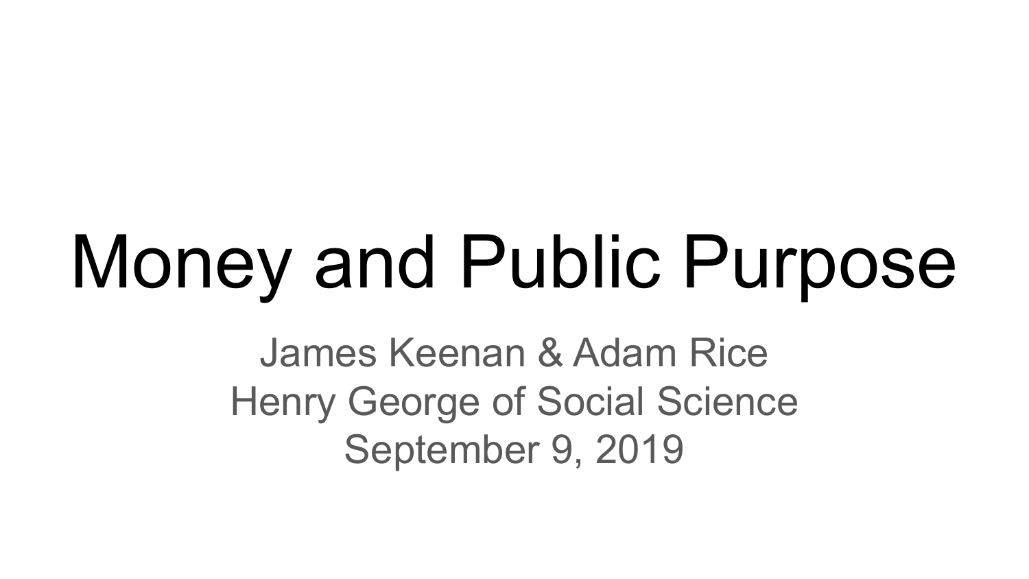# Money and Public Purpose

James Keenan & Adam Rice
Henry George of Social Science
September 9, 2019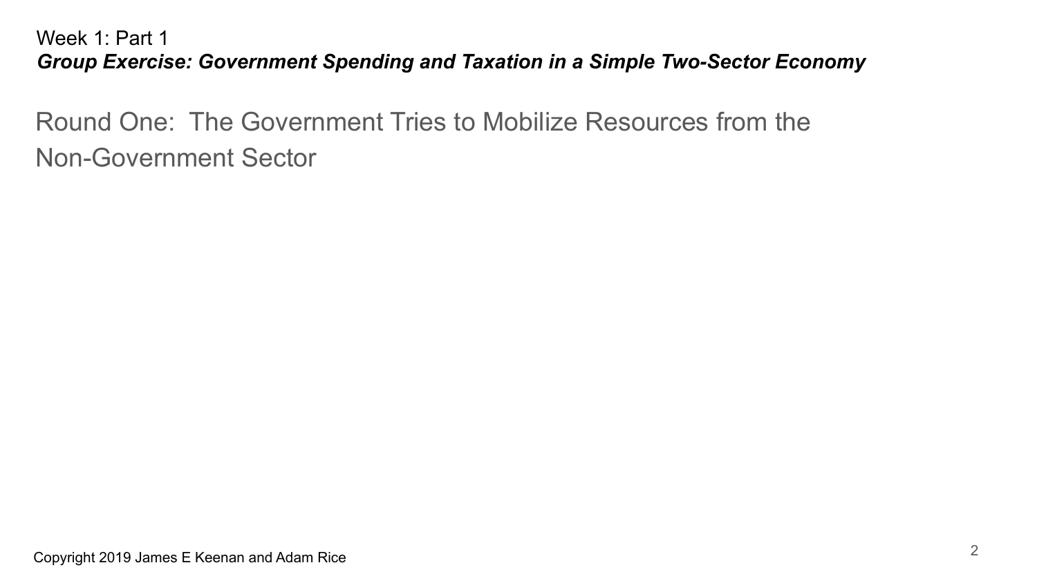Week 1: Part 1

***Group Exercise: Government Spending and Taxation in a Simple Two-Sector Economy***

## Round One: The Government Tries to Mobilize Resources from the Non-Government Sector

Copyright 2019 James E Keenan and Adam Rice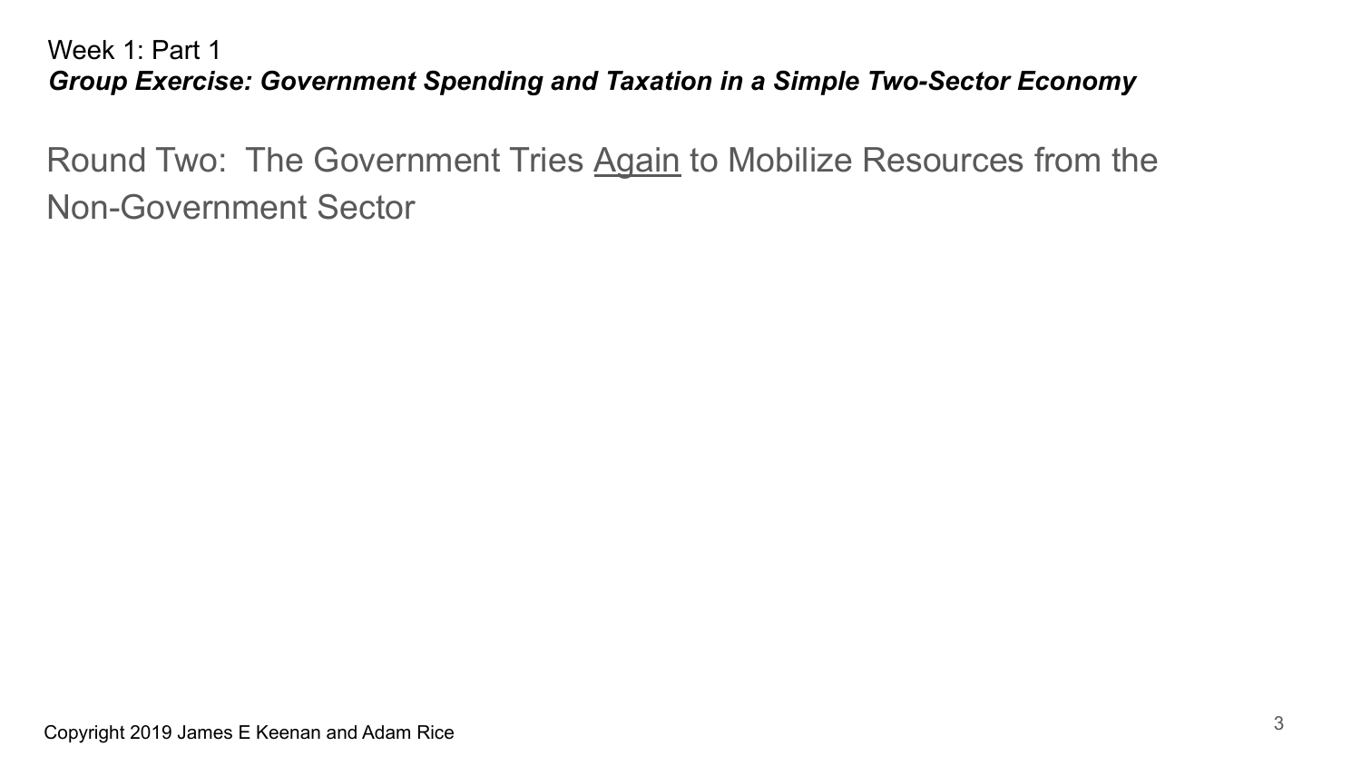Week 1: Part 1

***Group Exercise: Government Spending and Taxation in a Simple Two-Sector Economy***

## Round Two: The Government Tries <u>Again</u> to Mobilize Resources from the Non-Government Sector

Copyright 2019 James E Keenan and Adam Rice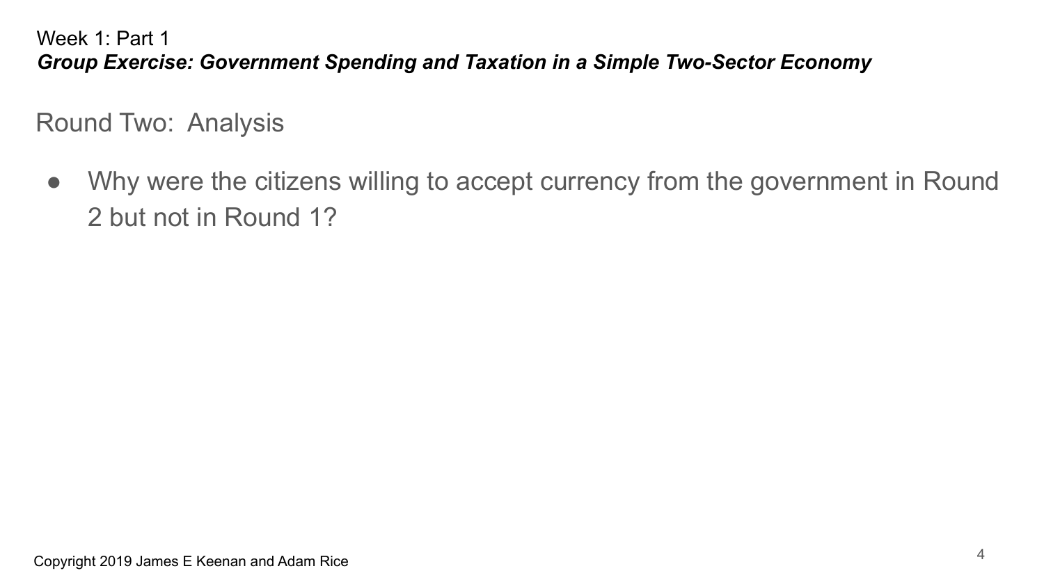Week 1: Part 1

***Group Exercise: Government Spending and Taxation in a Simple Two-Sector Economy***

## Round Two: Analysis

- Why were the citizens willing to accept currency from the government in Round 2 but not in Round 1?

Copyright 2019 James E Keenan and Adam Rice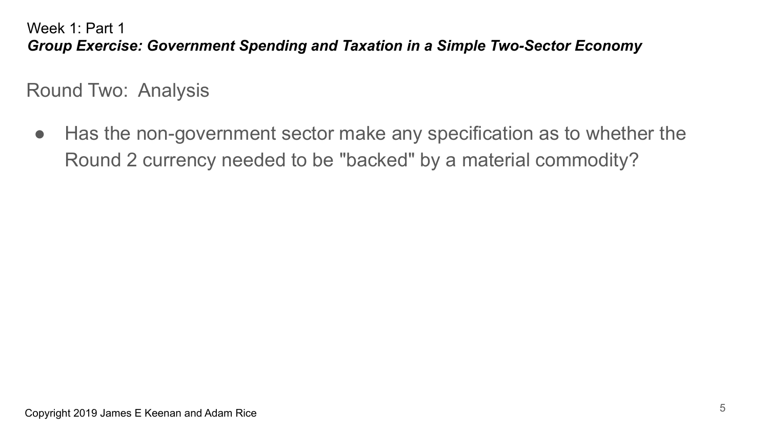Week 1: Part 1

***Group Excercise: Government Spending and Taxation in a Simple Two-Sector Economy***

## Round Two: Analysis

- Has the non-government sector make any specification as to whether the Round 2 currency needed to be "backed" by a material commodity?

Copyright 2019 James E Keenan and Adam Rice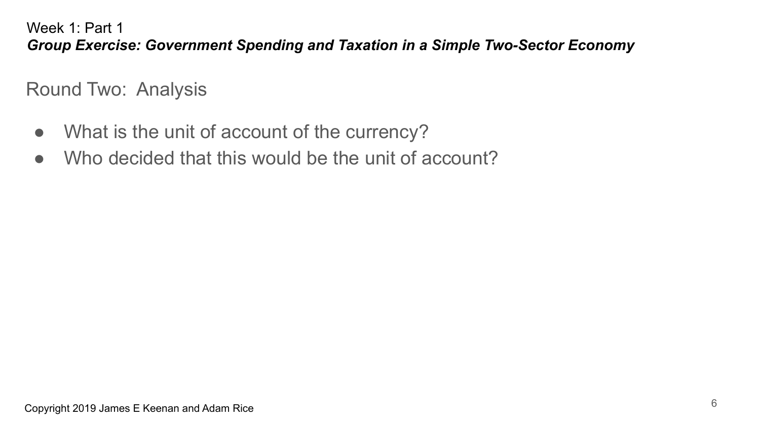Week 1: Part 1

***Group Exercise: Government Spending and Taxation in a Simple Two-Sector Economy***

## Round Two: Analysis

- What is the unit of account of the currency?
- Who decided that this would be the unit of account?

Copyright 2019 James E Keenan and Adam Rice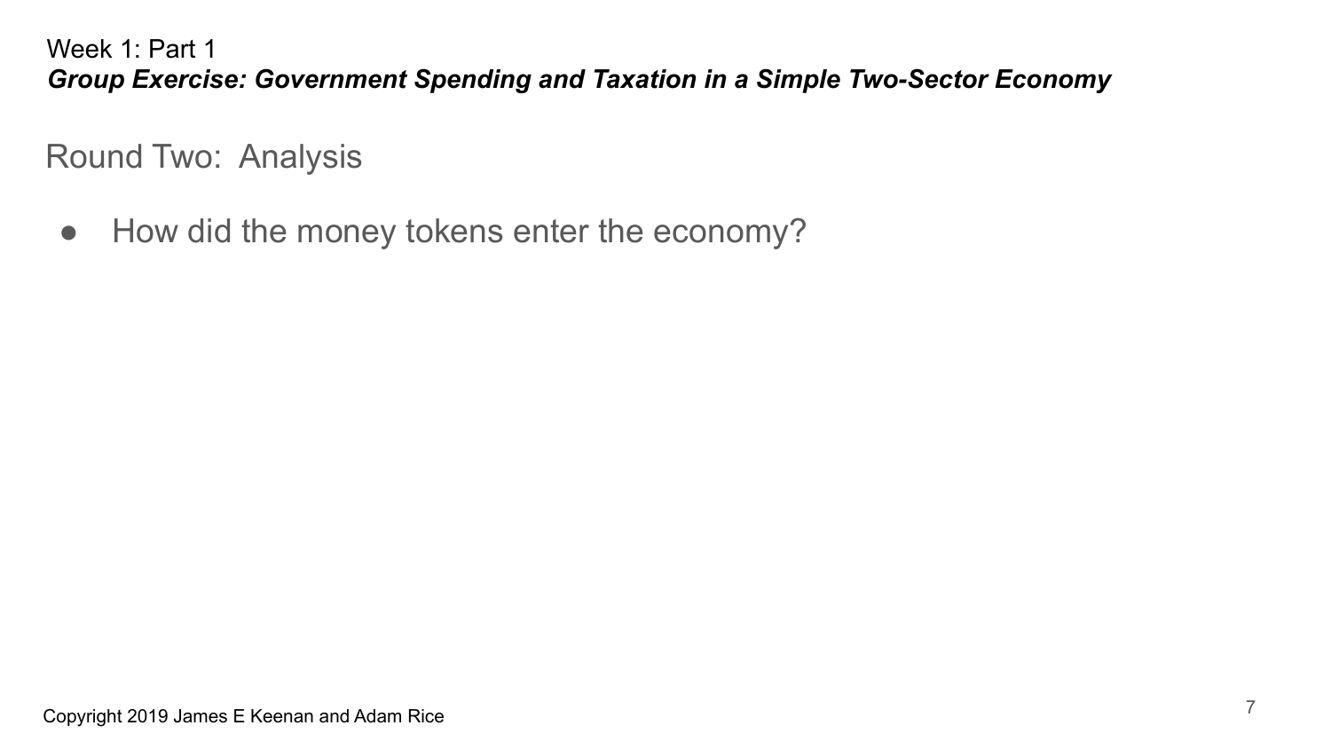Week 1: Part 1

***Group Exercise: Government Spending and Taxation in a Simple Two-Sector Economy***

## Round Two: Analysis

- How did the money tokens enter the economy?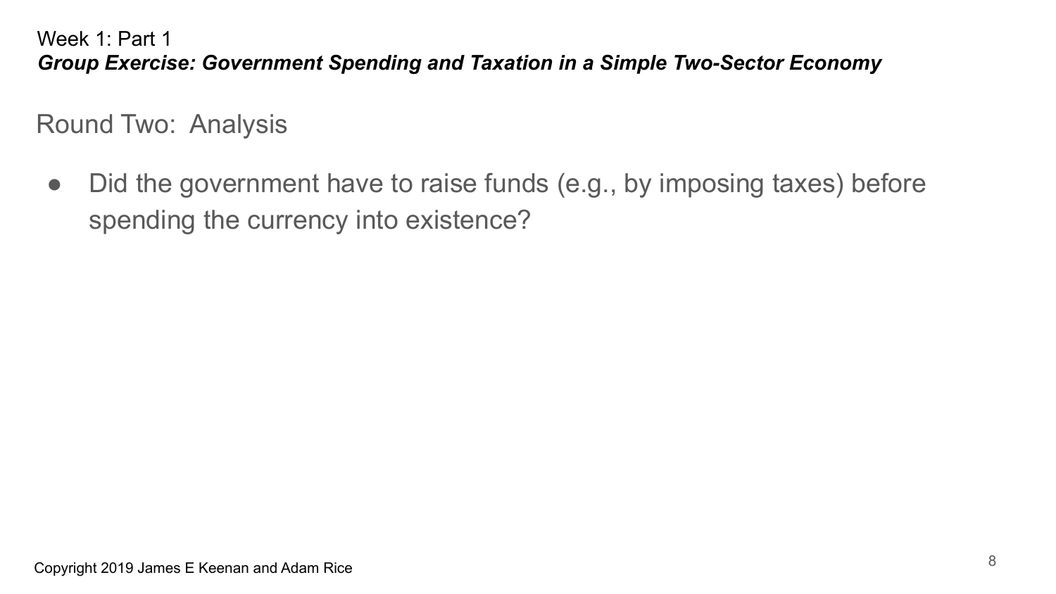Week 1: Part 1

***Group Exercise: Government Spending and Taxation in a Simple Two-Sector Economy***

## Round Two: Analysis

- Did the government have to raise funds (e.g., by imposing taxes) before spending the currency into existence?

Copyright 2019 James E Keenan and Adam Rice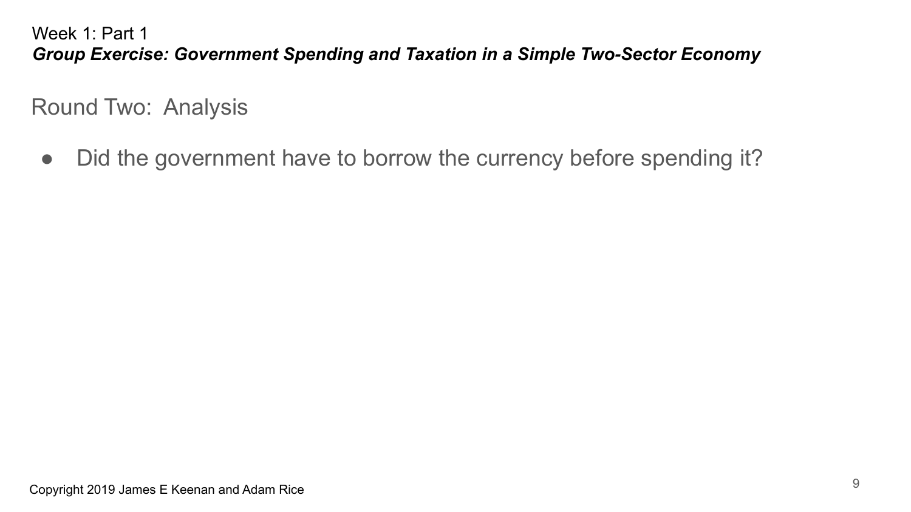Week 1: Part 1

***Group Exercise: Government Spending and Taxation in a Simple Two-Sector Economy***

## Round Two: Analysis

- Did the government have to borrow the currency before spending it?

Copyright 2019 James E Keenan and Adam Rice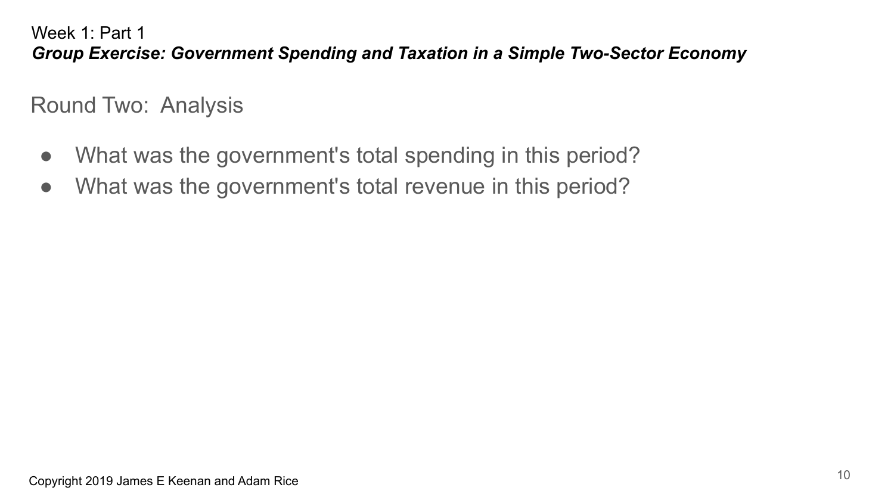Week 1: Part 1

***Group Exercise: Government Spending and Taxation in a Simple Two-Sector Economy***

## Round Two: Analysis

- What was the government's total spending in this period?
- What was the government's total revenue in this period?

Copyright 2019 James E Keenan and Adam Rice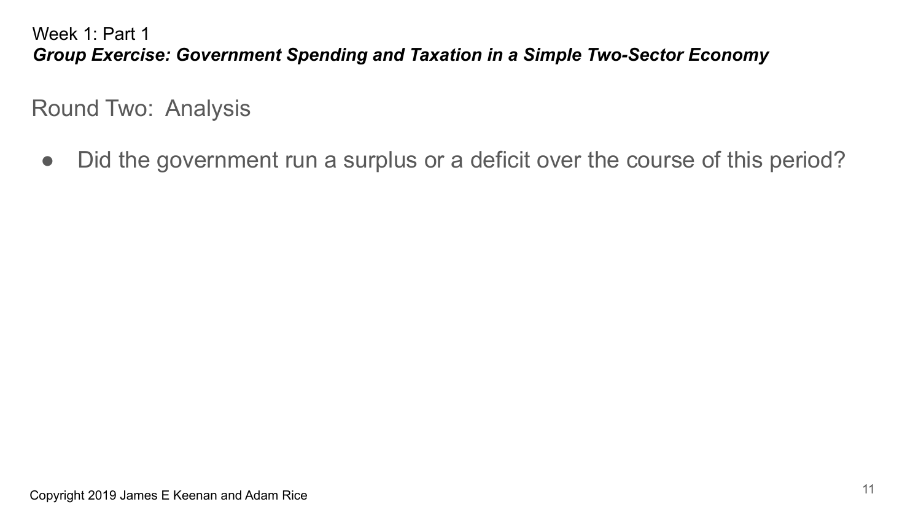Week 1: Part 1

***Group Exercise: Government Spending and Taxation in a Simple Two-Sector Economy***

## Round Two: Analysis

- Did the government run a surplus or a deficit over the course of this period?

Copyright 2019 James E Keenan and Adam Rice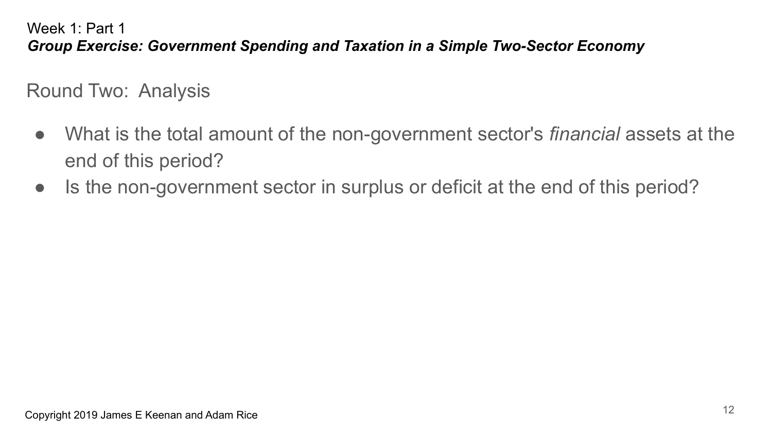Week 1: Part 1

***Group Exercise: Government Spending and Taxation in a Simple Two-Sector Economy***

## Round Two: Analysis

- What is the total amount of the non-government sector's *financial* assets at the end of this period?
- Is the non-government sector in surplus or deficit at the end of this period?

Copyright 2019 James E Keenan and Adam Rice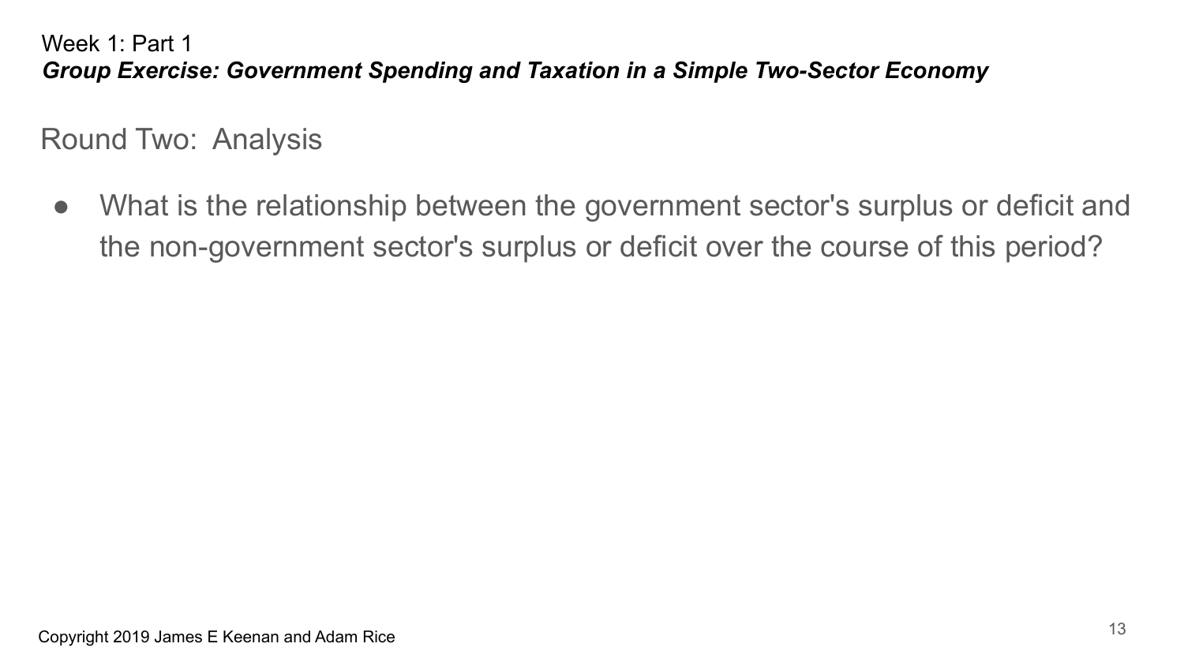Week 1: Part 1

***Group Exercise: Government Spending and Taxation in a Simple Two-Sector Economy***

## Round Two: Analysis

- What is the relationship between the government sector's surplus or deficit and the non-government sector's surplus or deficit over the course of this period?

Copyright 2019 James E Keenan and Adam Rice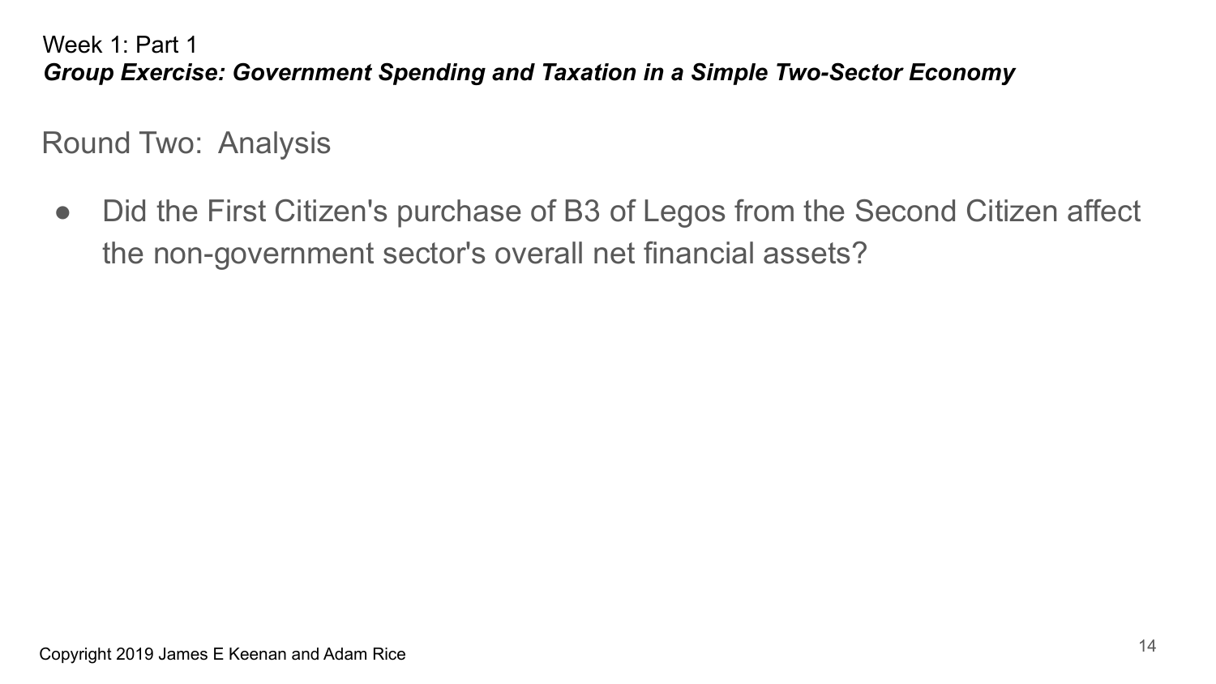Week 1: Part 1

***Group Exercise: Government Spending and Taxation in a Simple Two-Sector Economy***

## Round Two: Analysis

- Did the First Citizen's purchase of B3 of Legos from the Second Citizen affect the non-government sector's overall net financial assets?

Copyright 2019 James E Keenan and Adam Rice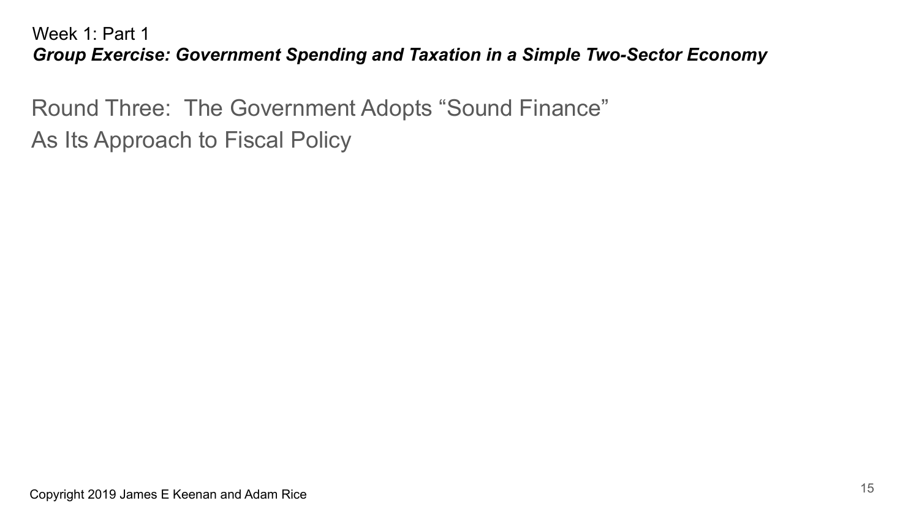Week 1: Part 1

***Group Exercise: Government Spending and Taxation in a Simple Two-Sector Economy***

# Round Three: The Government Adopts "Sound Finance" As Its Approach to Fiscal Policy

Copyright 2019 James E Keenan and Adam Rice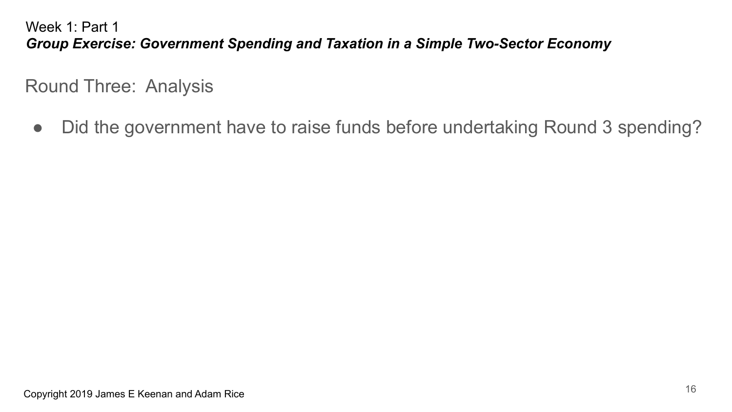Week 1: Part 1

***Group Exercise: Government Spending and Taxation in a Simple Two-Sector Economy***

## Round Three: Analysis

- Did the government have to raise funds before undertaking Round 3 spending?

Copyright 2019 James E Keenan and Adam Rice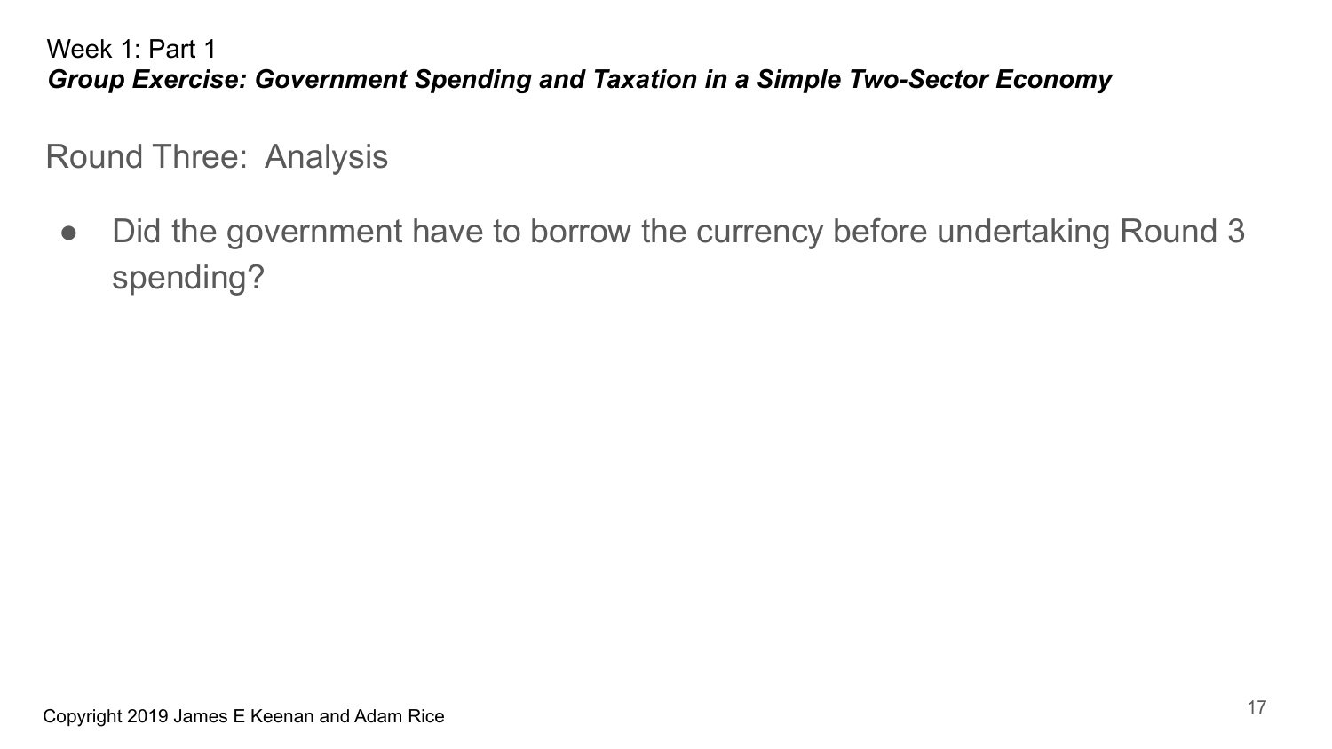Week 1: Part 1

***Group Exercise: Government Spending and Taxation in a Simple Two-Sector Economy***

## Round Three: Analysis

- Did the government have to borrow the currency before undertaking Round 3 spending?

Copyright 2019 James E Keenan and Adam Rice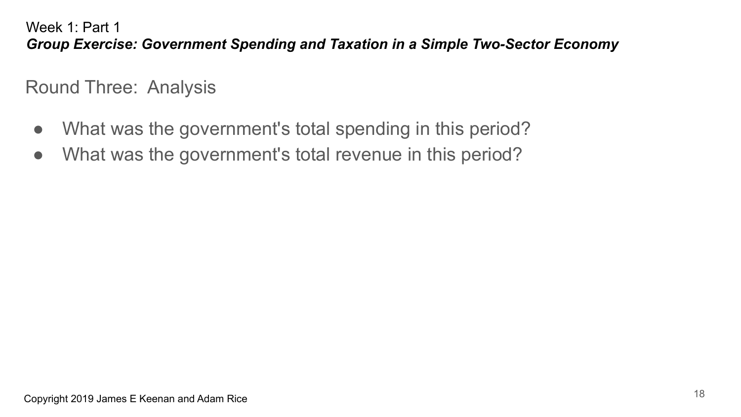Week 1: Part 1

***Group Exercise: Government Spending and Taxation in a Simple Two-Sector Economy***

## Round Three: Analysis

- What was the government's total spending in this period?
- What was the government's total revenue in this period?

Copyright 2019 James E Keenan and Adam Rice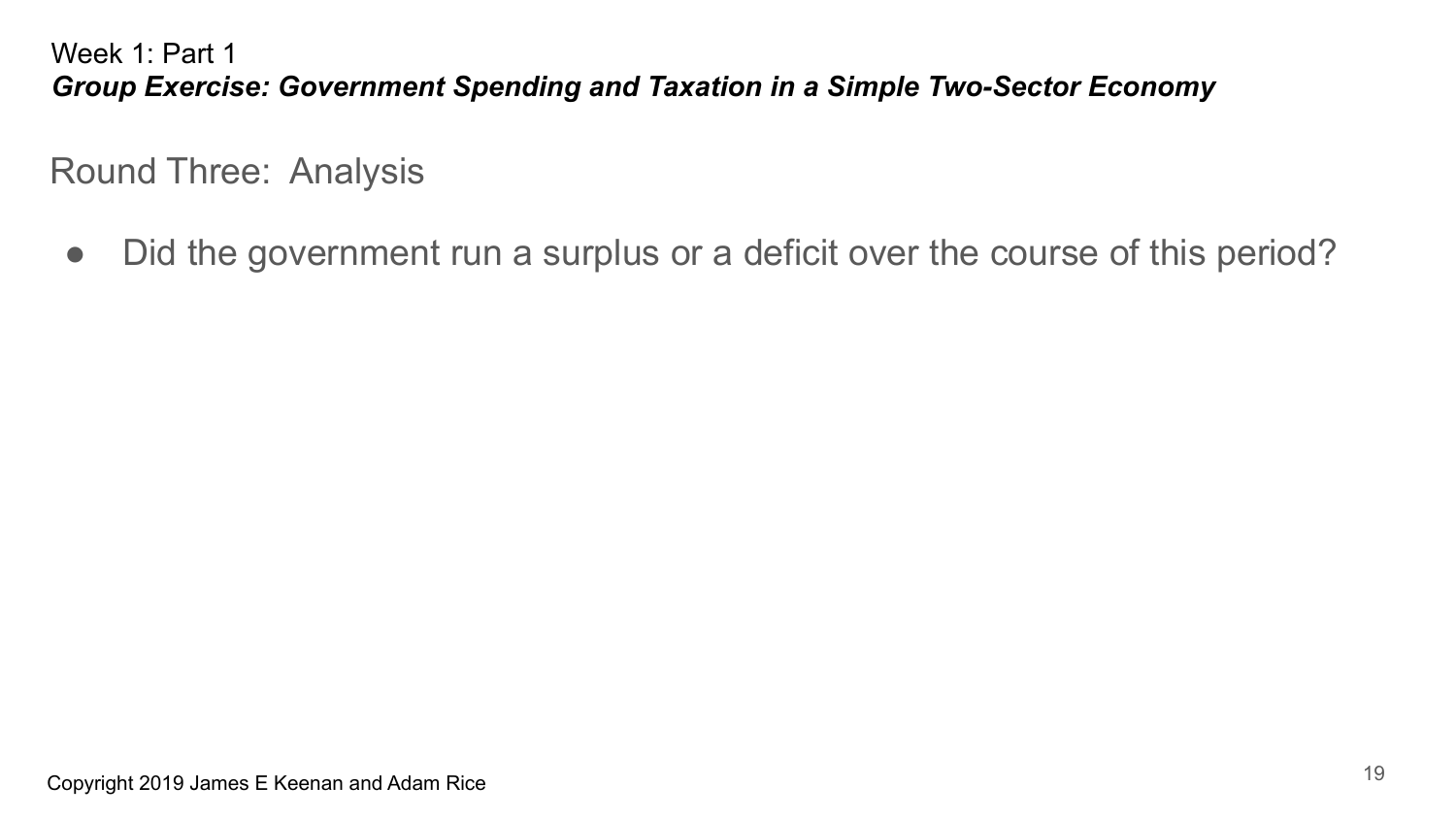Week 1: Part 1

***Group Exercise: Government Spending and Taxation in a Simple Two-Sector Economy***

## Round Three: Analysis

- Did the government run a surplus or a deficit over the course of this period?

Copyright 2019 James E Keenan and Adam Rice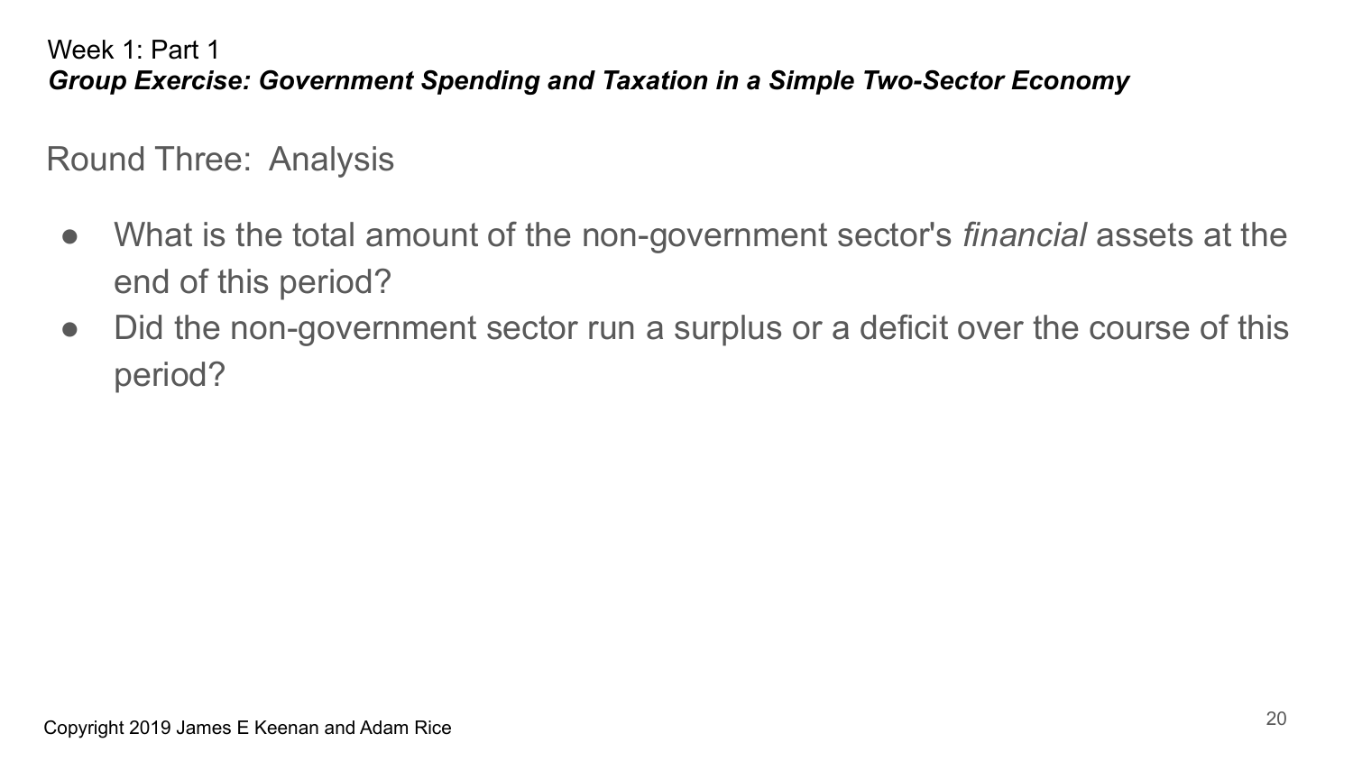Week 1: Part 1

***Group Exercise: Government Spending and Taxation in a Simple Two-Sector Economy***

## Round Three: Analysis

- What is the total amount of the non-government sector's *financial* assets at the end of this period?
- Did the non-government sector run a surplus or a deficit over the course of this period?

Copyright 2019 James E Keenan and Adam Rice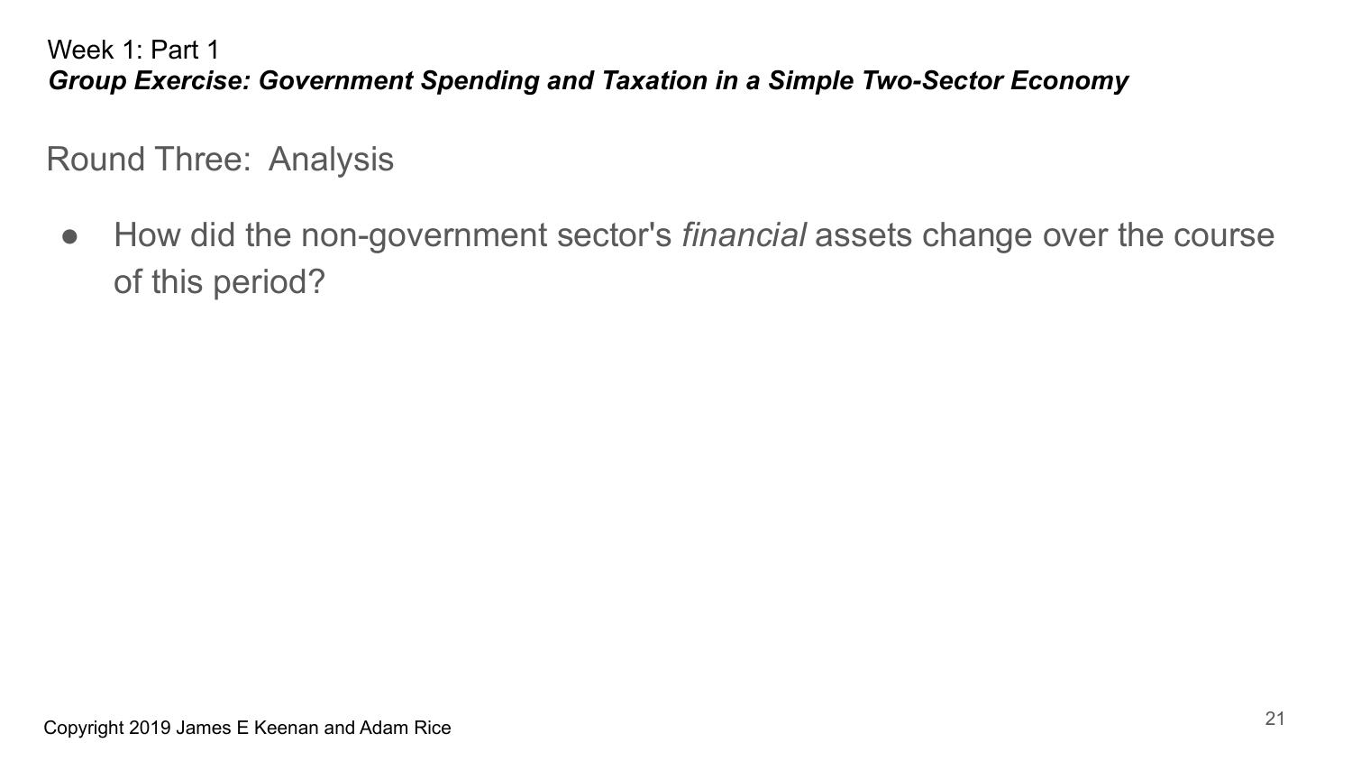Week 1: Part 1

***Group Exercise: Government Spending and Taxation in a Simple Two-Sector Economy***

## Round Three: Analysis

- How did the non-government sector's *financial* assets change over the course of this period?

Copyright 2019 James E Keenan and Adam Rice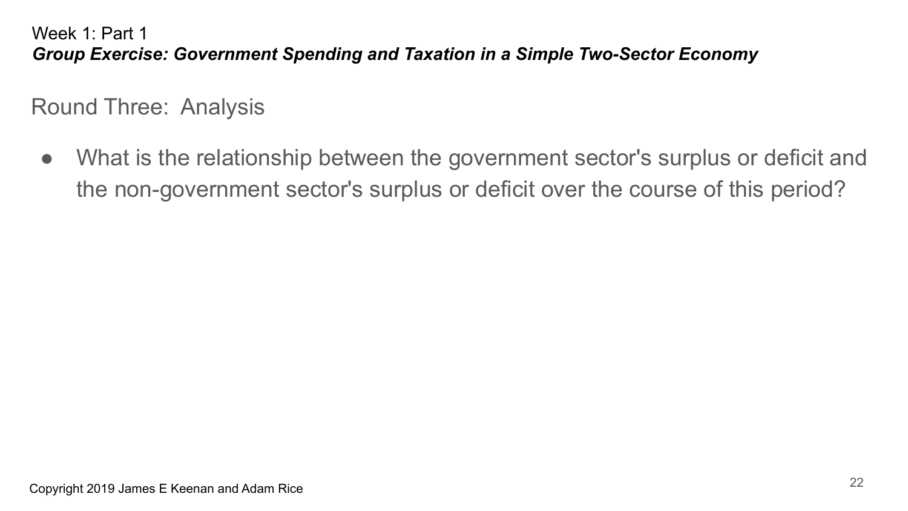Week 1: Part 1

***Group Exercise: Government Spending and Taxation in a Simple Two-Sector Economy***

## Round Three: Analysis

- What is the relationship between the government sector's surplus or deficit and the non-government sector's surplus or deficit over the course of this period?

Copyright 2019 James E Keenan and Adam Rice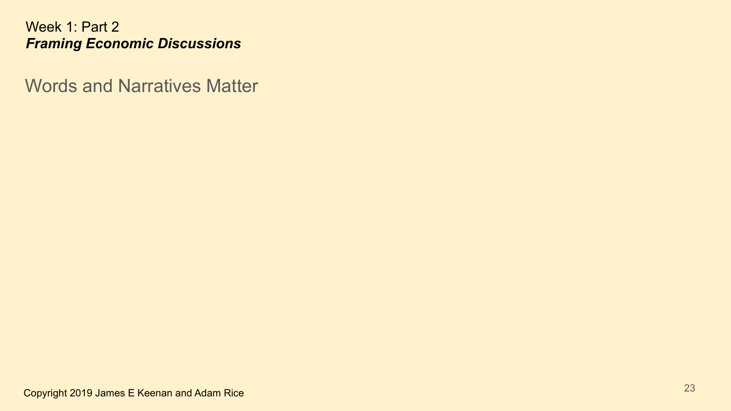Week 1: Part 2

***Framing Economic Discussions***

## Words and Narratives Matter

Copyright 2019 James E Keenan and Adam Rice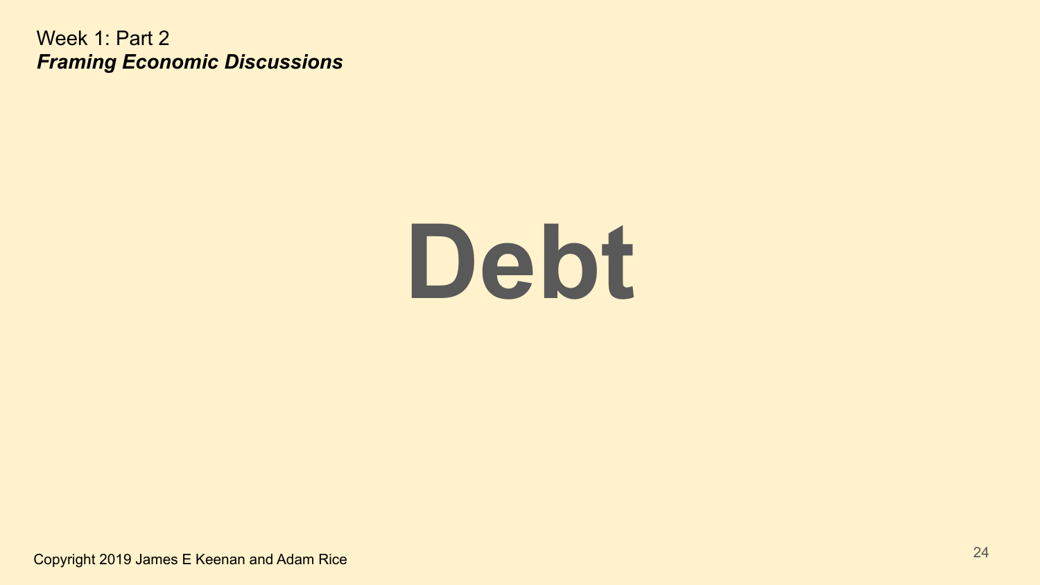Week 1: Part 2
***Framing Economic Discussions***

# Debt

Copyright 2019 James E Keenan and Adam Rice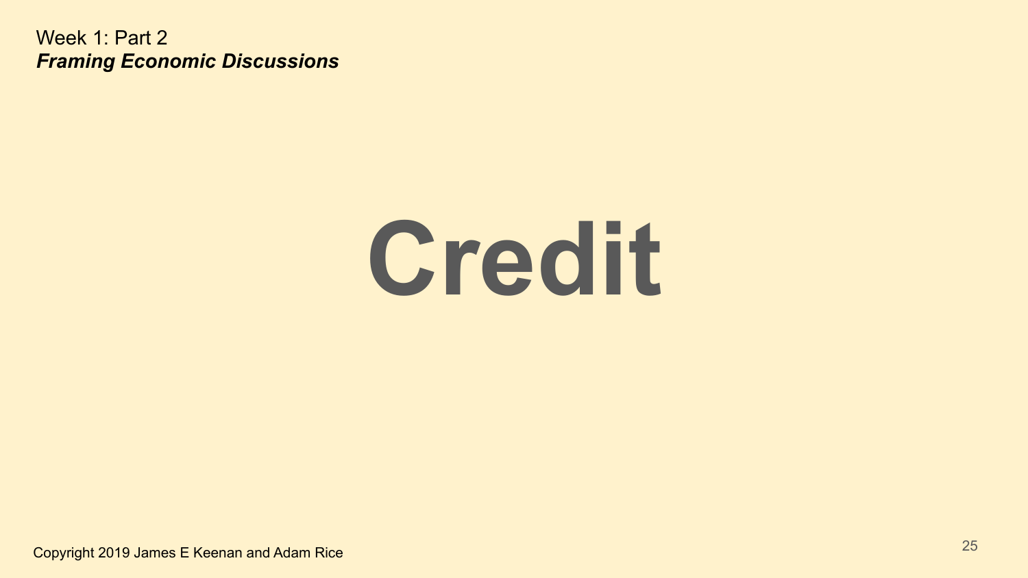# Credit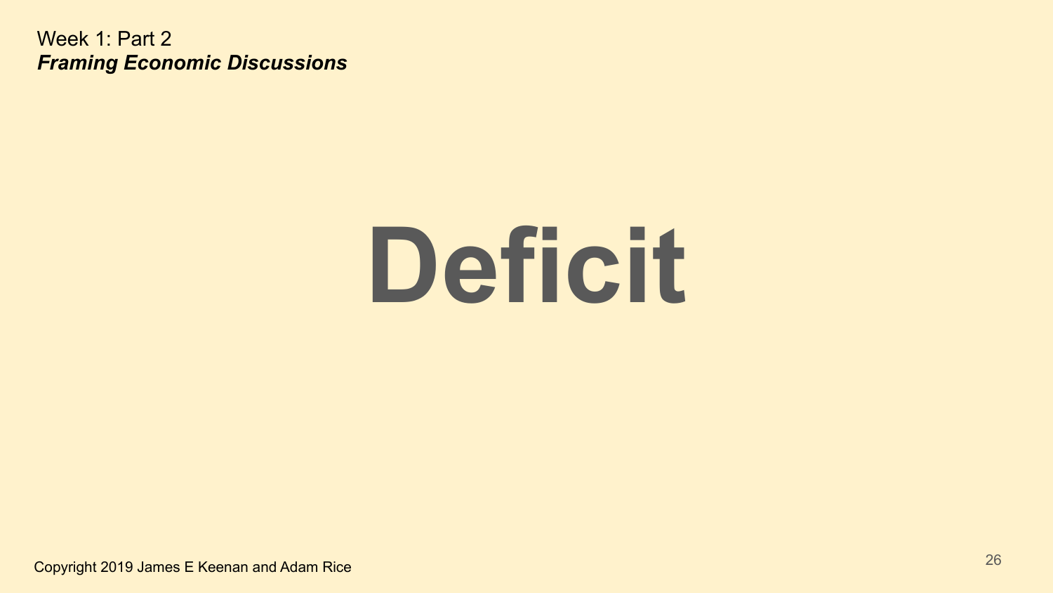# Deficit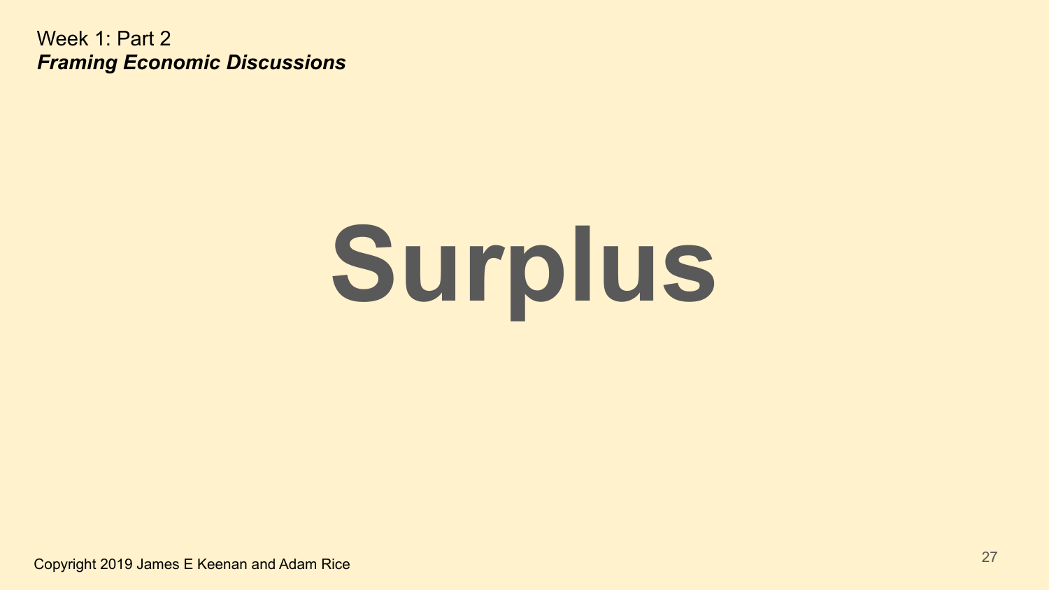# Surplus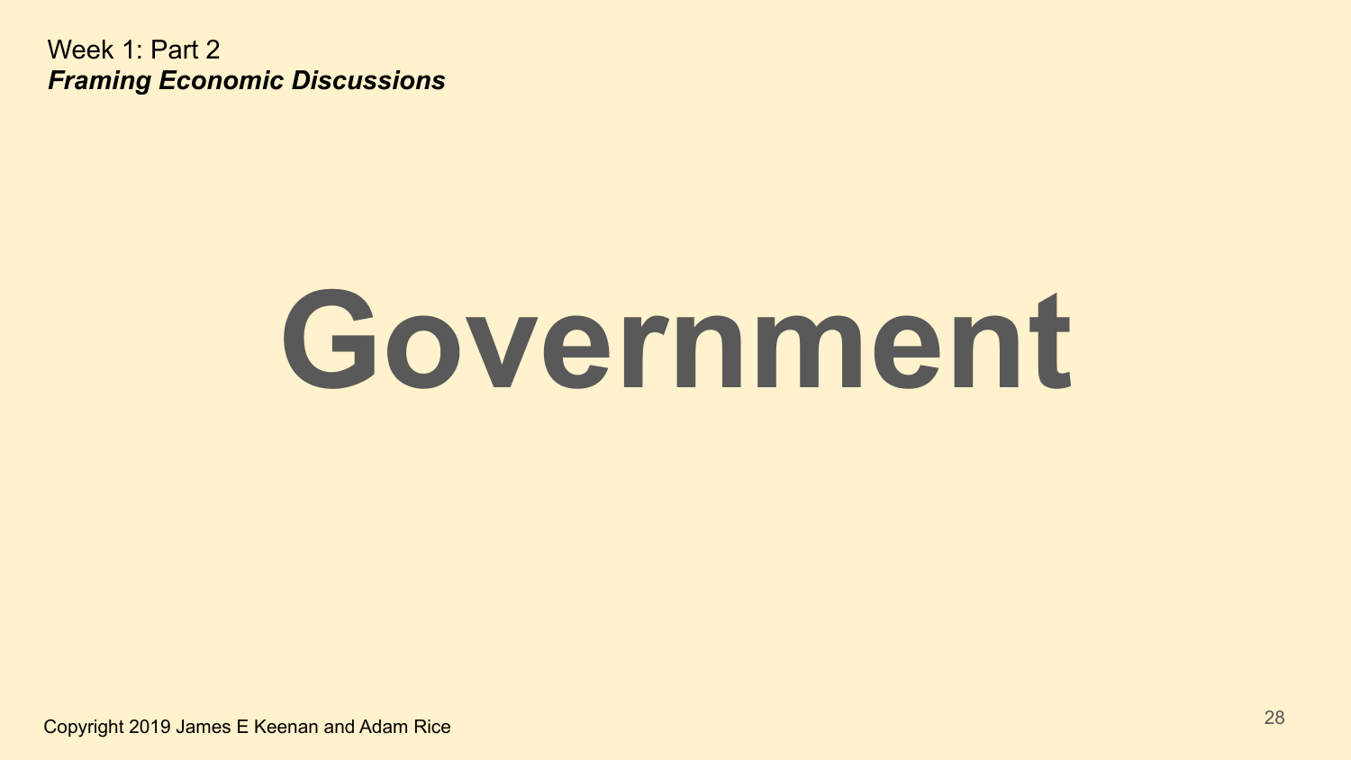# Government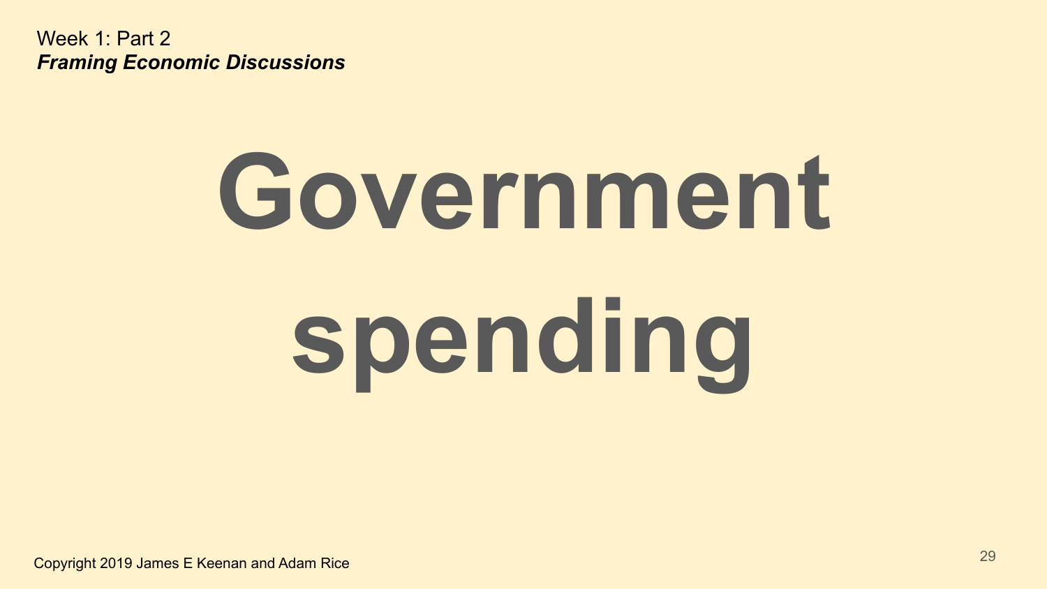# Government spending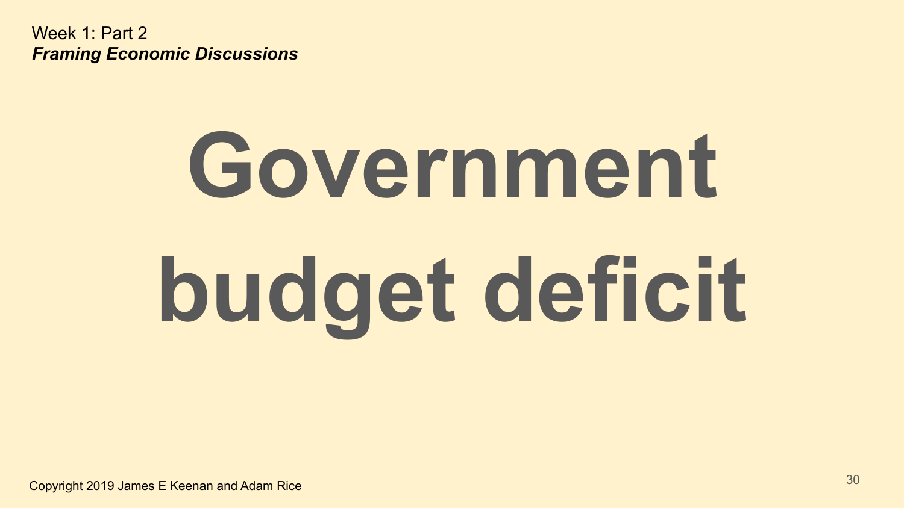# Government budget deficit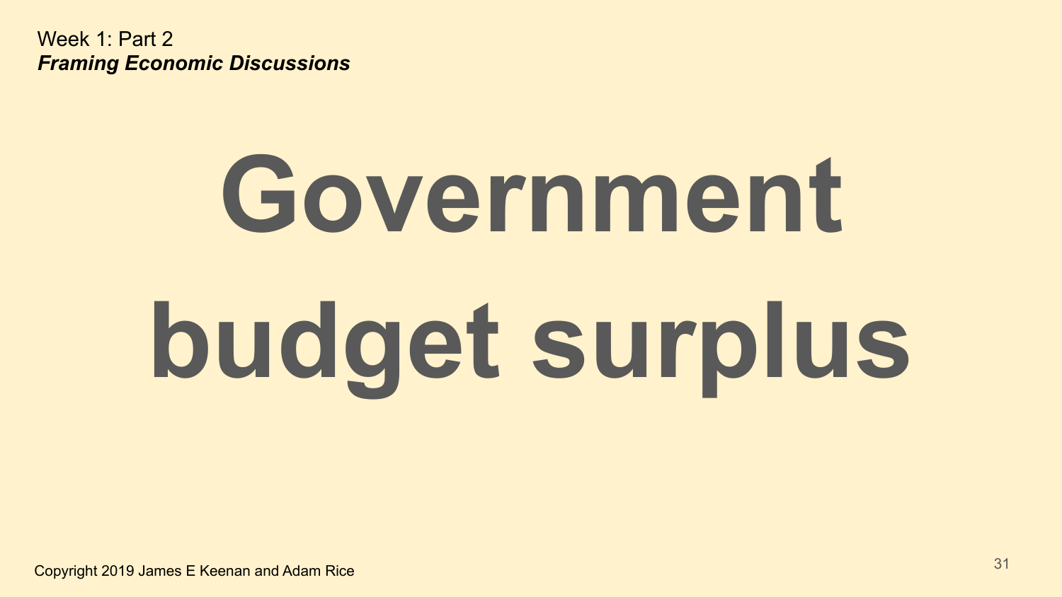Week 1: Part 2

***Framing Economic Discussions***

# Government budget surplus

Copyright 2019 James E Keenan and Adam Rice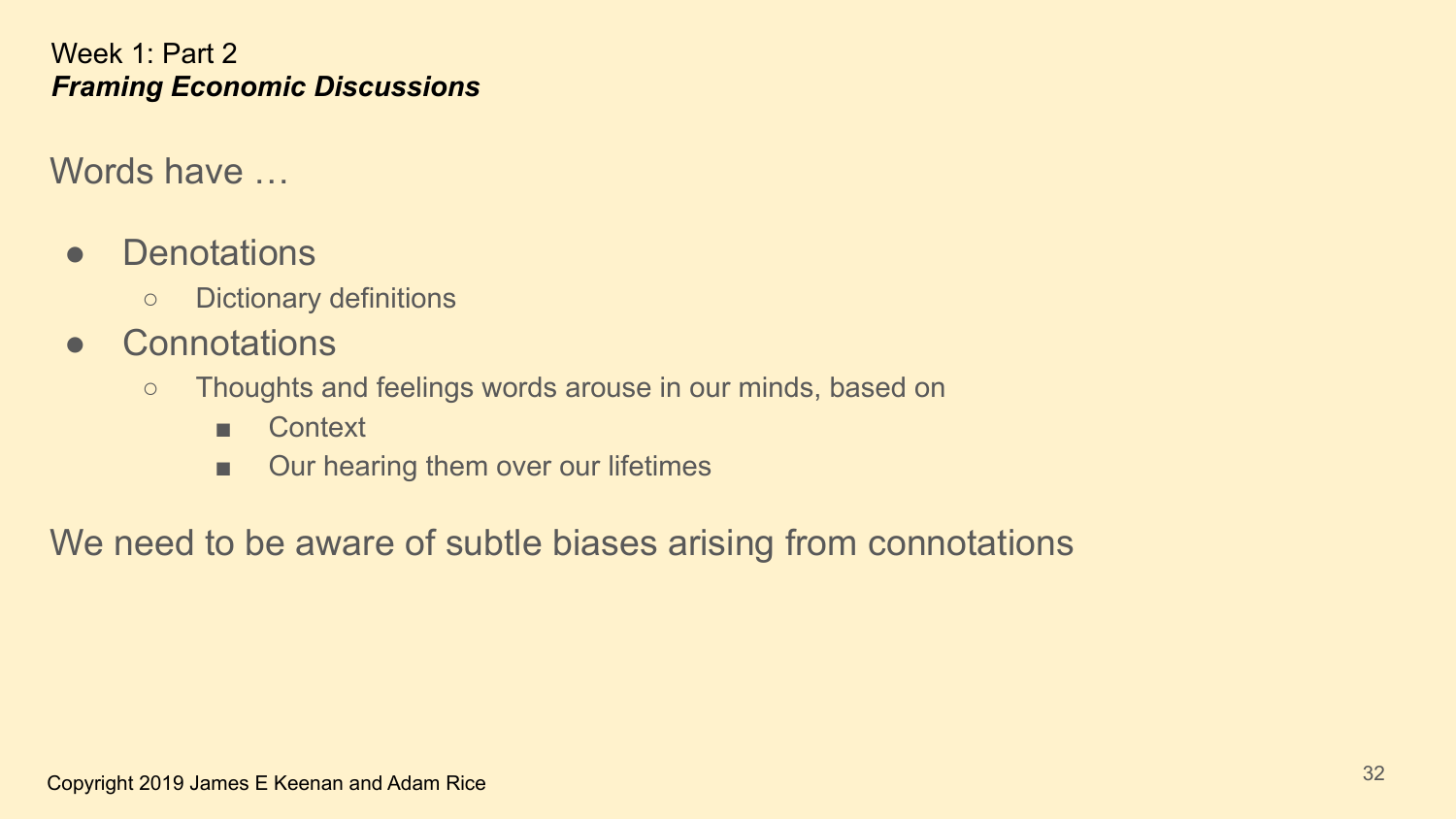Week 1: Part 2
***Framing Economic Discussions***

Words have …

- Denotations
  - Dictionary definitions
- Connotations
  - Thoughts and feelings words arouse in our minds, based on
    - Context
    - Our hearing them over our lifetimes

We need to be aware of subtle biases arising from connotations

Copyright 2019 James E Keenan and Adam Rice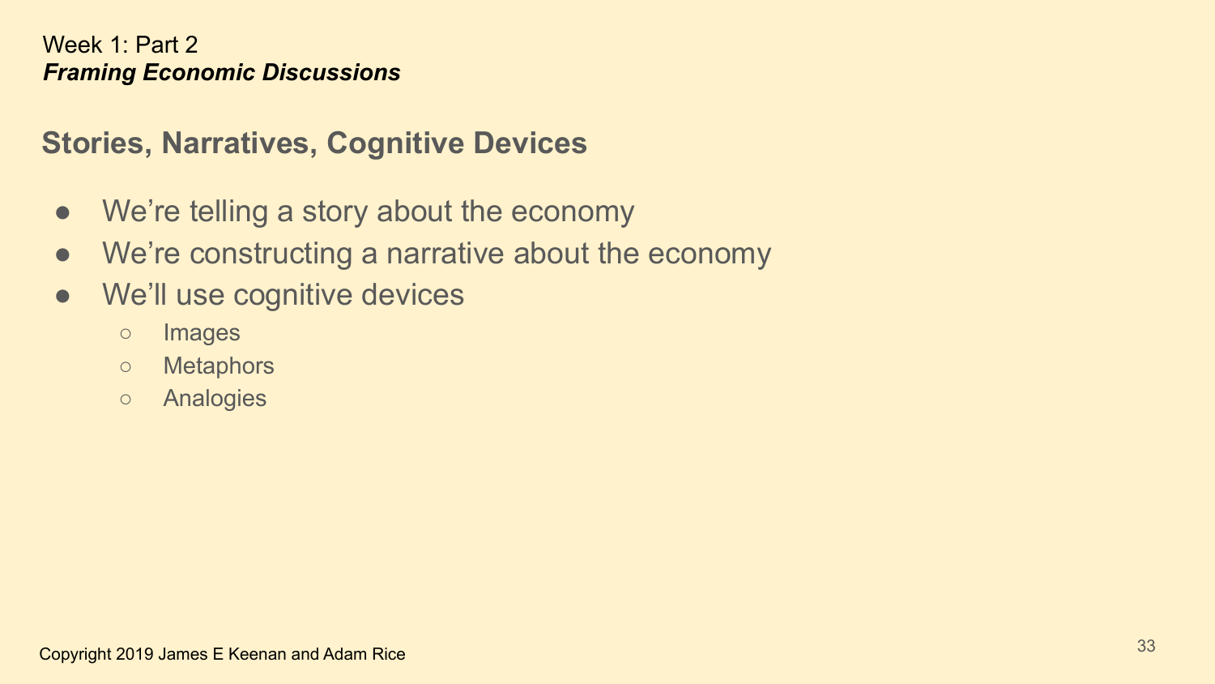## Stories, Narratives, Cognitive Devices

- We're telling a story about the economy
- We're constructing a narrative about the economy
- We'll use cognitive devices
  - Images
  - Metaphors
  - Analogies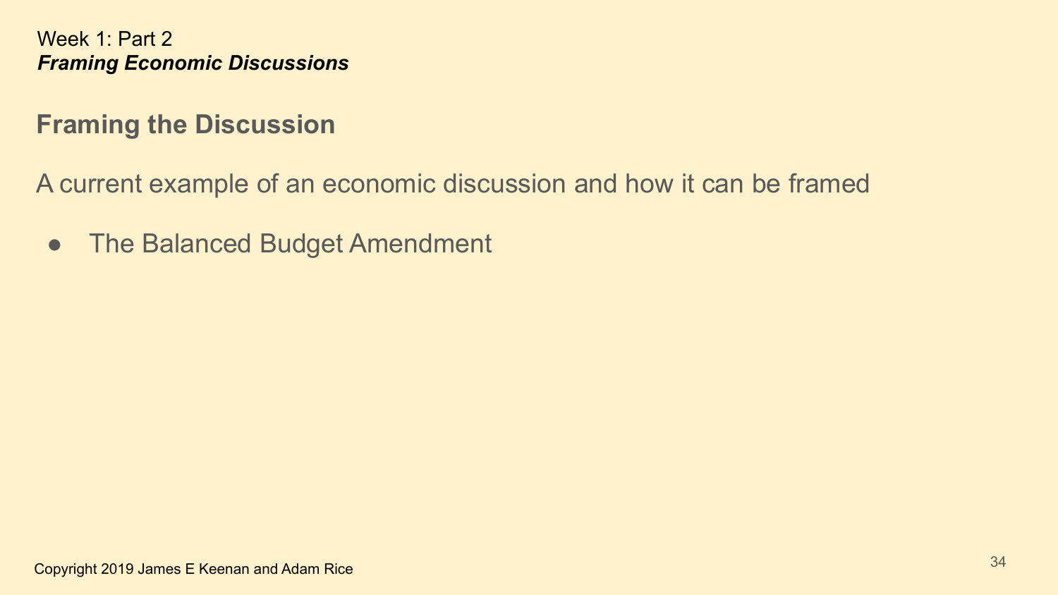Week 1: Part 2
***Framing Economic Discussions***

## Framing the Discussion

A current example of an economic discussion and how it can be framed

- The Balanced Budget Amendment

Copyright 2019 James E Keenan and Adam Rice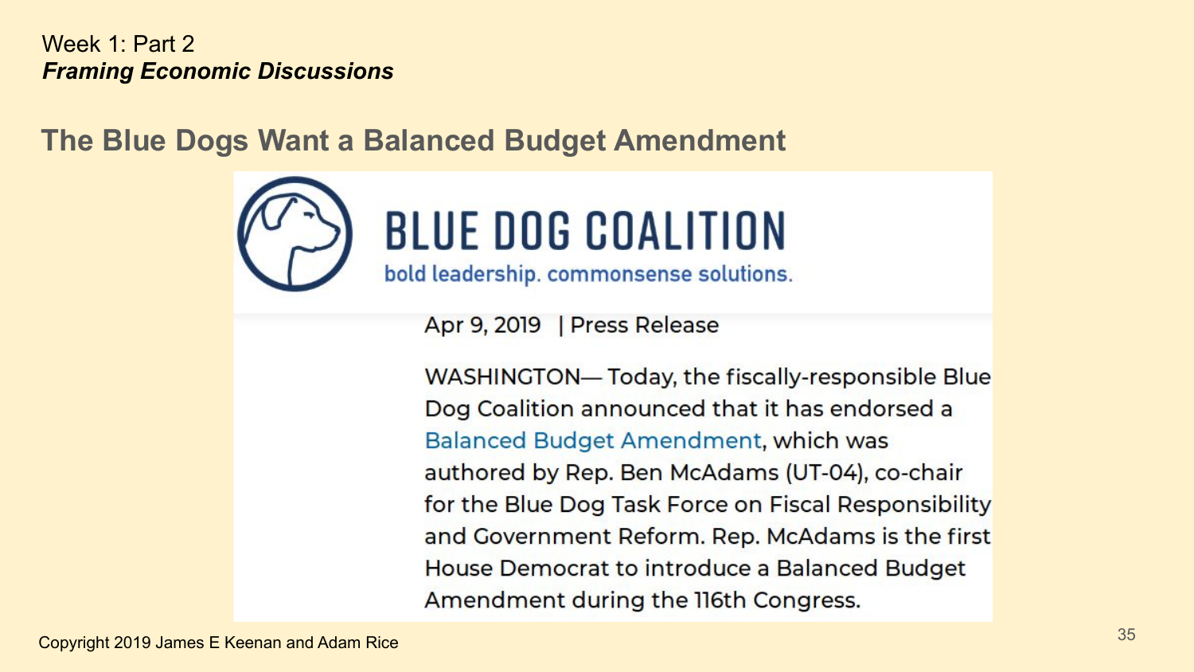Week 1: Part 2

***Framing Economic Discussions***

## The Blue Dogs Want a Balanced Budget Amendment

**BLUE DOG COALITION**

bold leadership. commonsense solutions.

Apr 9, 2019 | Press Release

WASHINGTON— Today, the fiscally-responsible Blue Dog Coalition announced that it has endorsed a Balanced Budget Amendment, which was authored by Rep. Ben McAdams (UT-04), co-chair for the Blue Dog Task Force on Fiscal Responsibility and Government Reform. Rep. McAdams is the first House Democrat to introduce a Balanced Budget Amendment during the 116th Congress.

Copyright 2019 James E Keenan and Adam Rice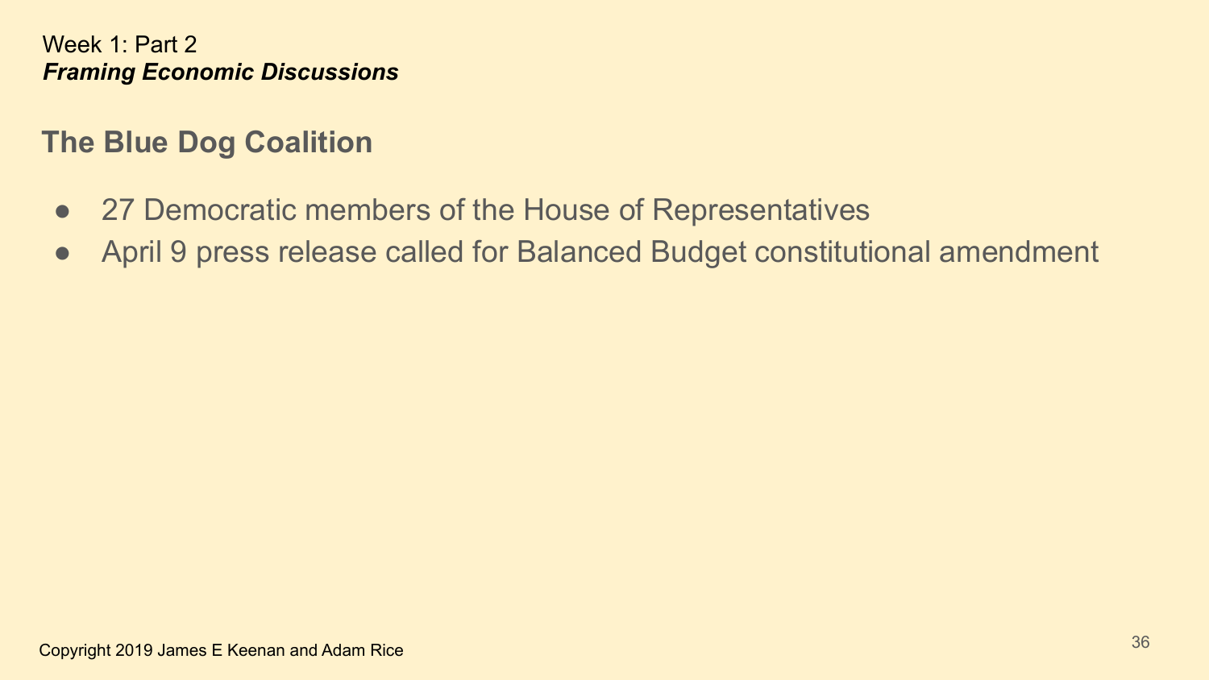Week 1: Part 2
***Framing Economic Discussions***

## The Blue Dog Coalition

- 27 Democratic members of the House of Representatives
- April 9 press release called for Balanced Budget constitutional amendment

Copyright 2019 James E Keenan and Adam Rice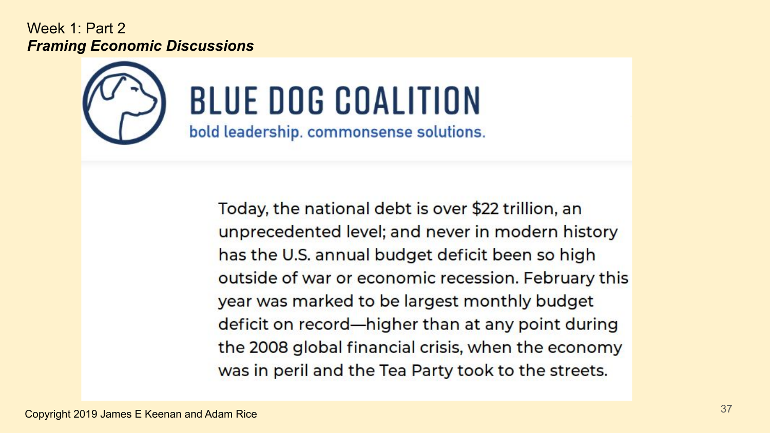Week 1: Part 2

***Framing Economic Discussions***

# BLUE DOG COALITION

bold leadership. commonsense solutions.

Today, the national debt is over $22 trillion, an unprecedented level; and never in modern history has the U.S. annual budget deficit been so high outside of war or economic recession. February this year was marked to be largest monthly budget deficit on record—higher than at any point during the 2008 global financial crisis, when the economy was in peril and the Tea Party took to the streets.

Copyright 2019 James E Keenan and Adam Rice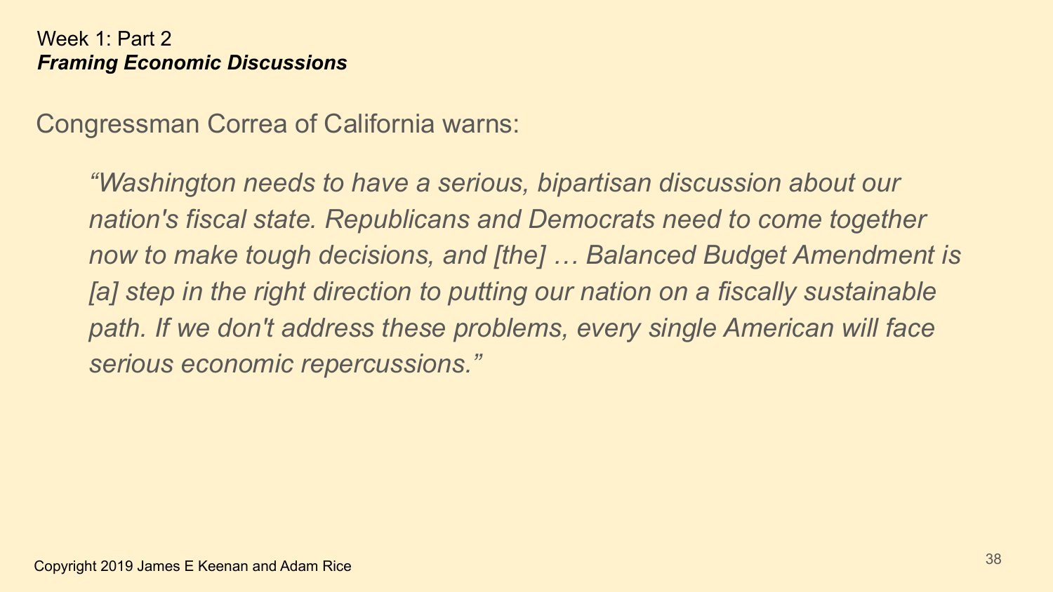Week 1: Part 2

***Framing Economic Discussions***

Congressman Correa of California warns:

> *"Washington needs to have a serious, bipartisan discussion about our nation's fiscal state. Republicans and Democrats need to come together now to make tough decisions, and [the] … Balanced Budget Amendment is [a] step in the right direction to putting our nation on a fiscally sustainable path. If we don't address these problems, every single American will face serious economic repercussions."*

Copyright 2019 James E Keenan and Adam Rice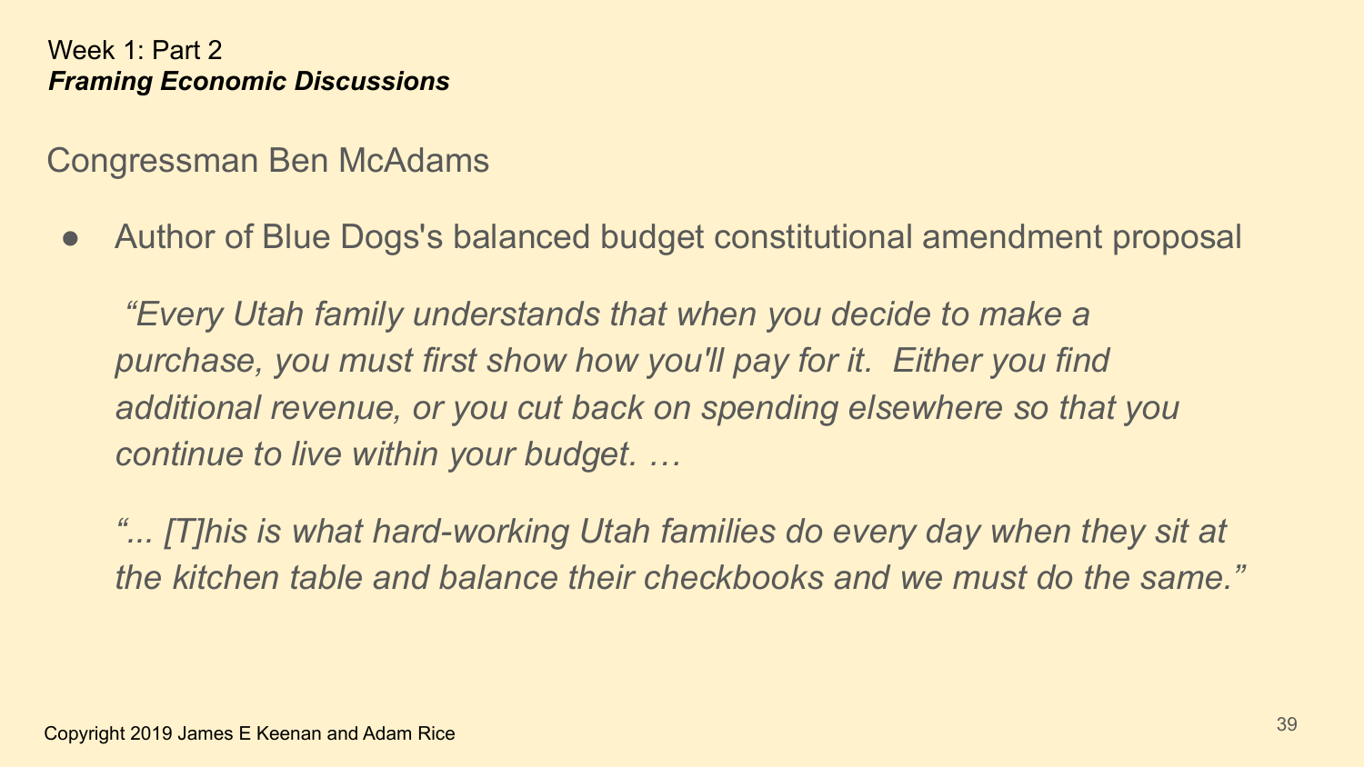Week 1: Part 2
***Framing Economic Discussions***

## Congressman Ben McAdams

- Author of Blue Dogs's balanced budget constitutional amendment proposal

*“Every Utah family understands that when you decide to make a purchase, you must first show how you'll pay for it. Either you find additional revenue, or you cut back on spending elsewhere so that you continue to live within your budget. …*

*“... [T]his is what hard-working Utah families do every day when they sit at the kitchen table and balance their checkbooks and we must do the same.”*

Copyright 2019 James E Keenan and Adam Rice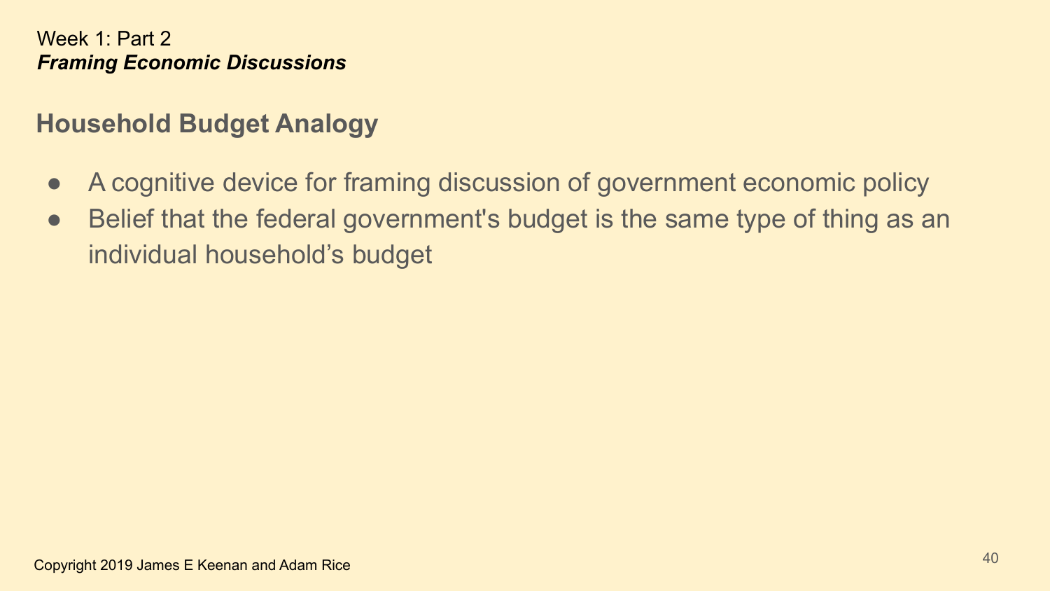Week 1: Part 2
***Framing Economic Discussions***

## Household Budget Analogy

- A cognitive device for framing discussion of government economic policy
- Belief that the federal government's budget is the same type of thing as an individual household’s budget

Copyright 2019 James E Keenan and Adam Rice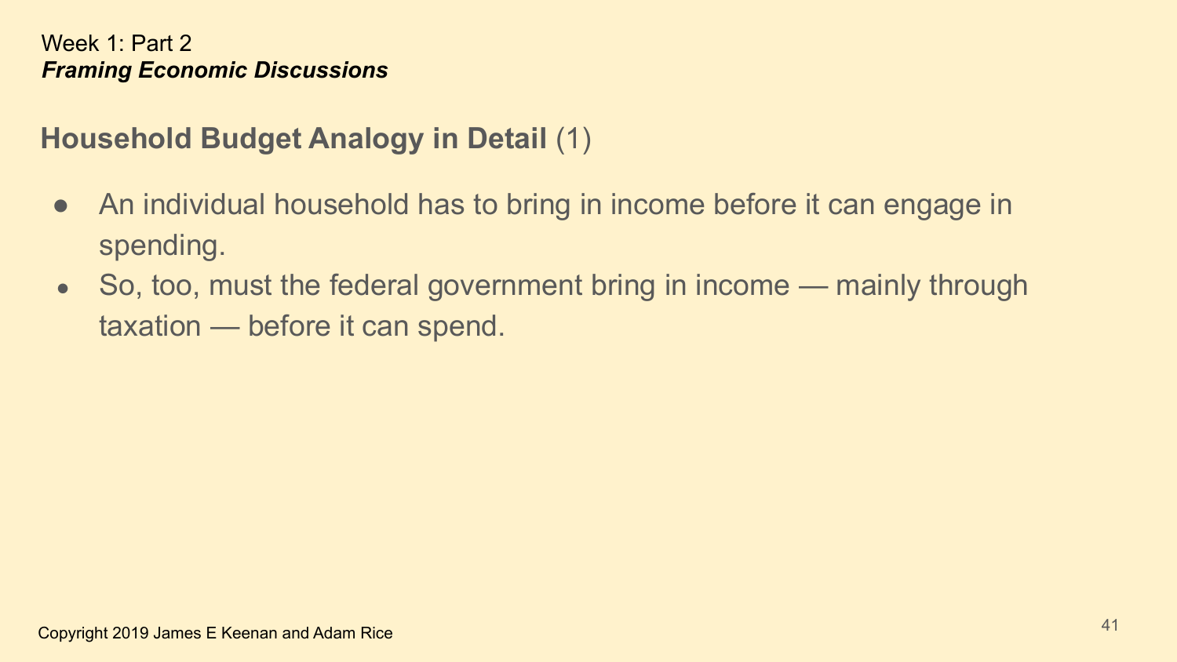Week 1: Part 2
***Framing Economic Discussions***

## **Household Budget Analogy in Detail** (1)

- An individual household has to bring in income before it can engage in spending.
- So, too, must the federal government bring in income — mainly through taxation — before it can spend.

Copyright 2019 James E Keenan and Adam Rice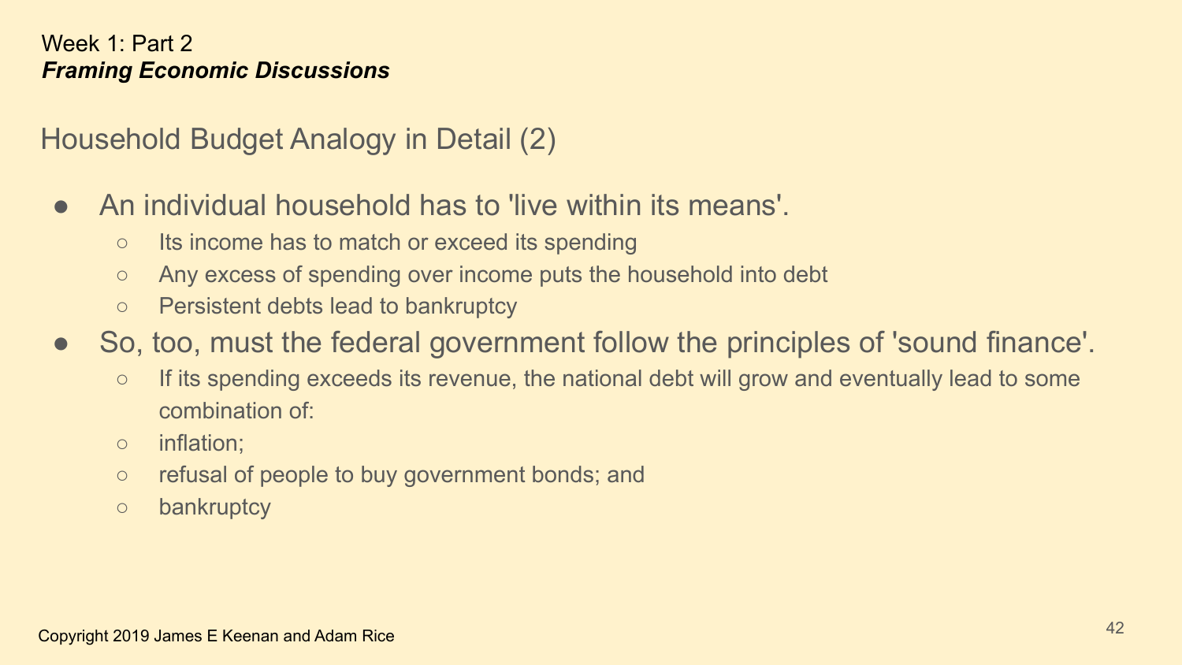Week 1: Part 2
***Framing Economic Discussions***

## Household Budget Analogy in Detail (2)

- An individual household has to 'live within its means'.
  - Its income has to match or exceed its spending
  - Any excess of spending over income puts the household into debt
  - Persistent debts lead to bankruptcy
- So, too, must the federal government follow the principles of 'sound finance'.
  - If its spending exceeds its revenue, the national debt will grow and eventually lead to some combination of:
  - inflation;
  - refusal of people to buy government bonds; and
  - bankruptcy

Copyright 2019 James E Keenan and Adam Rice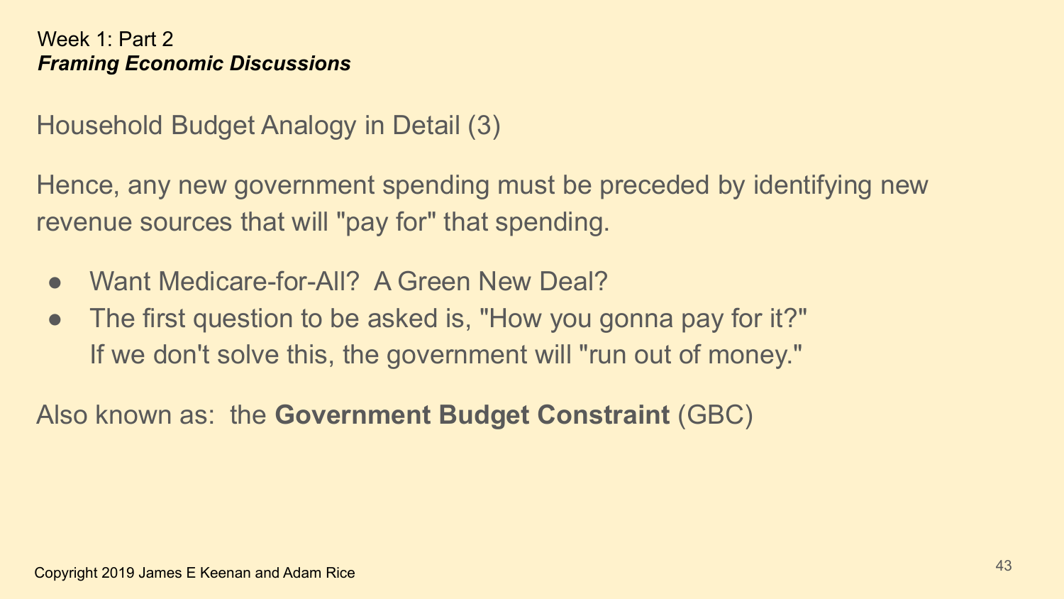Week 1: Part 2
***Framing Economic Discussions***

## Household Budget Analogy in Detail (3)

Hence, any new government spending must be preceded by identifying new revenue sources that will "pay for" that spending.

- Want Medicare-for-All? A Green New Deal?
- The first question to be asked is, "How you gonna pay for it?"
  If we don't solve this, the government will "run out of money."

Also known as: the **Government Budget Constraint** (GBC)

Copyright 2019 James E Keenan and Adam Rice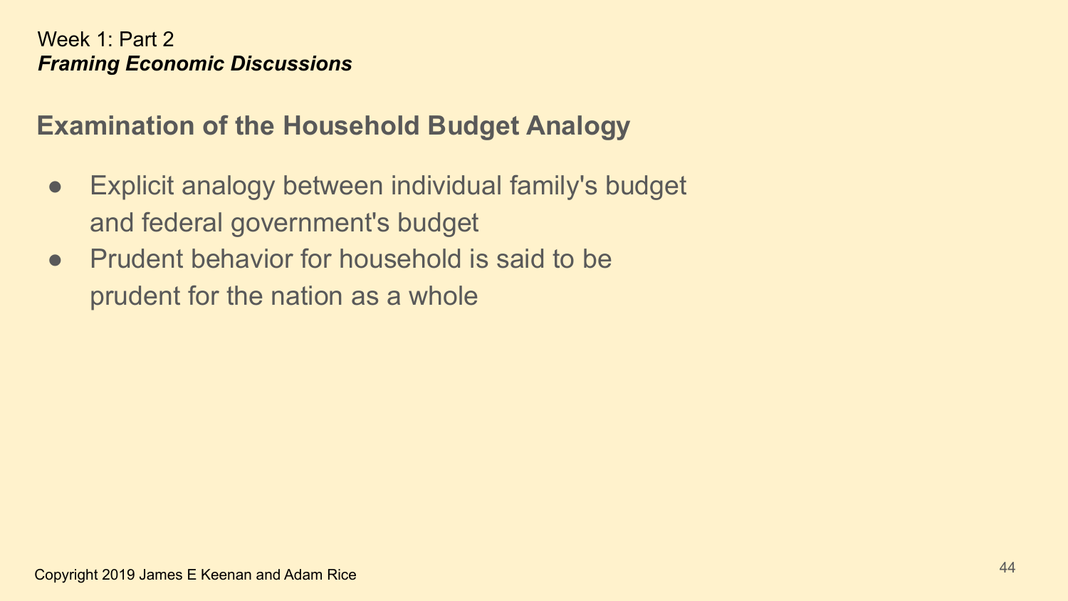Week 1: Part 2

***Framing Economic Discussions***

## Examination of the Household Budget Analogy

- Explicit analogy between individual family's budget and federal government's budget
- Prudent behavior for household is said to be prudent for the nation as a whole

Copyright 2019 James E Keenan and Adam Rice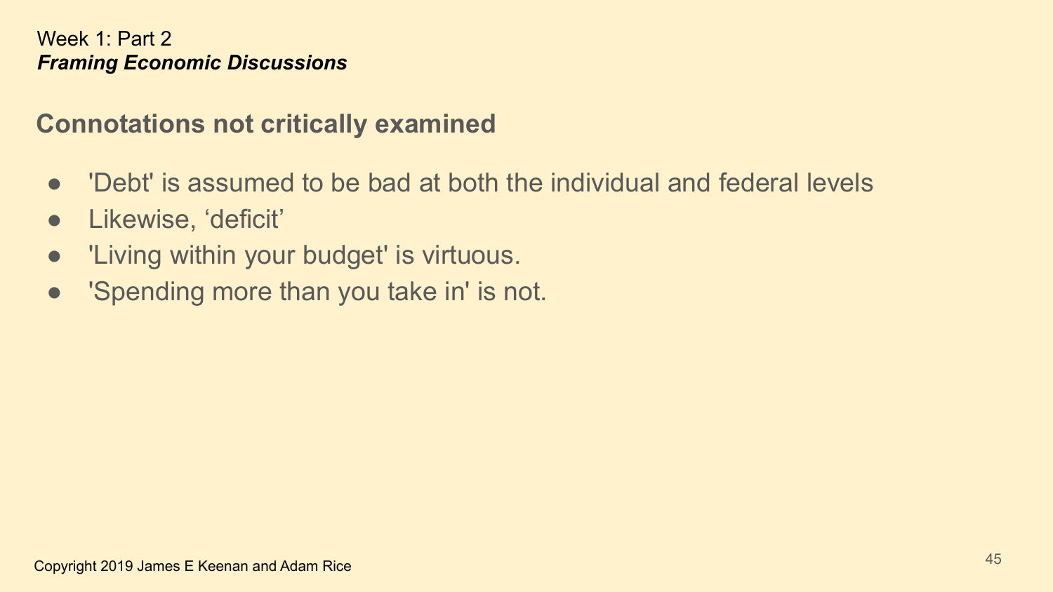Week 1: Part 2
***Framing Economic Discussions***

## Connotations not critically examined

- 'Debt' is assumed to be bad at both the individual and federal levels
- Likewise, ‘deficit’
- 'Living within your budget' is virtuous.
- 'Spending more than you take in' is not.

Copyright 2019 James E Keenan and Adam Rice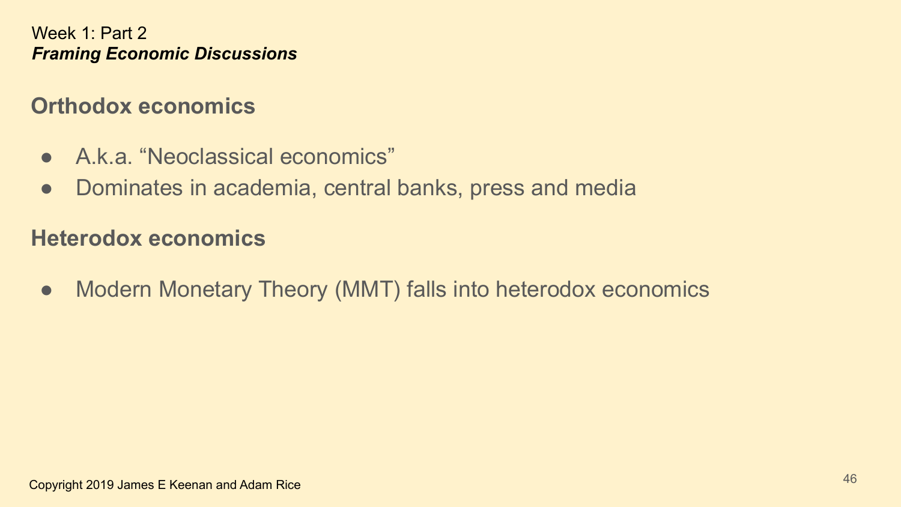Week 1: Part 2

***Framing Economic Discussions***

## Orthodox economics

- A.k.a. “Neoclassical economics”
- Dominates in academia, central banks, press and media

## Heterodox economics

- Modern Monetary Theory (MMT) falls into heterodox economics

Copyright 2019 James E Keenan and Adam Rice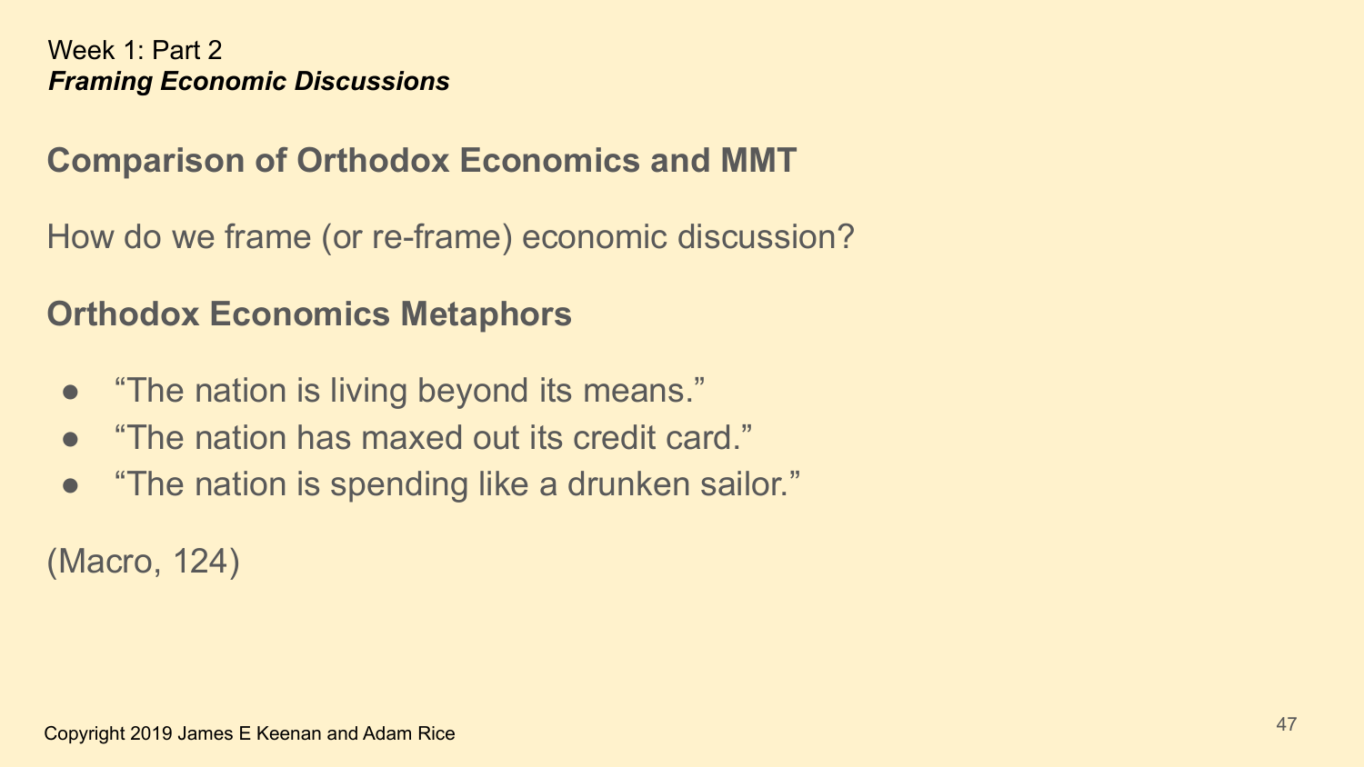Week 1: Part 2
***Framing Economic Discussions***

## Comparison of Orthodox Economics and MMT

How do we frame (or re-frame) economic discussion?

## Orthodox Economics Metaphors

- “The nation is living beyond its means.”
- “The nation has maxed out its credit card.”
- “The nation is spending like a drunken sailor.”

(Macro, 124)

Copyright 2019 James E Keenan and Adam Rice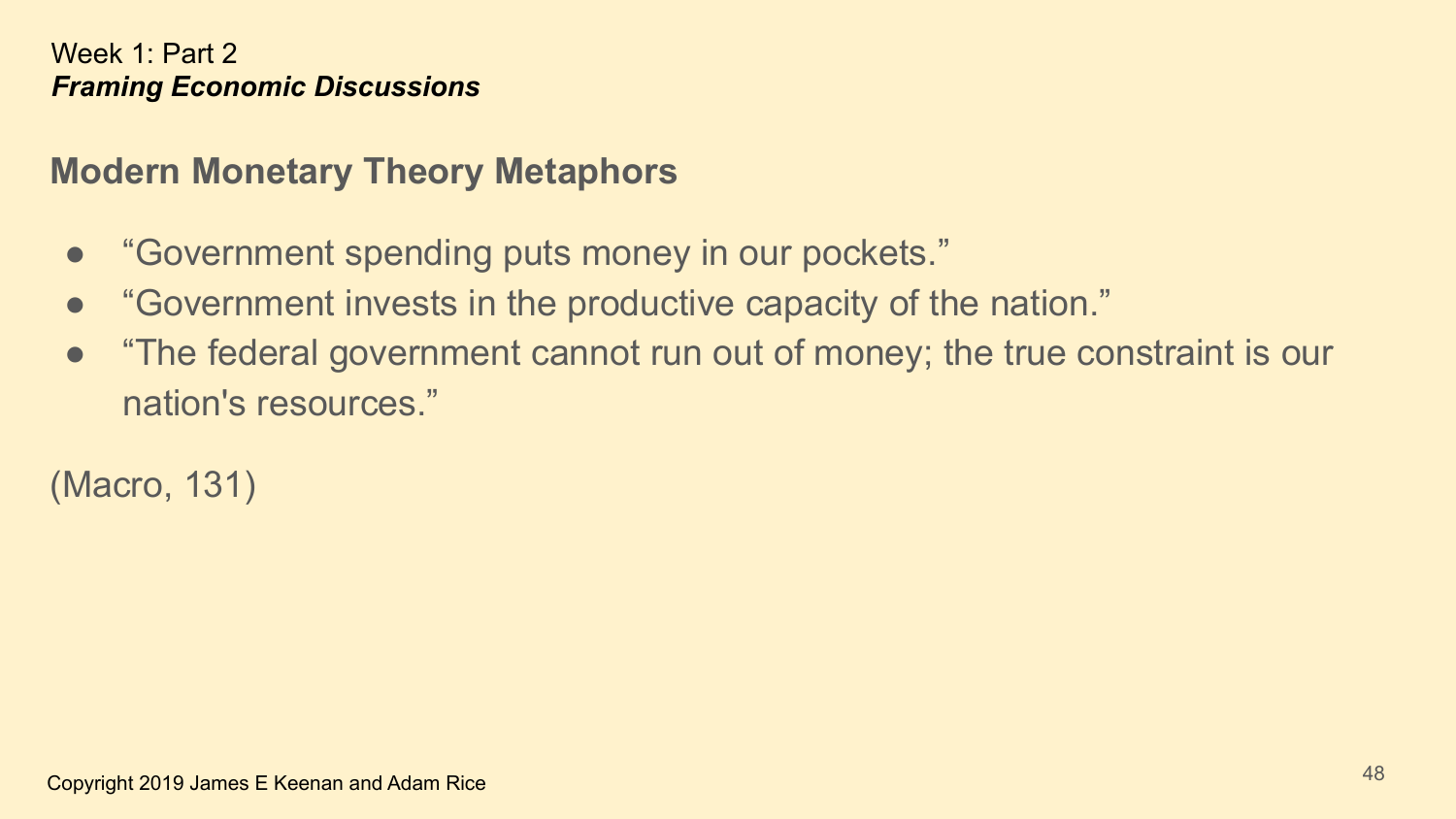Week 1: Part 2

***Framing Economic Discussions***

## Modern Monetary Theory Metaphors

- "Government spending puts money in our pockets."
- "Government invests in the productive capacity of the nation."
- "The federal government cannot run out of money; the true constraint is our nation's resources."

(Macro, 131)

Copyright 2019 James E Keenan and Adam Rice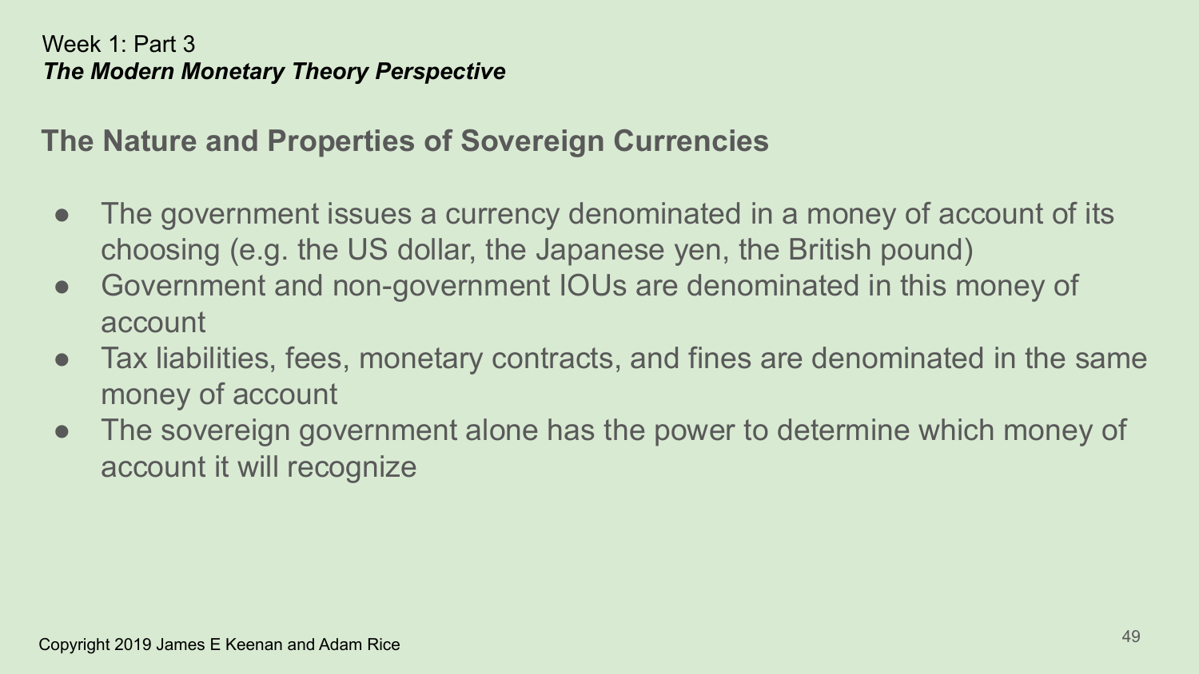Week 1: Part 3
*The Modern Monetary Theory Perspective*

## The Nature and Properties of Sovereign Currencies

- The government issues a currency denominated in a money of account of its choosing (e.g. the US dollar, the Japanese yen, the British pound)
- Government and non-government IOUs are denominated in this money of account
- Tax liabilities, fees, monetary contracts, and fines are denominated in the same money of account
- The sovereign government alone has the power to determine which money of account it will recognize

Copyright 2019 James E Keenan and Adam Rice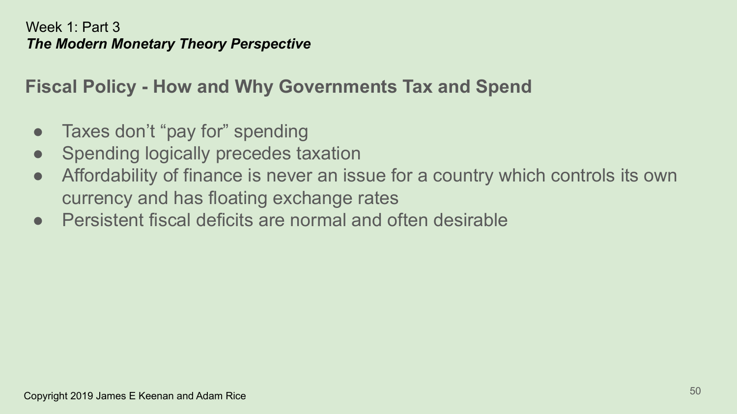Week 1: Part 3
***The Modern Monetary Theory Perspective***

## Fiscal Policy - How and Why Governments Tax and Spend

- Taxes don't "pay for" spending
- Spending logically precedes taxation
- Affordability of finance is never an issue for a country which controls its own currency and has floating exchange rates
- Persistent fiscal deficits are normal and often desirable

Copyright 2019 James E Keenan and Adam Rice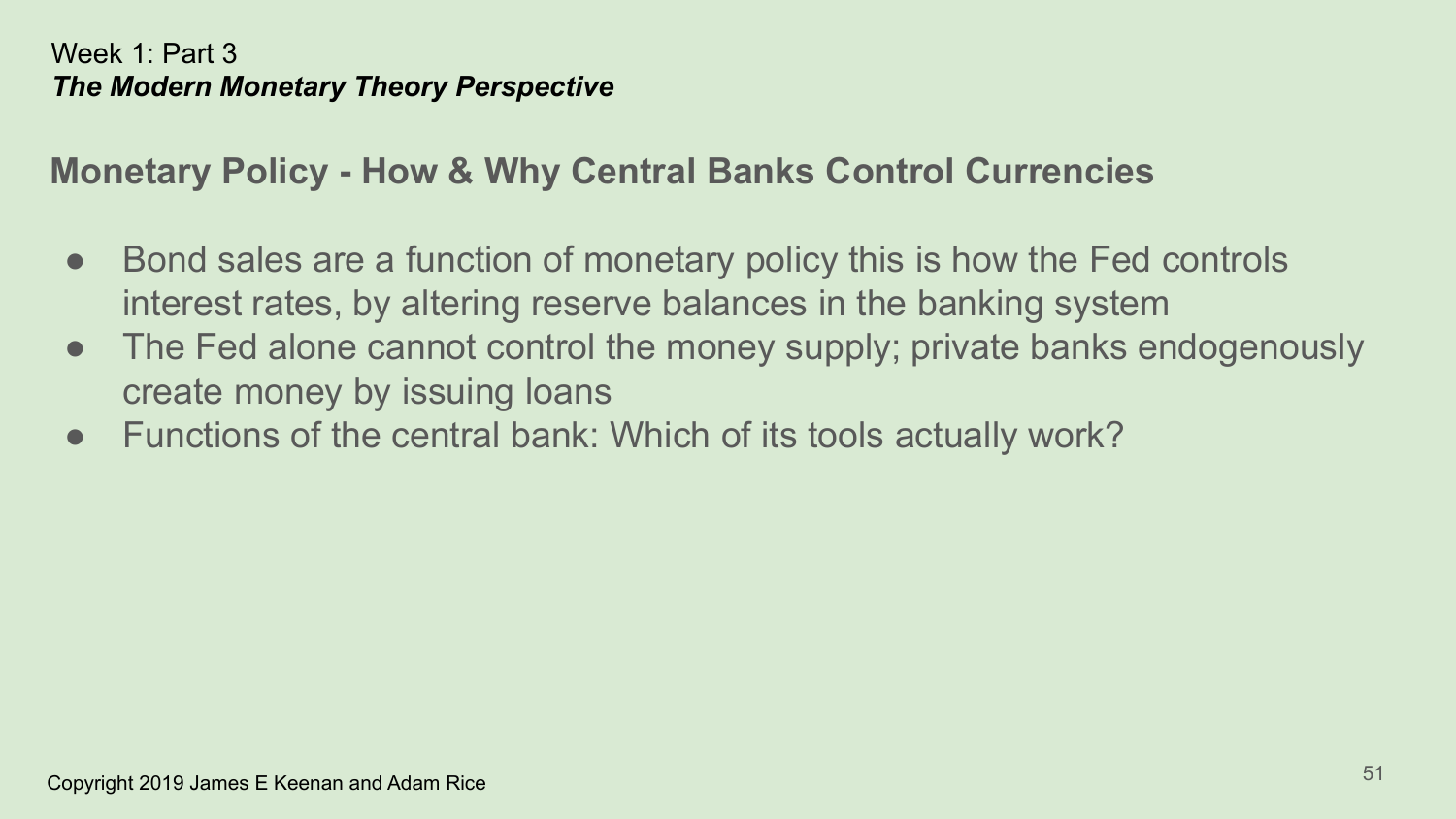Week 1: Part 3

***The Modern Monetary Theory Perspective***

## Monetary Policy - How & Why Central Banks Control Currencies

- Bond sales are a function of monetary policy this is how the Fed controls interest rates, by altering reserve balances in the banking system
- The Fed alone cannot control the money supply; private banks endogenously create money by issuing loans
- Functions of the central bank: Which of its tools actually work?

Copyright 2019 James E Keenan and Adam Rice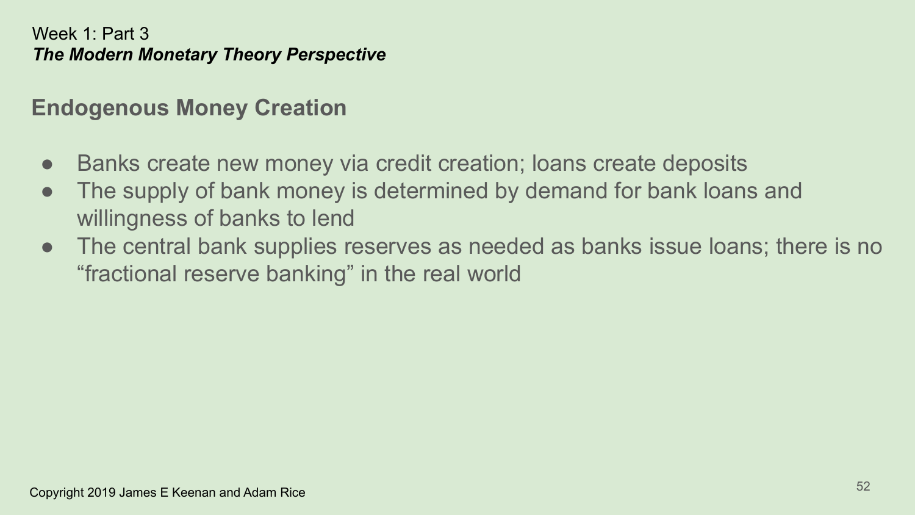Week 1: Part 3

***The Modern Monetary Theory Perspective***

## Endogenous Money Creation

- Banks create new money via credit creation; loans create deposits
- The supply of bank money is determined by demand for bank loans and willingness of banks to lend
- The central bank supplies reserves as needed as banks issue loans; there is no “fractional reserve banking” in the real world

Copyright 2019 James E Keenan and Adam Rice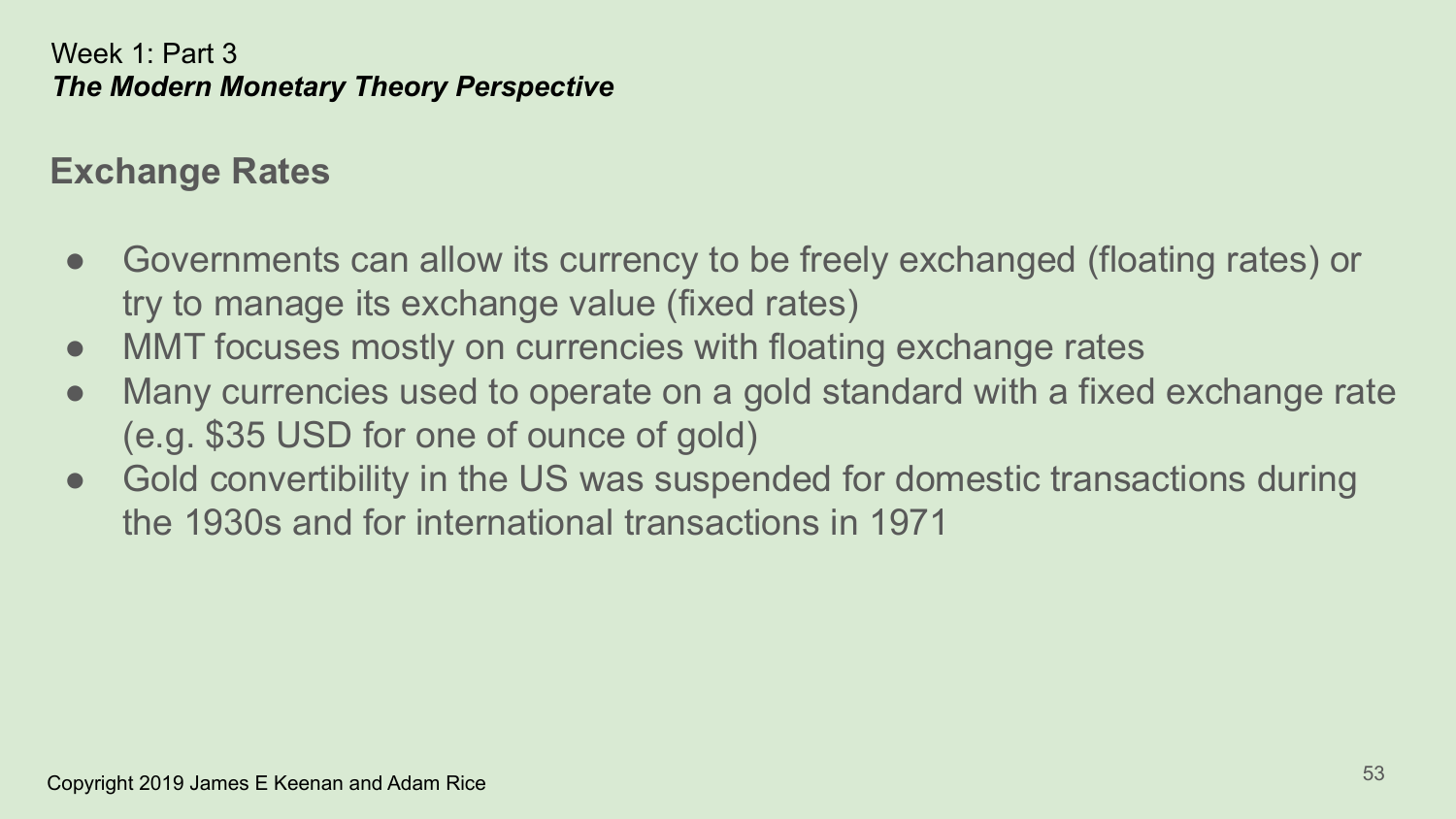Week 1: Part 3

***The Modern Monetary Theory Perspective***

## Exchange Rates

- Governments can allow its currency to be freely exchanged (floating rates) or try to manage its exchange value (fixed rates)
- MMT focuses mostly on currencies with floating exchange rates
- Many currencies used to operate on a gold standard with a fixed exchange rate (e.g. $35 USD for one of ounce of gold)
- Gold convertibility in the US was suspended for domestic transactions during the 1930s and for international transactions in 1971

Copyright 2019 James E Keenan and Adam Rice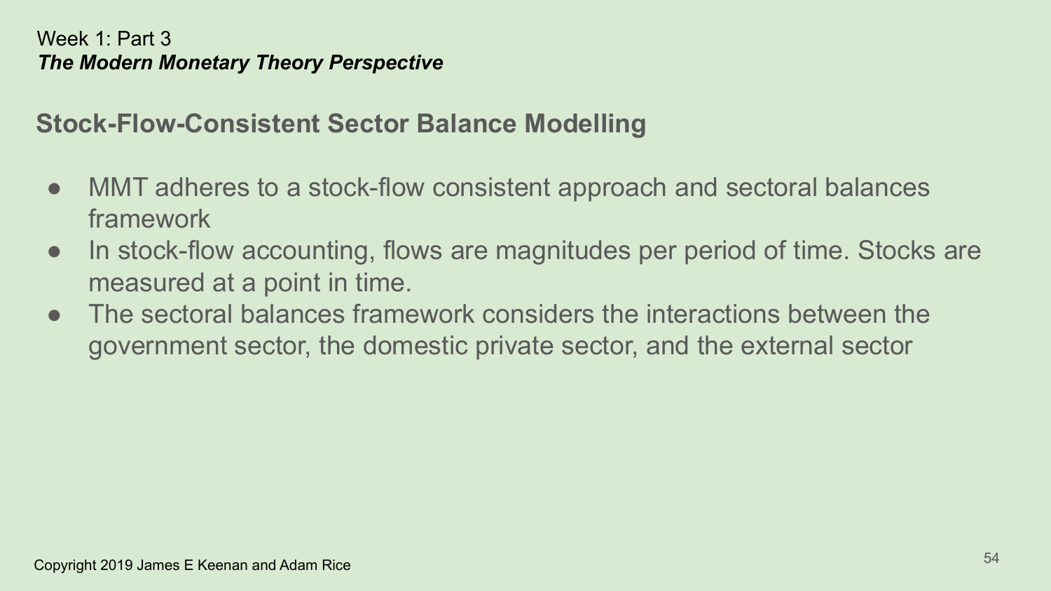Week 1: Part 3

***The Modern Monetary Theory Perspective***

## Stock-Flow-Consistent Sector Balance Modelling

- MMT adheres to a stock-flow consistent approach and sectoral balances framework
- In stock-flow accounting, flows are magnitudes per period of time. Stocks are measured at a point in time.
- The sectoral balances framework considers the interactions between the government sector, the domestic private sector, and the external sector

Copyright 2019 James E Keenan and Adam Rice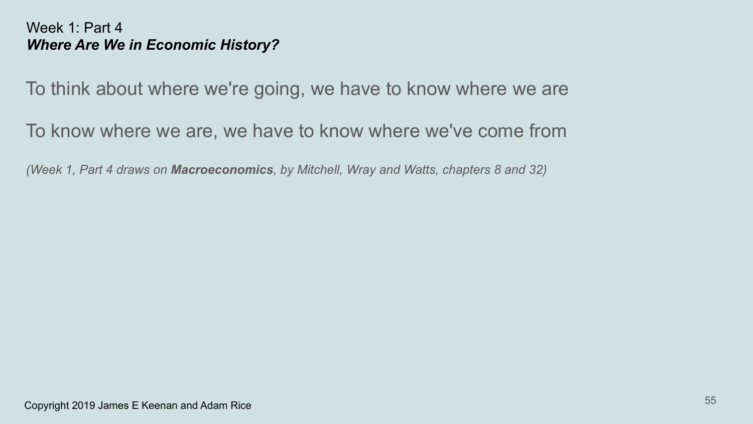Week 1: Part 4

## *Where Are We in Economic History?*

To think about where we're going, we have to know where we are

To know where we are, we have to know where we've come from

*(Week 1, Part 4 draws on **Macroeconomics**, by Mitchell, Wray and Watts, chapters 8 and 32)*

Copyright 2019 James E Keenan and Adam Rice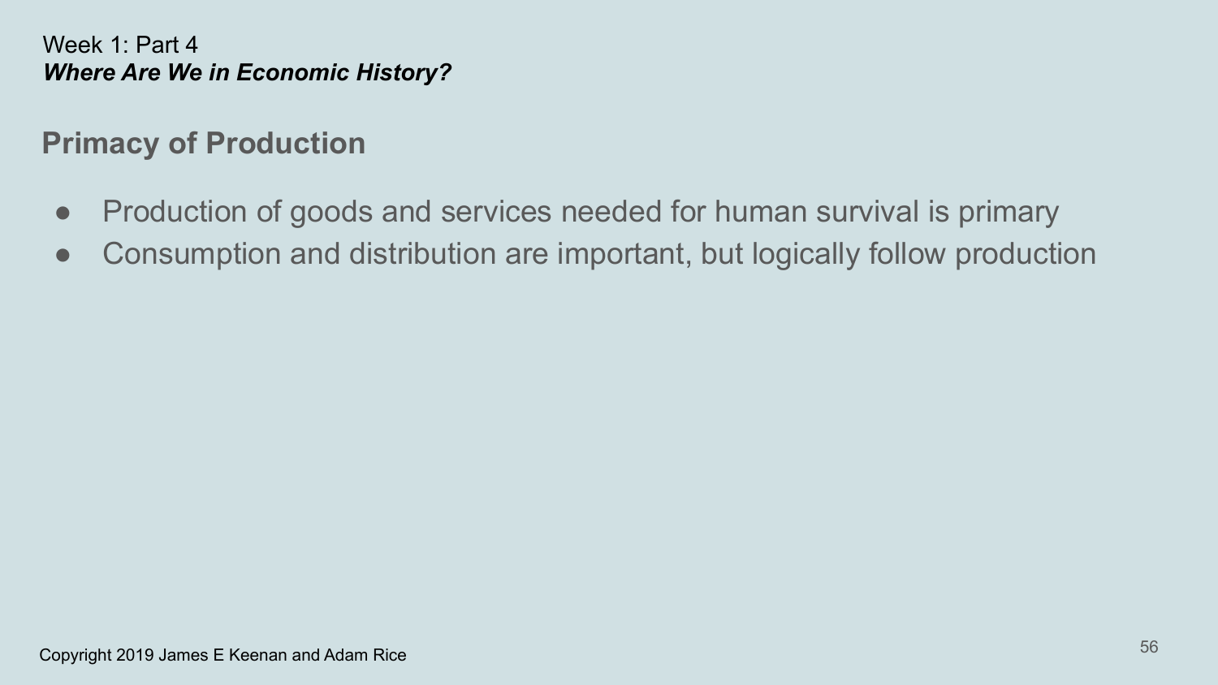Week 1: Part 4
***Where Are We in Economic History?***

## Primacy of Production

- Production of goods and services needed for human survival is primary
- Consumption and distribution are important, but logically follow production

Copyright 2019 James E Keenan and Adam Rice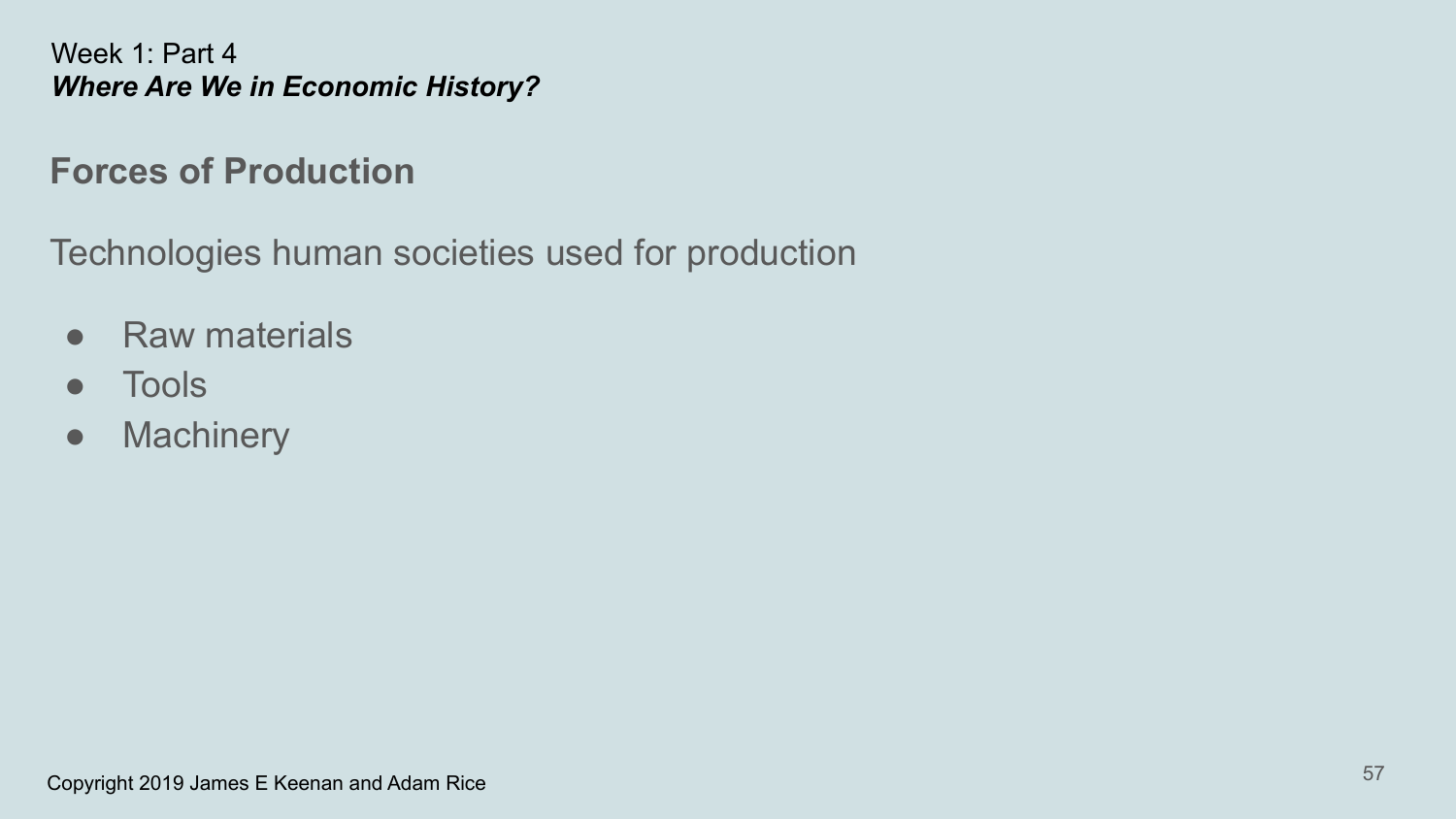Week 1: Part 4

***Where Are We in Economic History?***

## Forces of Production

Technologies human societies used for production

- Raw materials
- Tools
- Machinery

Copyright 2019 James E Keenan and Adam Rice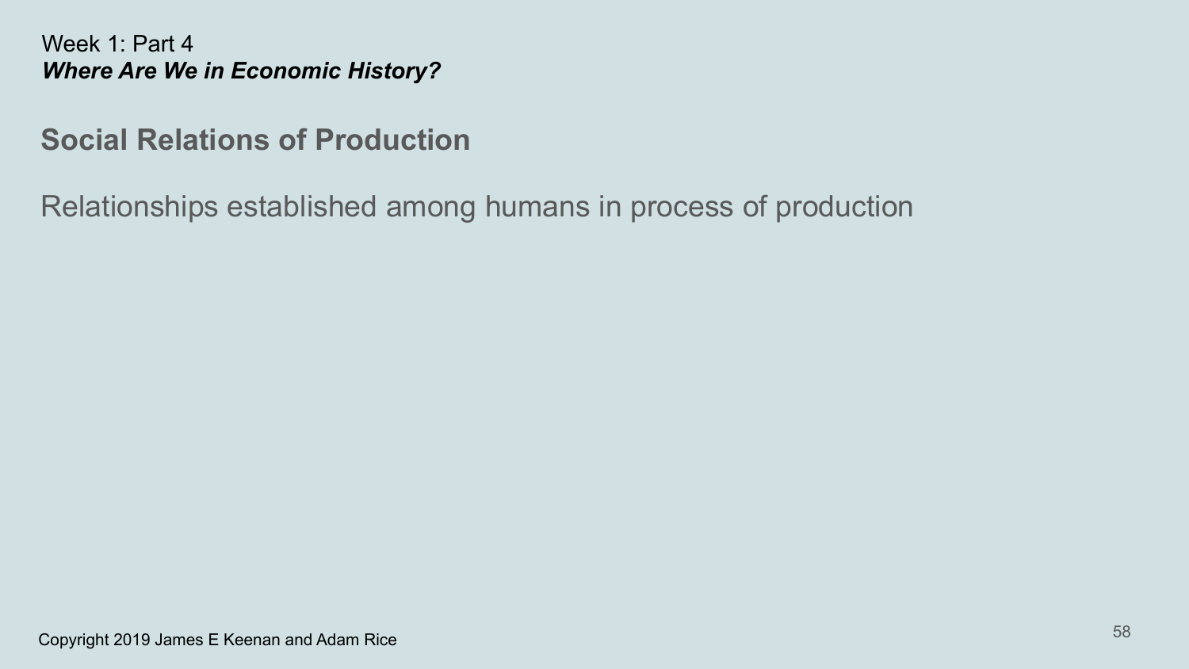Week 1: Part 4
***Where Are We in Economic History?***

## Social Relations of Production

Relationships established among humans in process of production

Copyright 2019 James E Keenan and Adam Rice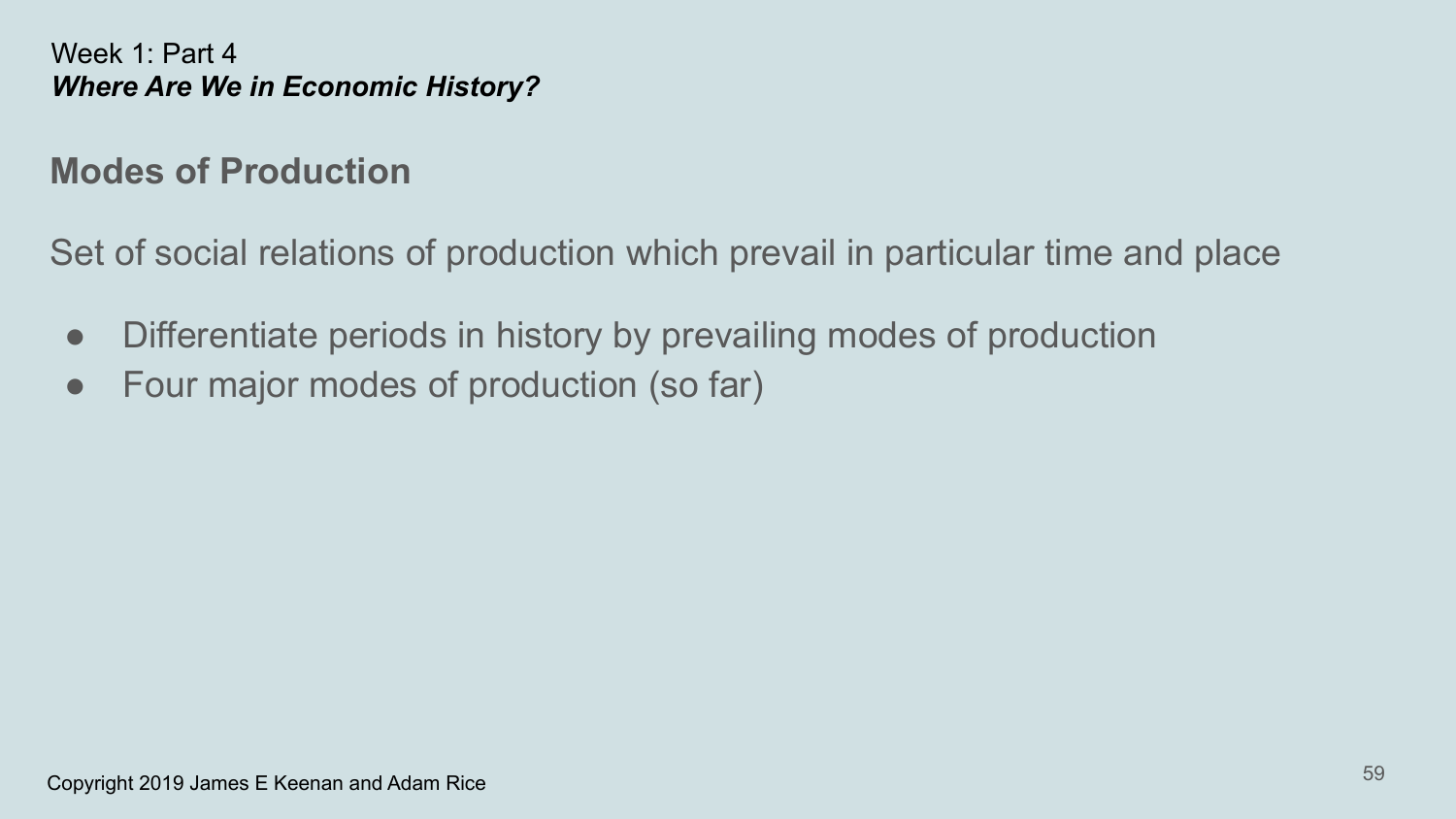Week 1: Part 4
***Where Are We in Economic History?***

## Modes of Production

Set of social relations of production which prevail in particular time and place

- Differentiate periods in history by prevailing modes of production
- Four major modes of production (so far)

Copyright 2019 James E Keenan and Adam Rice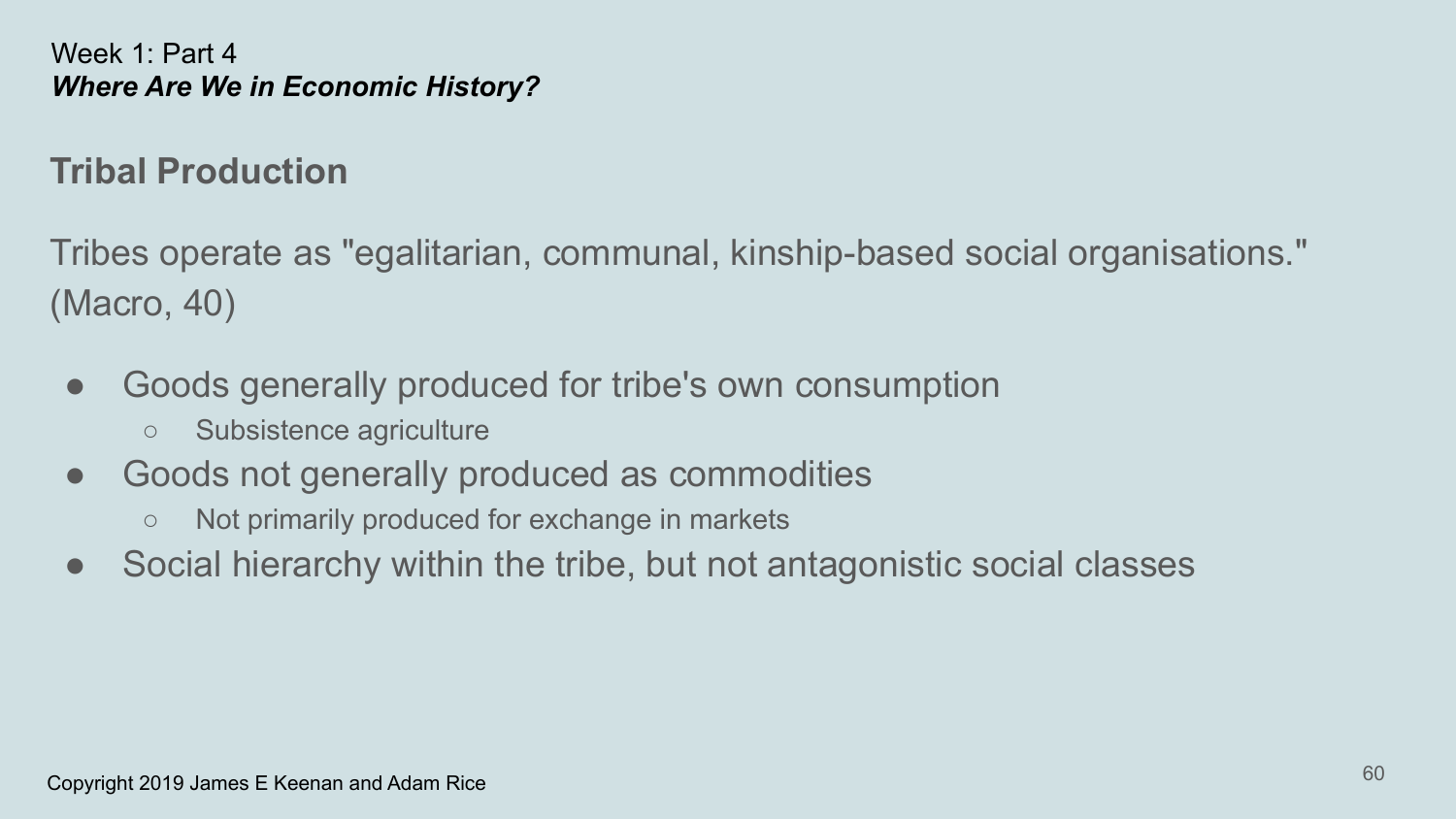Week 1: Part 4
***Where Are We in Economic History?***

## Tribal Production

Tribes operate as "egalitarian, communal, kinship-based social organisations." (Macro, 40)

- Goods generally produced for tribe's own consumption
  - Subsistence agriculture
- Goods not generally produced as commodities
  - Not primarily produced for exchange in markets
- Social hierarchy within the tribe, but not antagonistic social classes

Copyright 2019 James E Keenan and Adam Rice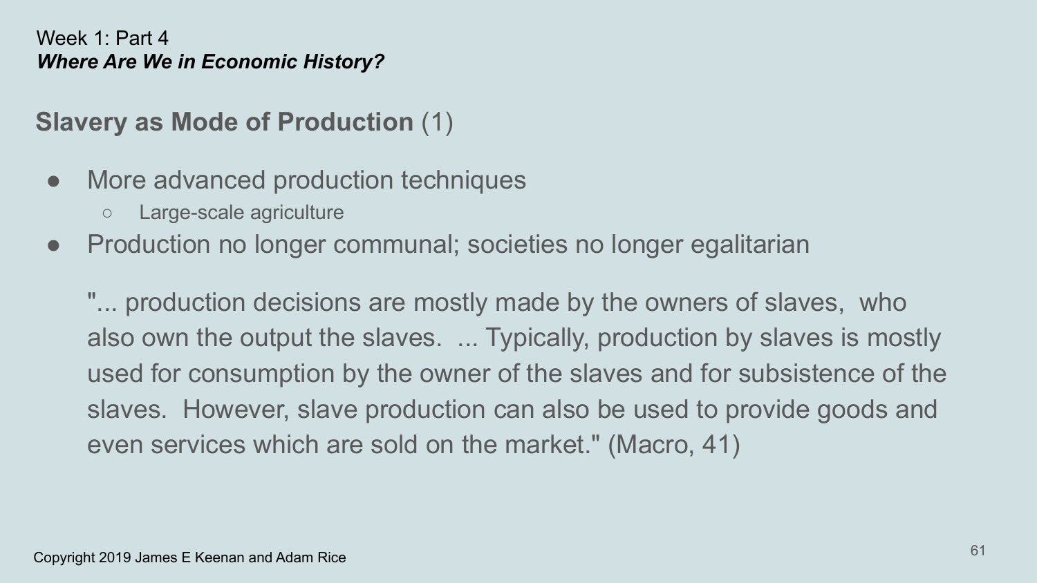Week 1: Part 4
***Where Are We in Economic History?***

## **Slavery as Mode of Production** (1)

- More advanced production techniques
  - Large-scale agriculture
- Production no longer communal; societies no longer egalitarian

"... production decisions are mostly made by the owners of slaves, who also own the output the slaves. ... Typically, production by slaves is mostly used for consumption by the owner of the slaves and for subsistence of the slaves. However, slave production can also be used to provide goods and even services which are sold on the market." (Macro, 41)

Copyright 2019 James E Keenan and Adam Rice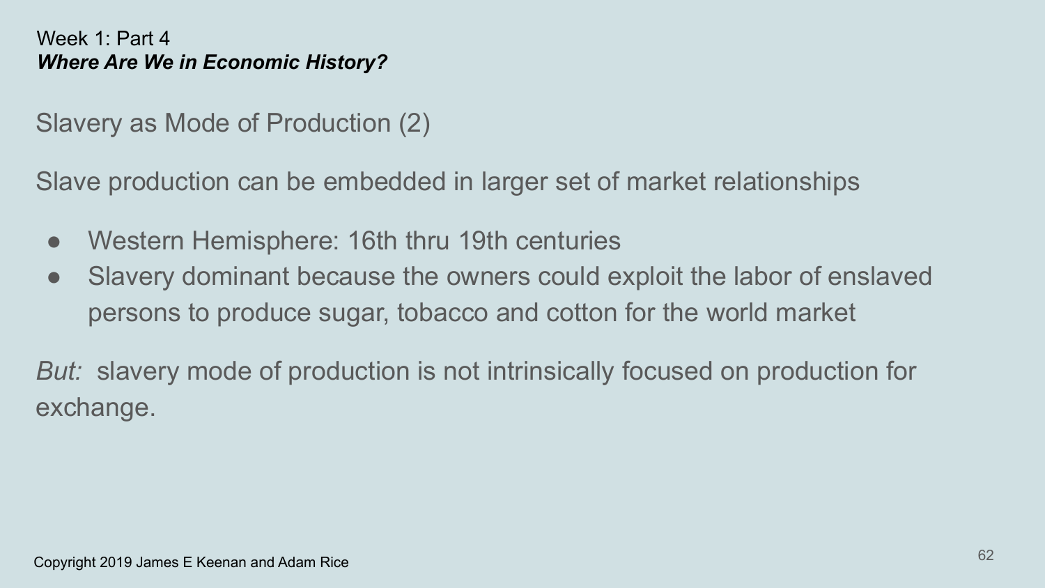Week 1: Part 4
***Where Are We in Economic History?***

## Slavery as Mode of Production (2)

Slave production can be embedded in larger set of market relationships

- Western Hemisphere: 16th thru 19th centuries
- Slavery dominant because the owners could exploit the labor of enslaved persons to produce sugar, tobacco and cotton for the world market

*But:* slavery mode of production is not intrinsically focused on production for exchange.

Copyright 2019 James E Keenan and Adam Rice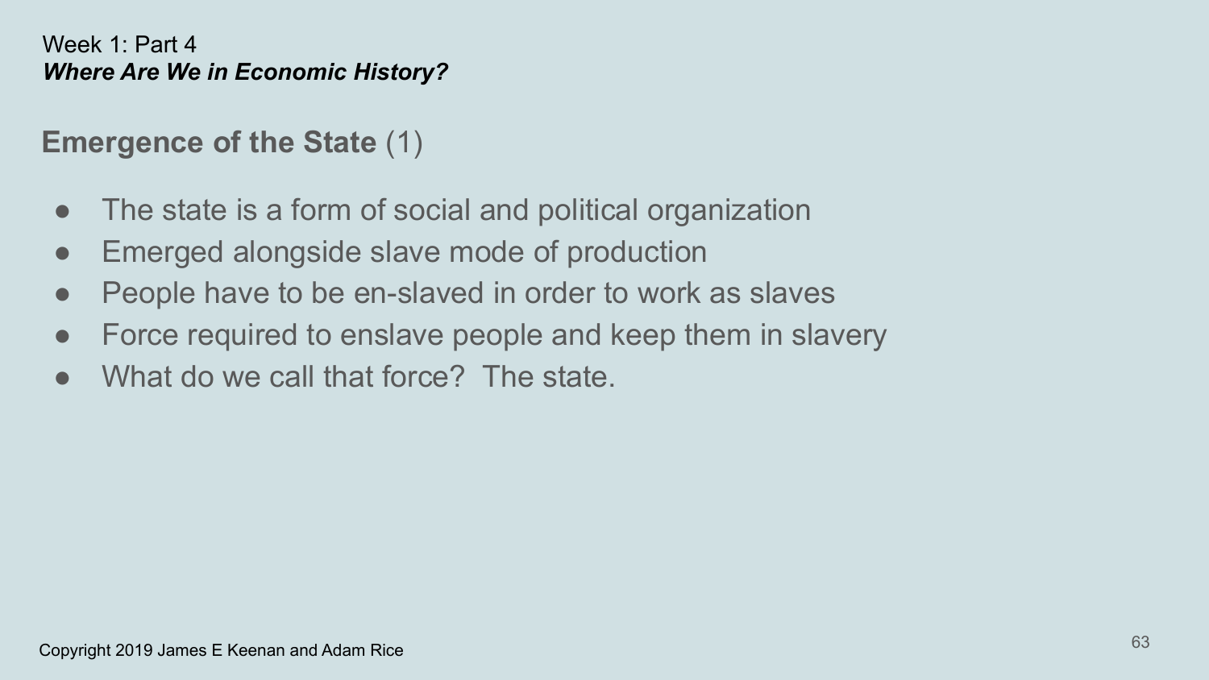Week 1: Part 4

***Where Are We in Economic History?***

## **Emergence of the State** (1)

- The state is a form of social and political organization
- Emerged alongside slave mode of production
- People have to be en-slaved in order to work as slaves
- Force required to enslave people and keep them in slavery
- What do we call that force? The state.

Copyright 2019 James E Keenan and Adam Rice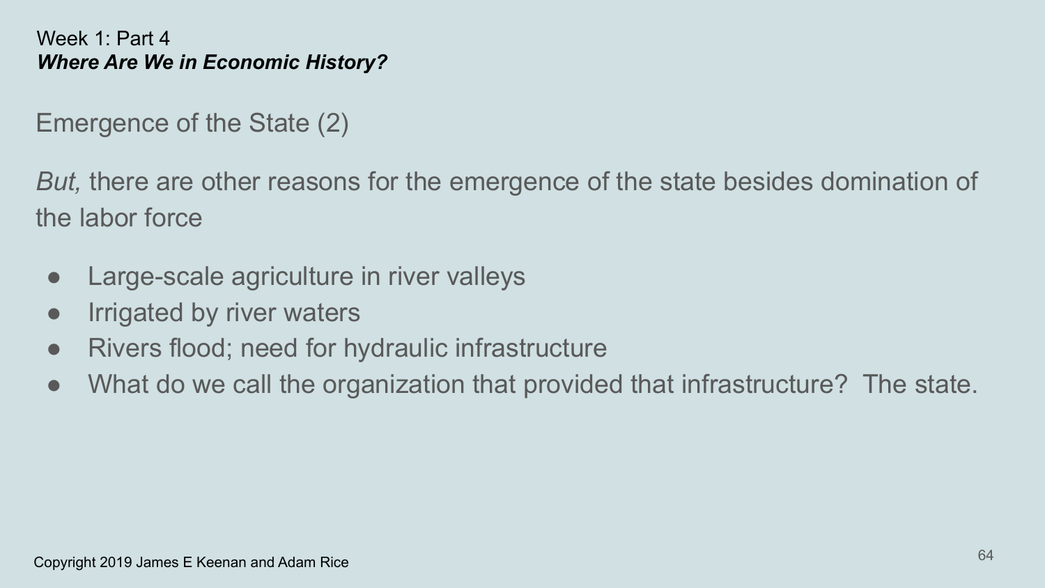Week 1: Part 4
***Where Are We in Economic History?***

## Emergence of the State (2)

*But,* there are other reasons for the emergence of the state besides domination of the labor force

- Large-scale agriculture in river valleys
- Irrigated by river waters
- Rivers flood; need for hydraulic infrastructure
- What do we call the organization that provided that infrastructure?  The state.

Copyright 2019 James E Keenan and Adam Rice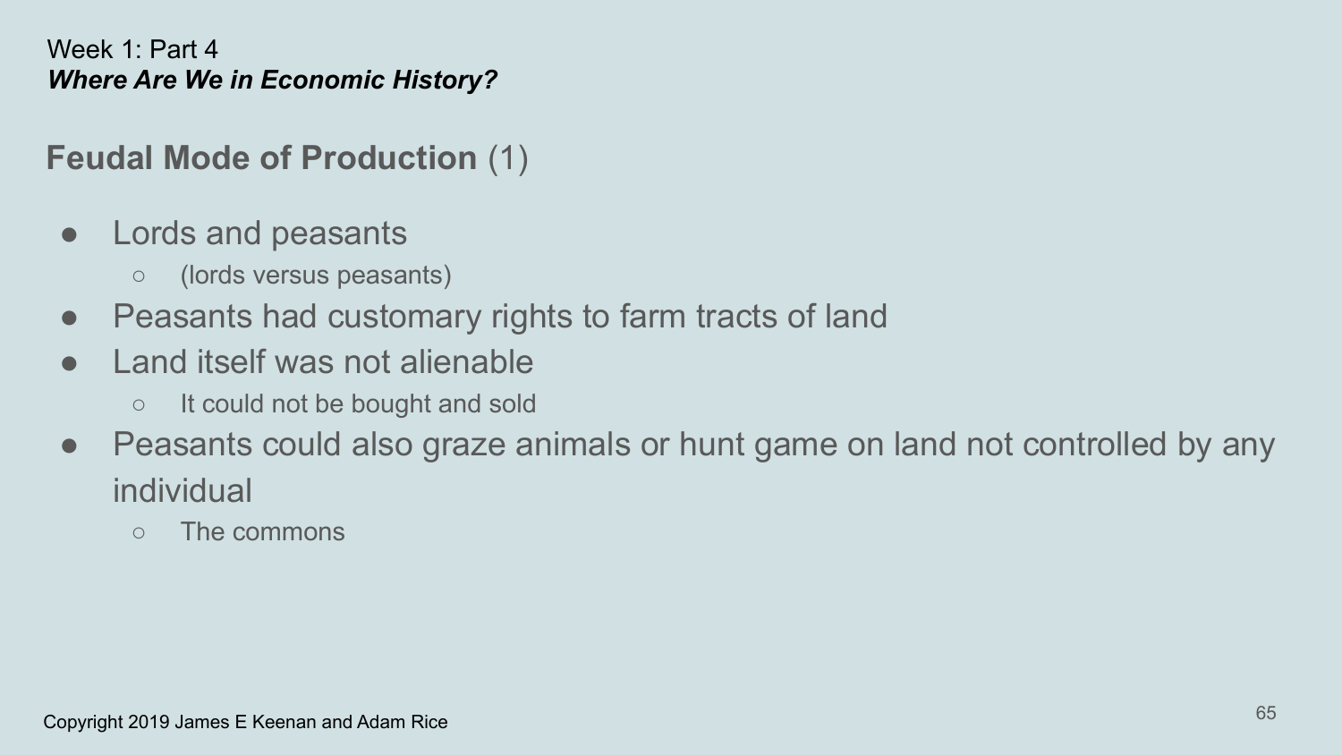Week 1: Part 4

***Where Are We in Economic History?***

## **Feudal Mode of Production** (1)

- Lords and peasants
  - (lords versus peasants)
- Peasants had customary rights to farm tracts of land
- Land itself was not alienable
  - It could not be bought and sold
- Peasants could also graze animals or hunt game on land not controlled by any individual
  - The commons

Copyright 2019 James E Keenan and Adam Rice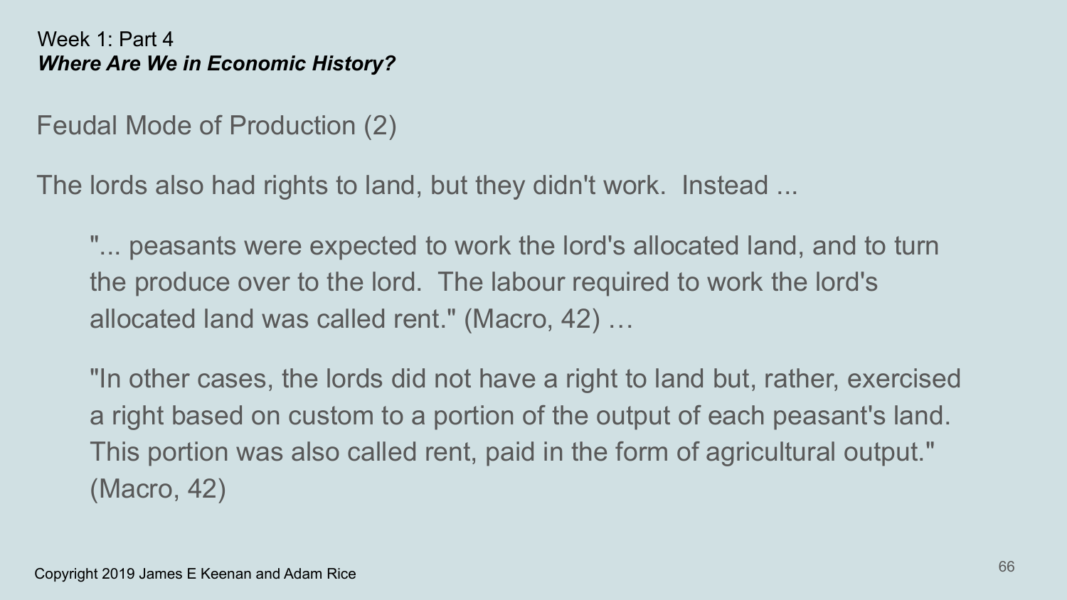Week 1: Part 4
***Where Are We in Economic History?***

## Feudal Mode of Production (2)

The lords also had rights to land, but they didn't work. Instead ...

> "... peasants were expected to work the lord's allocated land, and to turn the produce over to the lord. The labour required to work the lord's allocated land was called rent." (Macro, 42) …
>
> "In other cases, the lords did not have a right to land but, rather, exercised a right based on custom to a portion of the output of each peasant's land. This portion was also called rent, paid in the form of agricultural output." (Macro, 42)

Copyright 2019 James E Keenan and Adam Rice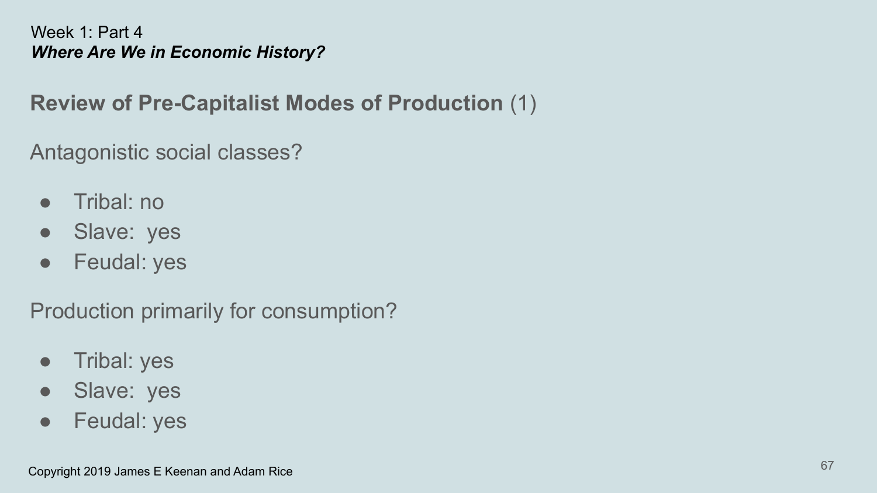Week 1: Part 4
***Where Are We in Economic History?***

## **Review of Pre-Capitalist Modes of Production** (1)

Antagonistic social classes?

- Tribal: no
- Slave: yes
- Feudal: yes

Production primarily for consumption?

- Tribal: yes
- Slave: yes
- Feudal: yes

Copyright 2019 James E Keenan and Adam Rice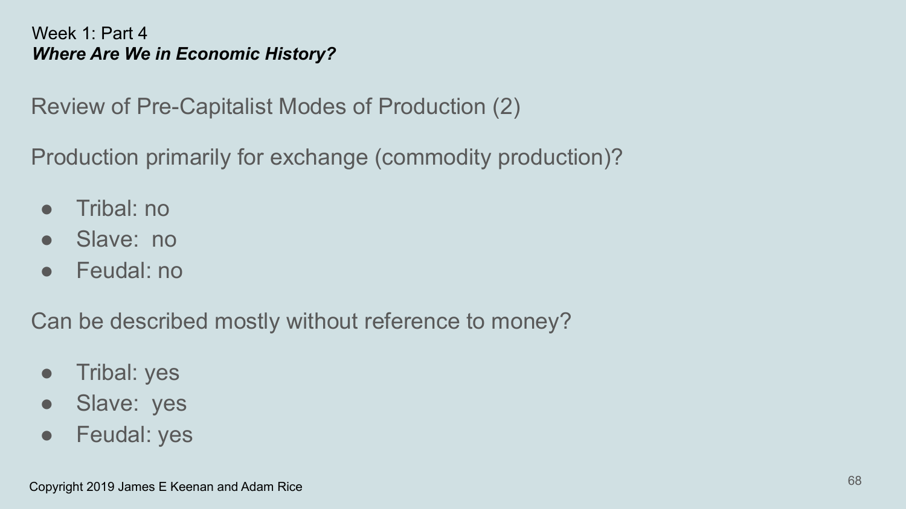Week 1: Part 4

***Where Are We in Economic History?***

## Review of Pre-Capitalist Modes of Production (2)

Production primarily for exchange (commodity production)?

- Tribal: no
- Slave: no
- Feudal: no

Can be described mostly without reference to money?

- Tribal: yes
- Slave: yes
- Feudal: yes

Copyright 2019 James E Keenan and Adam Rice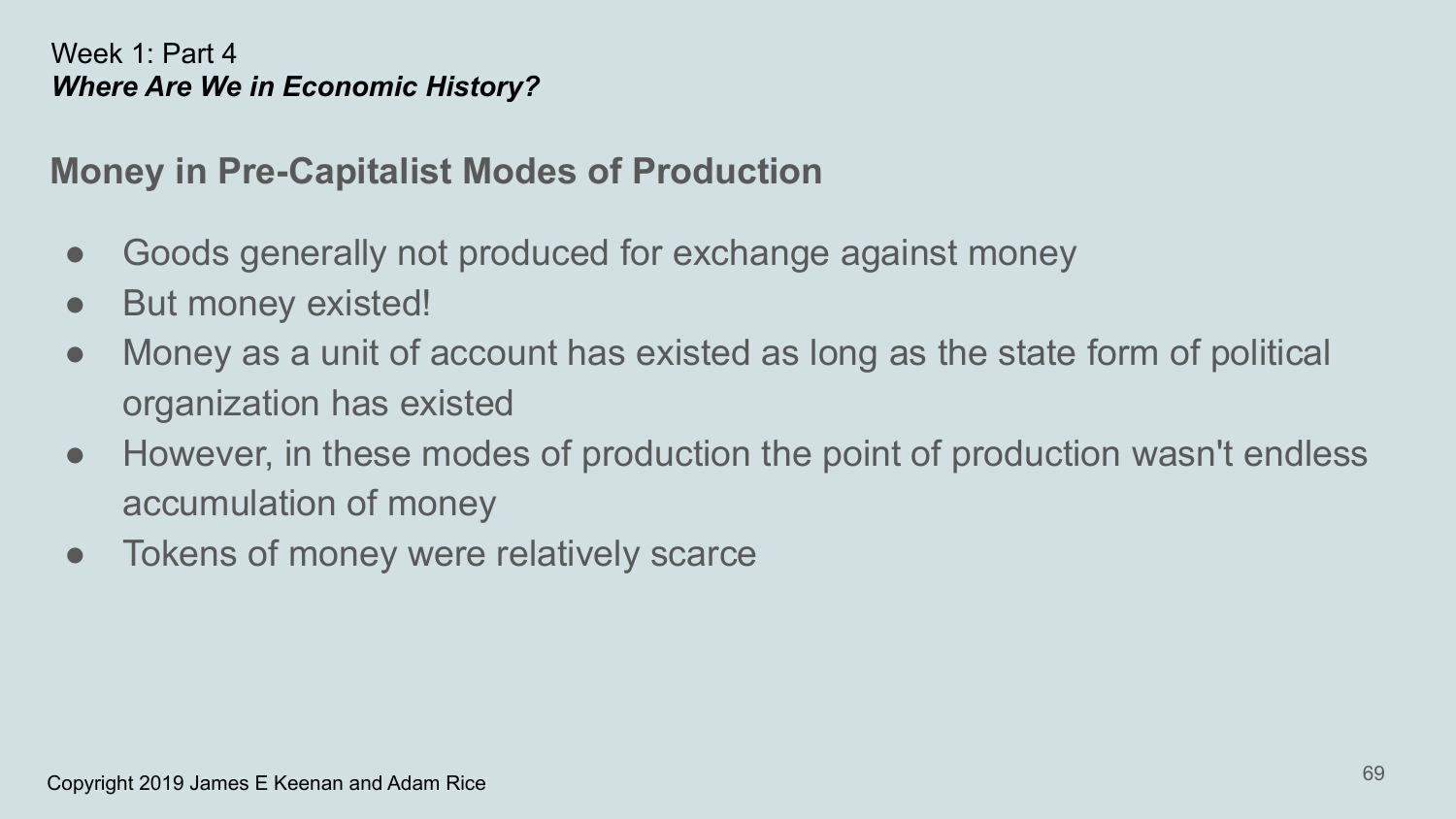Week 1: Part 4
***Where Are We in Economic History?***

## Money in Pre-Capitalist Modes of Production

- Goods generally not produced for exchange against money
- But money existed!
- Money as a unit of account has existed as long as the state form of political organization has existed
- However, in these modes of production the point of production wasn't endless accumulation of money
- Tokens of money were relatively scarce

Copyright 2019 James E Keenan and Adam Rice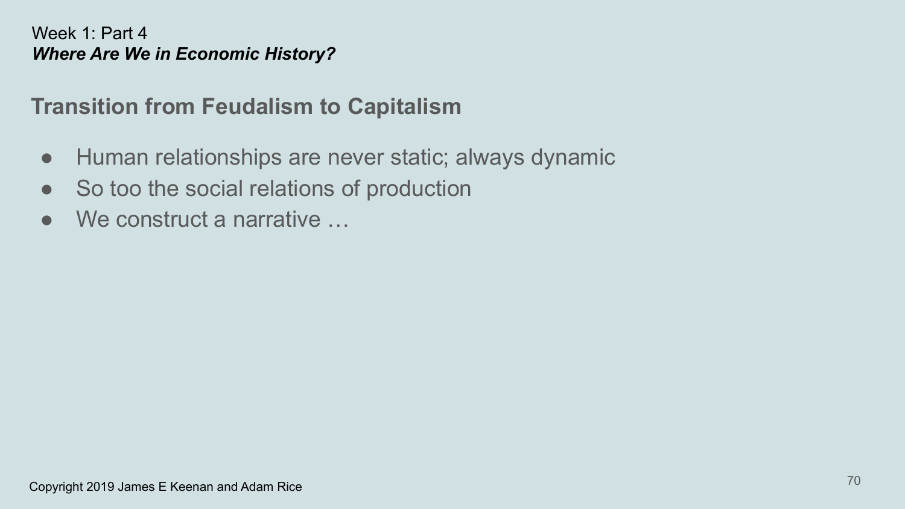Week 1: Part 4

***Where Are We in Economic History?***

## Transition from Feudalism to Capitalism

- Human relationships are never static; always dynamic
- So too the social relations of production
- We construct a narrative …

Copyright 2019 James E Keenan and Adam Rice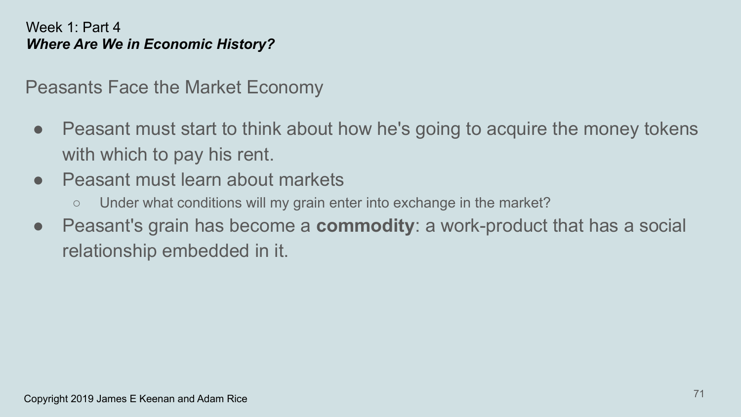Week 1: Part 4
***Where Are We in Economic History?***

## Peasants Face the Market Economy

- Peasant must start to think about how he's going to acquire the money tokens with which to pay his rent.
- Peasant must learn about markets
  - Under what conditions will my grain enter into exchange in the market?
- Peasant's grain has become a **commodity**: a work-product that has a social relationship embedded in it.

Copyright 2019 James E Keenan and Adam Rice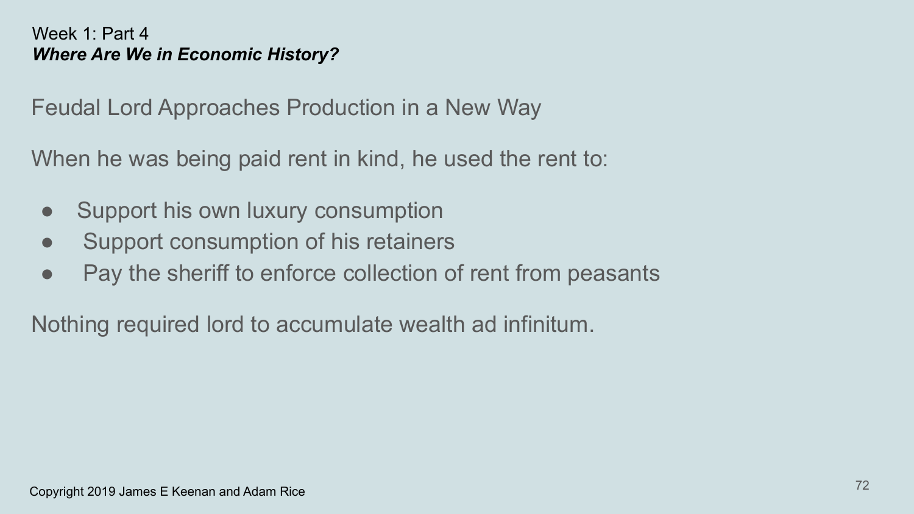Week 1: Part 4
***Where Are We in Economic History?***

## Feudal Lord Approaches Production in a New Way

When he was being paid rent in kind, he used the rent to:

- Support his own luxury consumption
- Support consumption of his retainers
- Pay the sheriff to enforce collection of rent from peasants

Nothing required lord to accumulate wealth ad infinitum.

Copyright 2019 James E Keenan and Adam Rice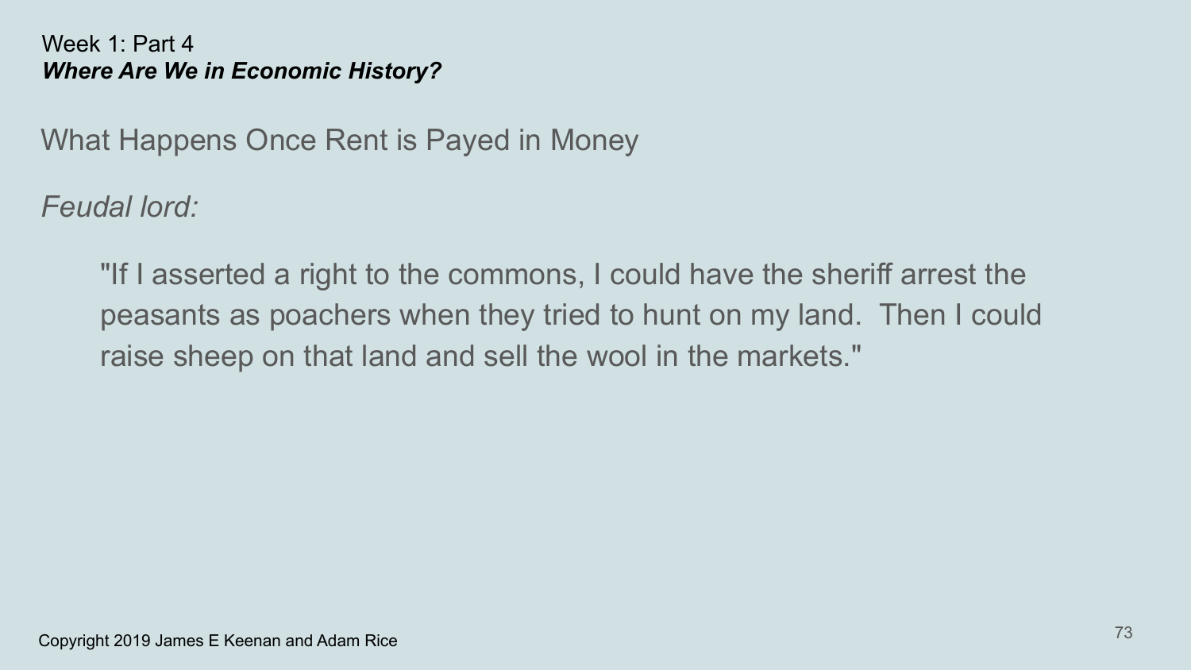Week 1: Part 4

***Where Are We in Economic History?***

## What Happens Once Rent is Payed in Money

*Feudal lord:*

> "If I asserted a right to the commons, I could have the sheriff arrest the peasants as poachers when they tried to hunt on my land. Then I could raise sheep on that land and sell the wool in the markets."

Copyright 2019 James E Keenan and Adam Rice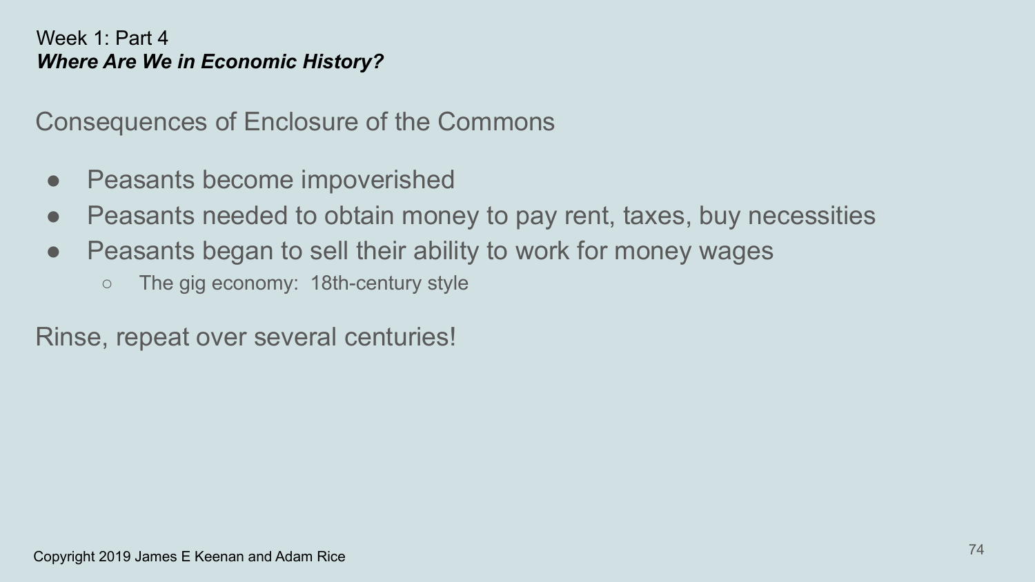Week 1: Part 4

***Where Are We in Economic History?***

## Consequences of Enclosure of the Commons

- Peasants become impoverished
- Peasants needed to obtain money to pay rent, taxes, buy necessities
- Peasants began to sell their ability to work for money wages
  - The gig economy: 18th-century style

Rinse, repeat over several centuries!

Copyright 2019 James E Keenan and Adam Rice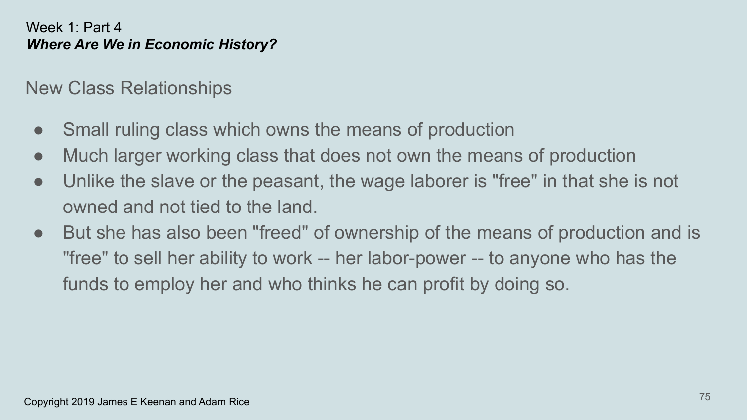Week 1: Part 4

***Where Are We in Economic History?***

## New Class Relationships

- Small ruling class which owns the means of production
- Much larger working class that does not own the means of production
- Unlike the slave or the peasant, the wage laborer is "free" in that she is not owned and not tied to the land.
- But she has also been "freed" of ownership of the means of production and is "free" to sell her ability to work -- her labor-power -- to anyone who has the funds to employ her and who thinks he can profit by doing so.

Copyright 2019 James E Keenan and Adam Rice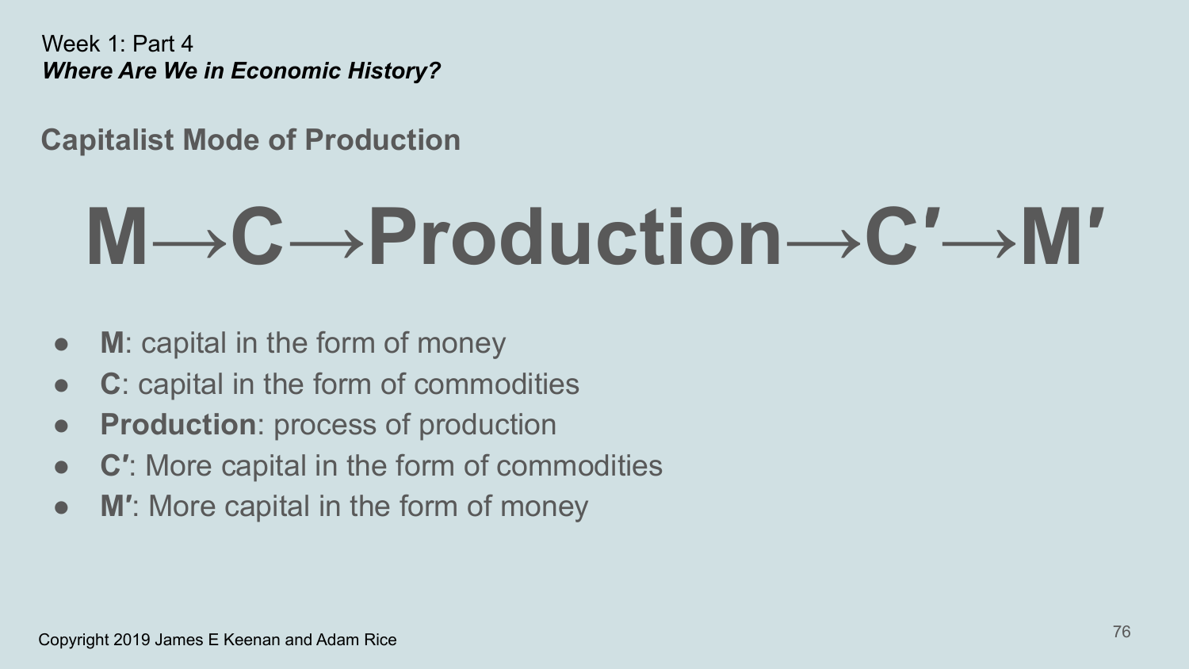Week 1: Part 4
***Where Are We in Economic History?***

## Capitalist Mode of Production

$$M \rightarrow C \rightarrow \text{Production} \rightarrow C' \rightarrow M'$$

- **M**: capital in the form of money
- **C**: capital in the form of commodities
- **Production**: process of production
- **C′**: More capital in the form of commodities
- **M′**: More capital in the form of money

Copyright 2019 James E Keenan and Adam Rice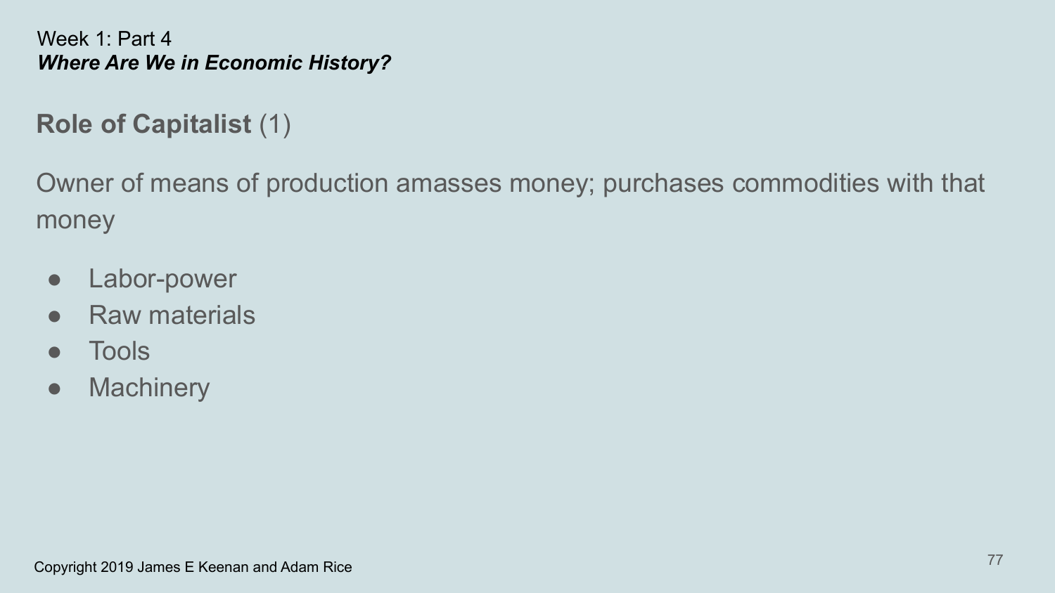Week 1: Part 4
***Where Are We in Economic History?***

## **Role of Capitalist** (1)

Owner of means of production amasses money; purchases commodities with that money

- Labor-power
- Raw materials
- Tools
- Machinery

Copyright 2019 James E Keenan and Adam Rice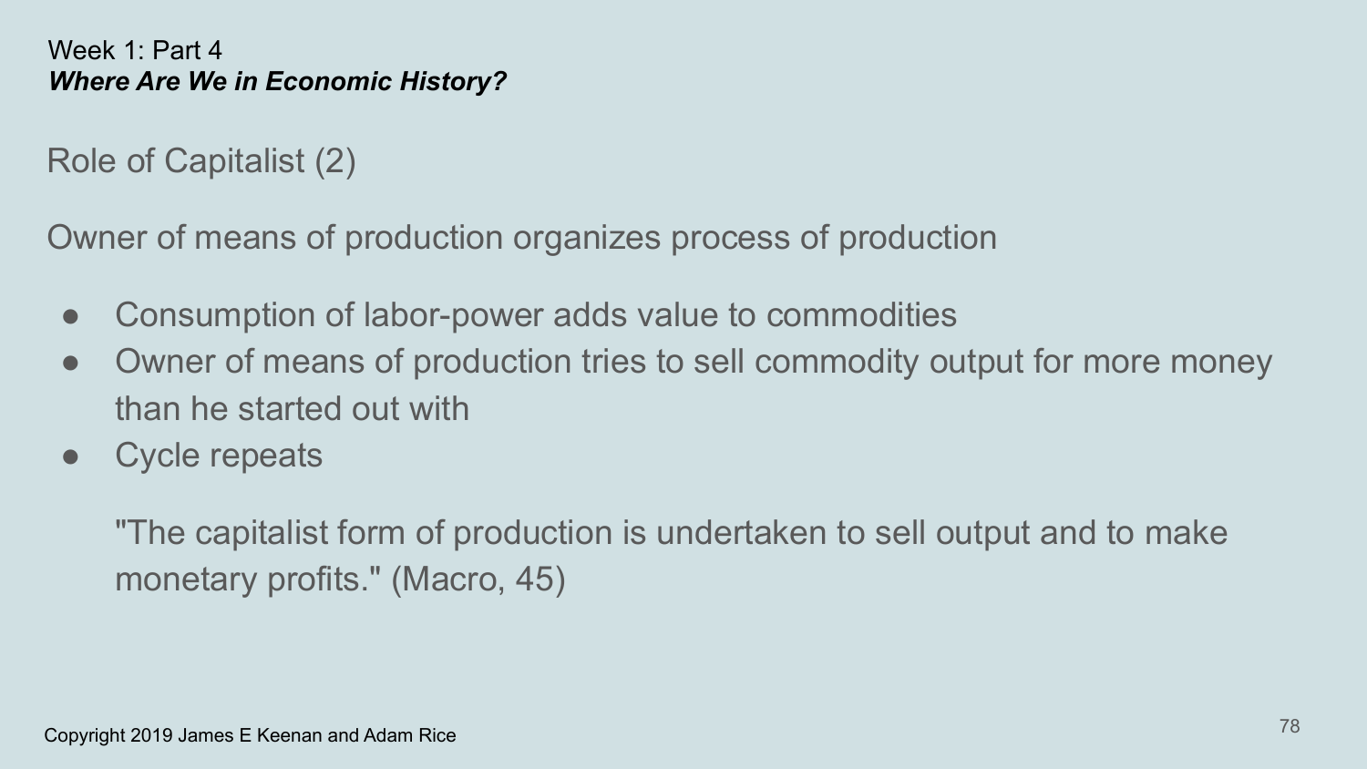Week 1: Part 4
***Where Are We in Economic History?***

## Role of Capitalist (2)

Owner of means of production organizes process of production

- Consumption of labor-power adds value to commodities
- Owner of means of production tries to sell commodity output for more money than he started out with
- Cycle repeats

"The capitalist form of production is undertaken to sell output and to make monetary profits." (Macro, 45)

Copyright 2019 James E Keenan and Adam Rice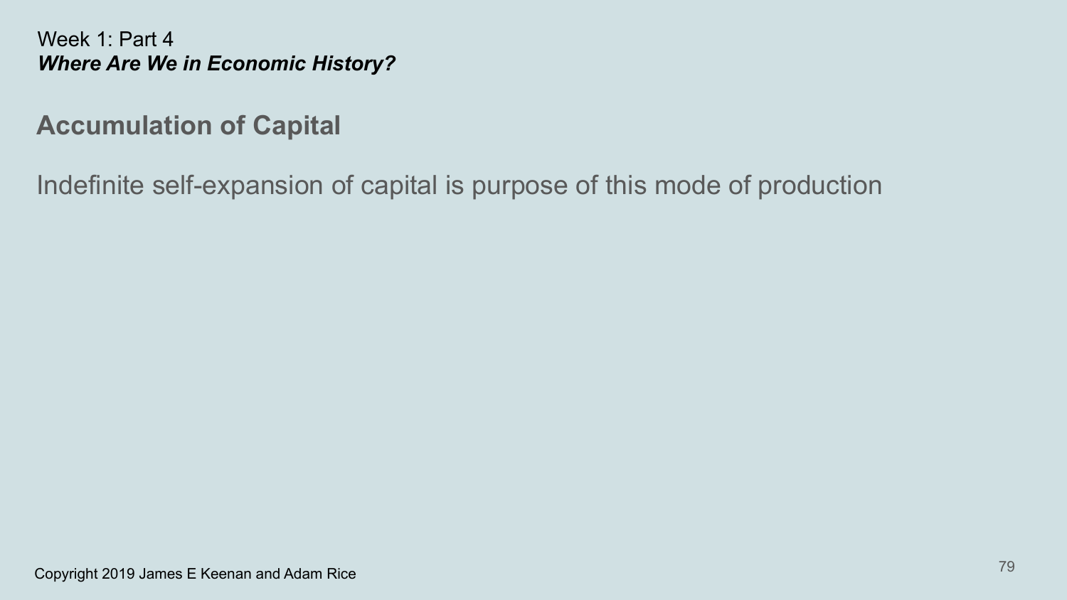Week 1: Part 4
***Where Are We in Economic History?***

## Accumulation of Capital

Indefinite self-expansion of capital is purpose of this mode of production

Copyright 2019 James E Keenan and Adam Rice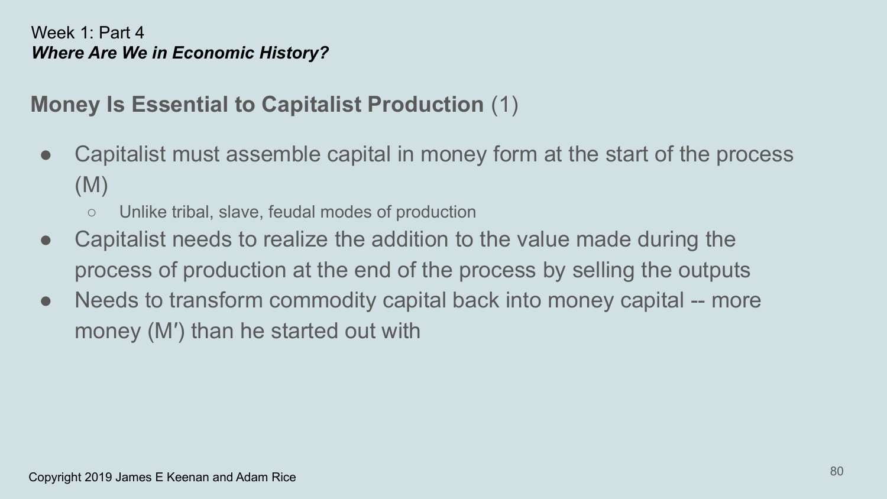Week 1: Part 4

***Where Are We in Economic History?***

## **Money Is Essential to Capitalist Production** (1)

- Capitalist must assemble capital in money form at the start of the process (M)
  - Unlike tribal, slave, feudal modes of production
- Capitalist needs to realize the addition to the value made during the process of production at the end of the process by selling the outputs
- Needs to transform commodity capital back into money capital -- more money (M′) than he started out with

Copyright 2019 James E Keenan and Adam Rice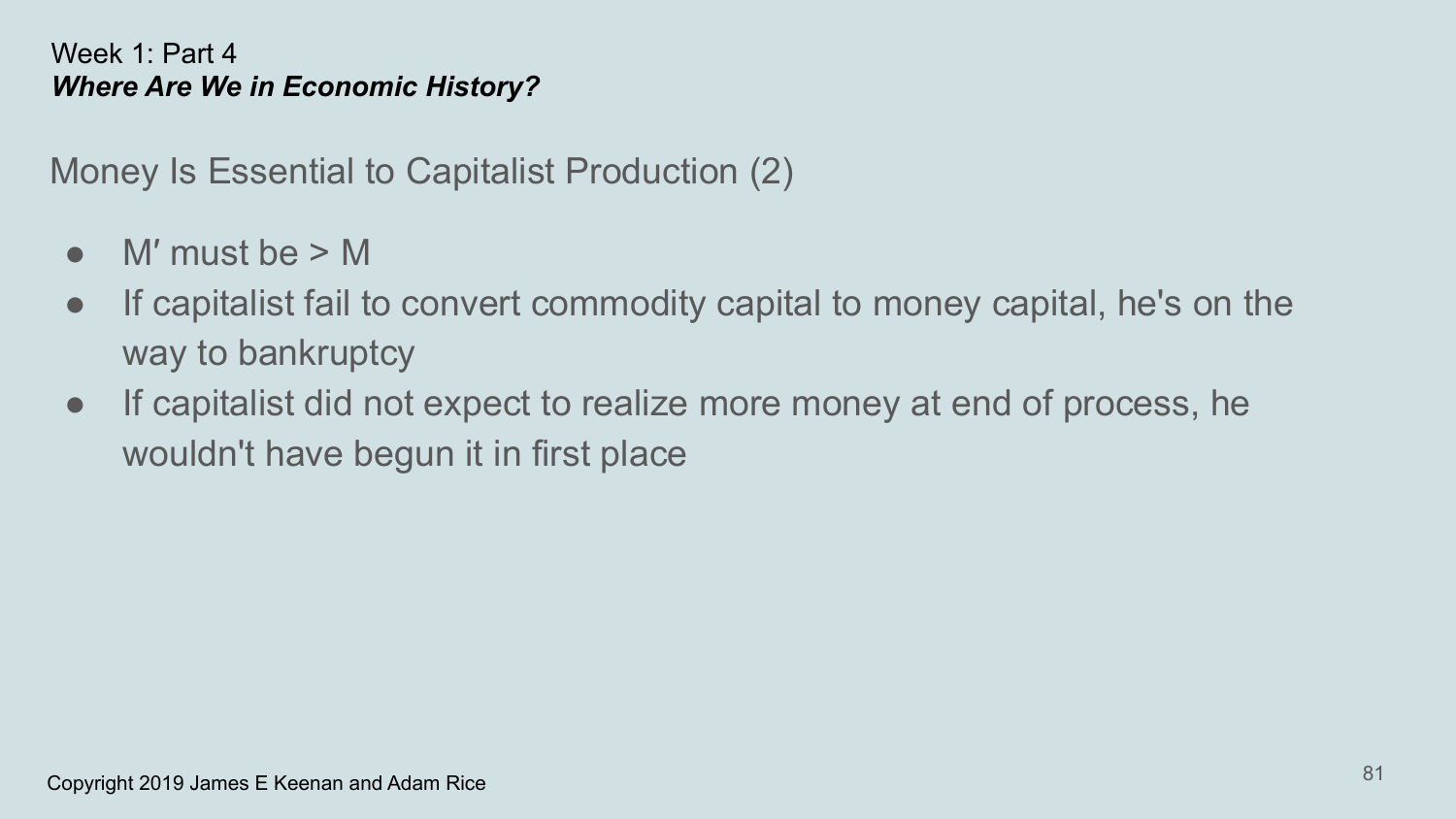Week 1: Part 4
***Where Are We in Economic History?***

## Money Is Essential to Capitalist Production (2)

- $M' $ must be $> M$
- If capitalist fail to convert commodity capital to money capital, he's on the way to bankruptcy
- If capitalist did not expect to realize more money at end of process, he wouldn't have begun it in first place

Copyright 2019 James E Keenan and Adam Rice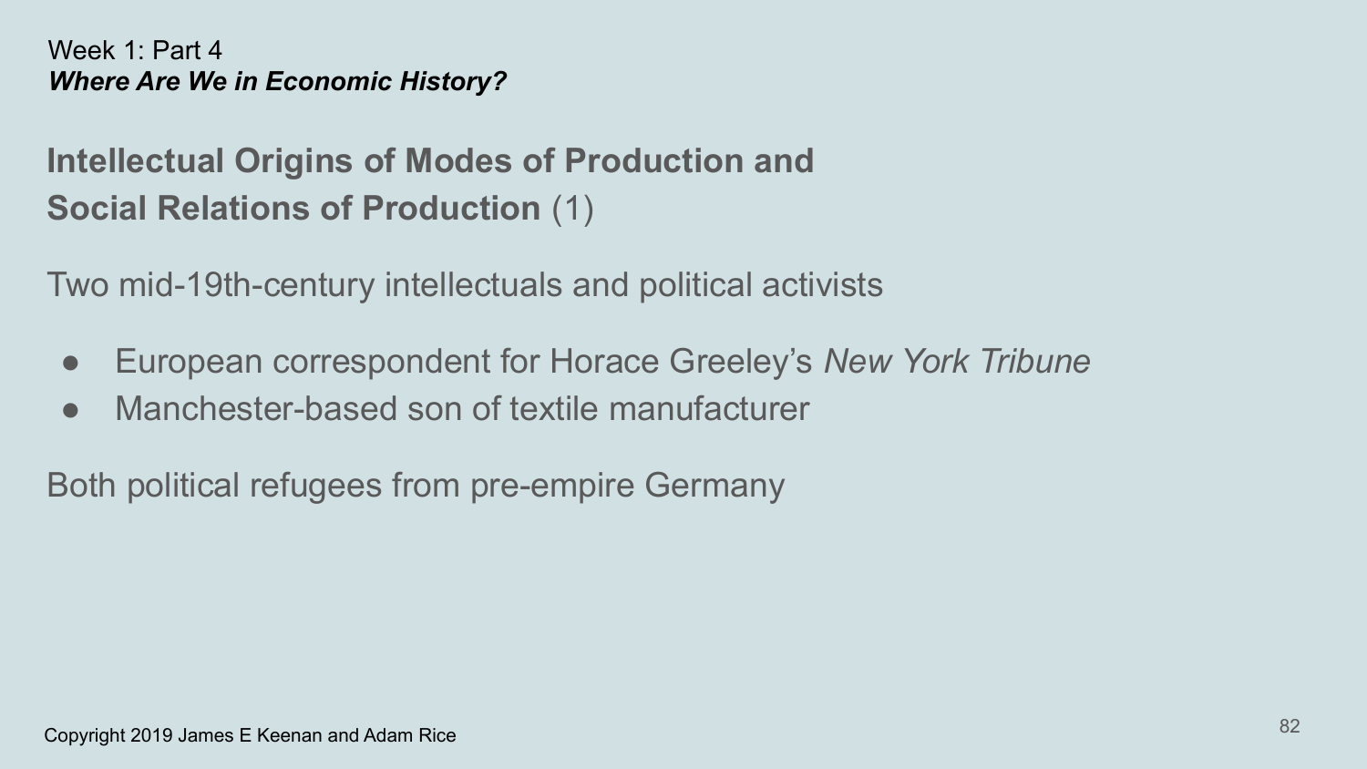Week 1: Part 4
***Where Are We in Economic History?***

## **Intellectual Origins of Modes of Production and Social Relations of Production** (1)

Two mid-19th-century intellectuals and political activists

- European correspondent for Horace Greeley's *New York Tribune*
- Manchester-based son of textile manufacturer

Both political refugees from pre-empire Germany

Copyright 2019 James E Keenan and Adam Rice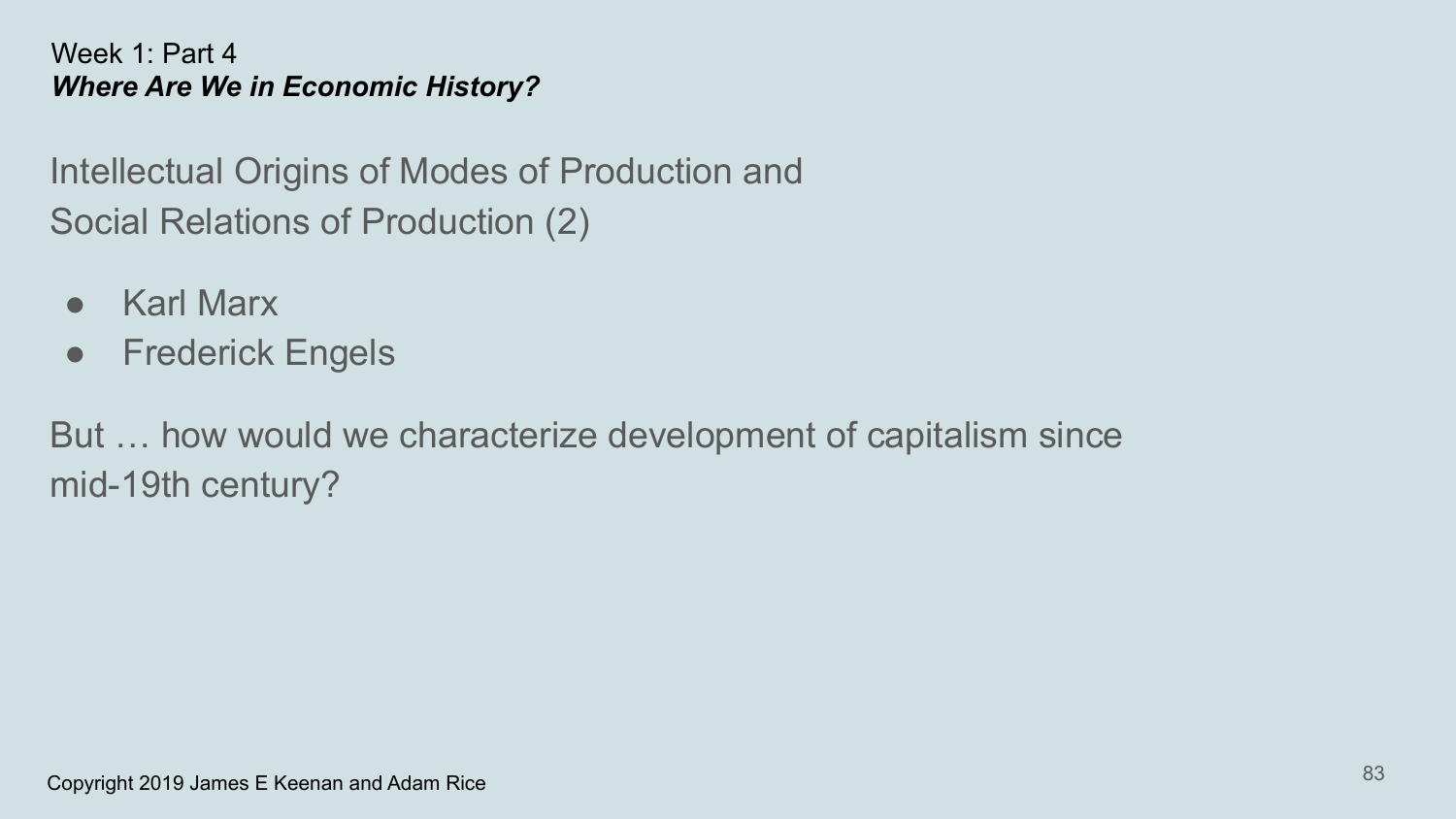Week 1: Part 4

***Where Are We in Economic History?***

## Intellectual Origins of Modes of Production and Social Relations of Production (2)

- Karl Marx
- Frederick Engels

But … how would we characterize development of capitalism since mid-19th century?

Copyright 2019 James E Keenan and Adam Rice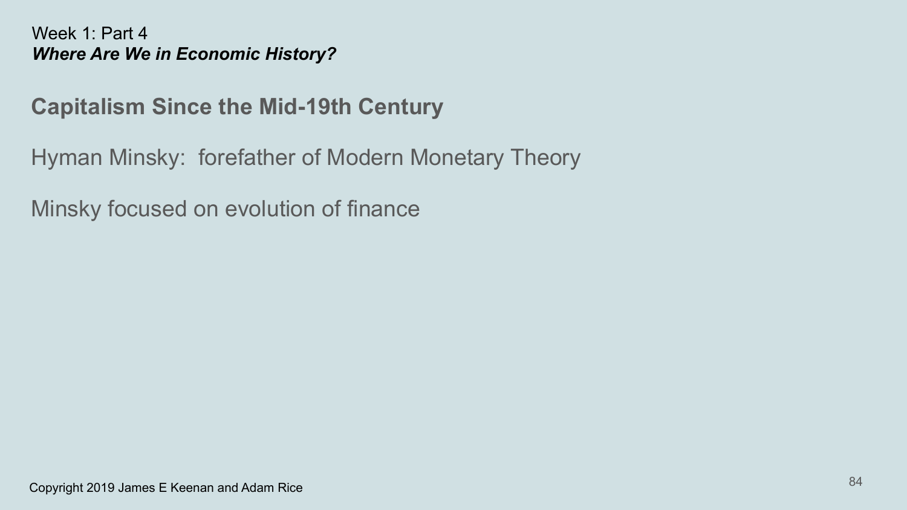Week 1: Part 4
***Where Are We in Economic History?***

## Capitalism Since the Mid-19th Century

Hyman Minsky:  forefather of Modern Monetary Theory

Minsky focused on evolution of finance

Copyright 2019 James E Keenan and Adam Rice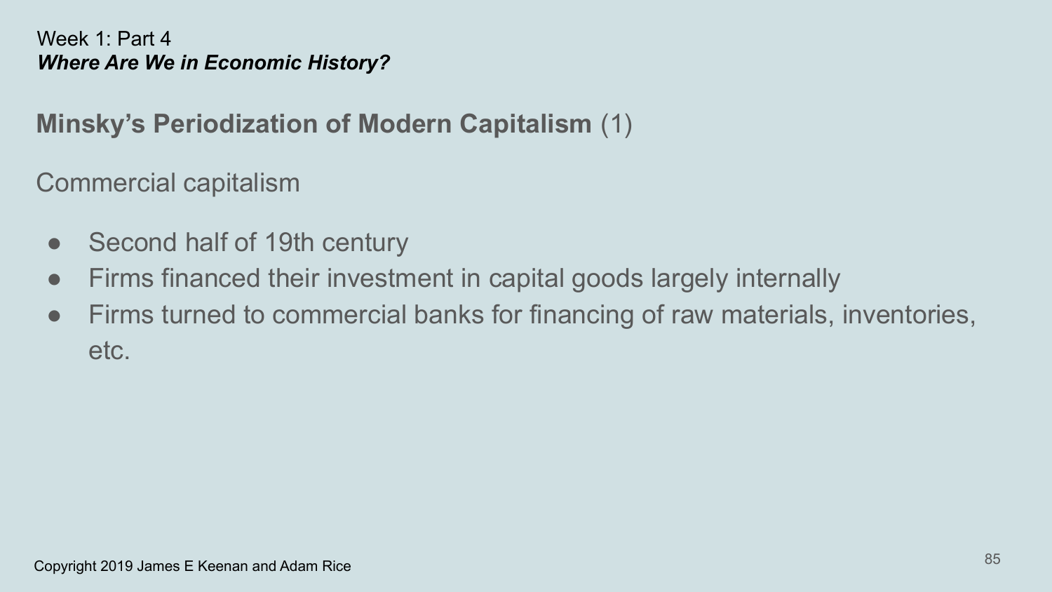Week 1: Part 4

***Where Are We in Economic History?***

## **Minsky's Periodization of Modern Capitalism** (1)

Commercial capitalism

- Second half of 19th century
- Firms financed their investment in capital goods largely internally
- Firms turned to commercial banks for financing of raw materials, inventories, etc.

Copyright 2019 James E Keenan and Adam Rice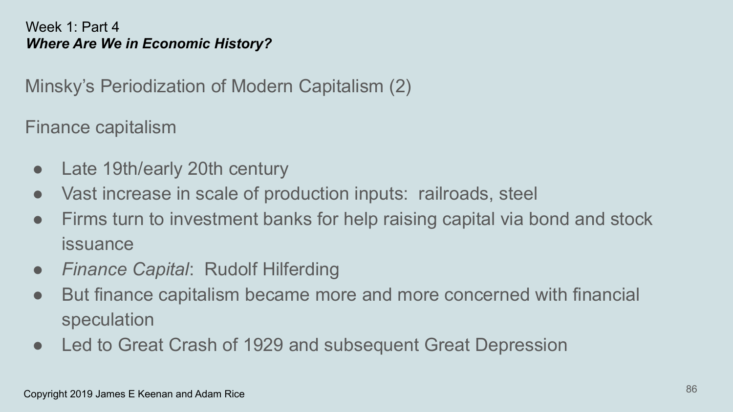Week 1: Part 4
***Where Are We in Economic History?***

## Minsky's Periodization of Modern Capitalism (2)

### Finance capitalism

- Late 19th/early 20th century
- Vast increase in scale of production inputs: railroads, steel
- Firms turn to investment banks for help raising capital via bond and stock issuance
- *Finance Capital*: Rudolf Hilferding
- But finance capitalism became more and more concerned with financial speculation
- Led to Great Crash of 1929 and subsequent Great Depression

Copyright 2019 James E Keenan and Adam Rice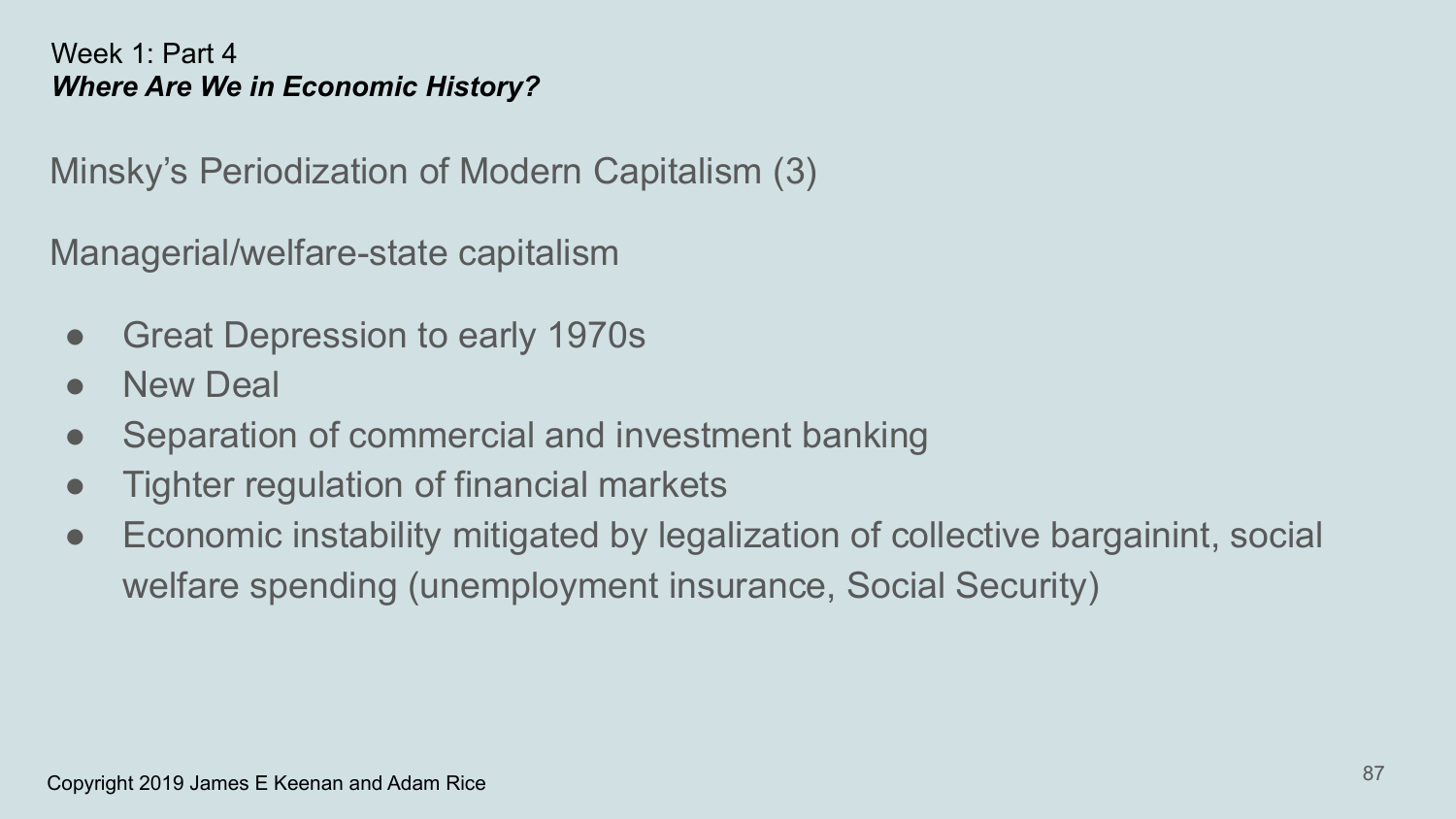Week 1: Part 4
***Where Are We in Economic History?***

## Minsky's Periodization of Modern Capitalism (3)

### Managerial/welfare-state capitalism

- Great Depression to early 1970s
- New Deal
- Separation of commercial and investment banking
- Tighter regulation of financial markets
- Economic instability mitigated by legalization of collective bargainint, social welfare spending (unemployment insurance, Social Security)

Copyright 2019 James E Keenan and Adam Rice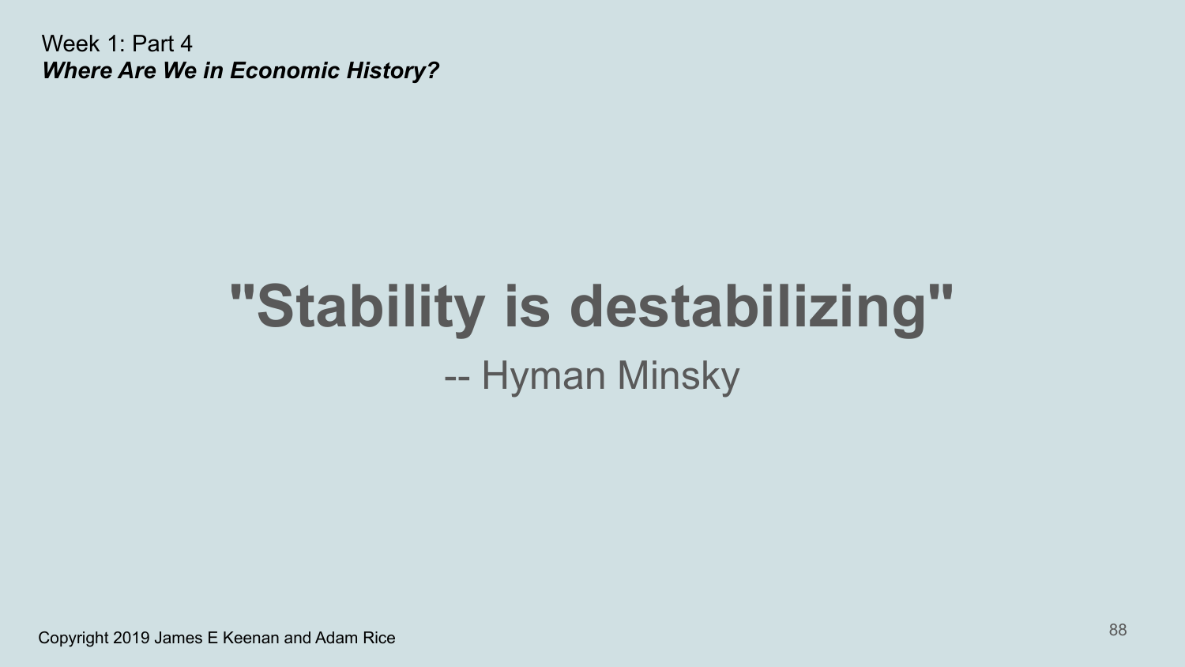Week 1: Part 4

***Where Are We in Economic History?***

# "Stability is destabilizing"

-- Hyman Minsky

Copyright 2019 James E Keenan and Adam Rice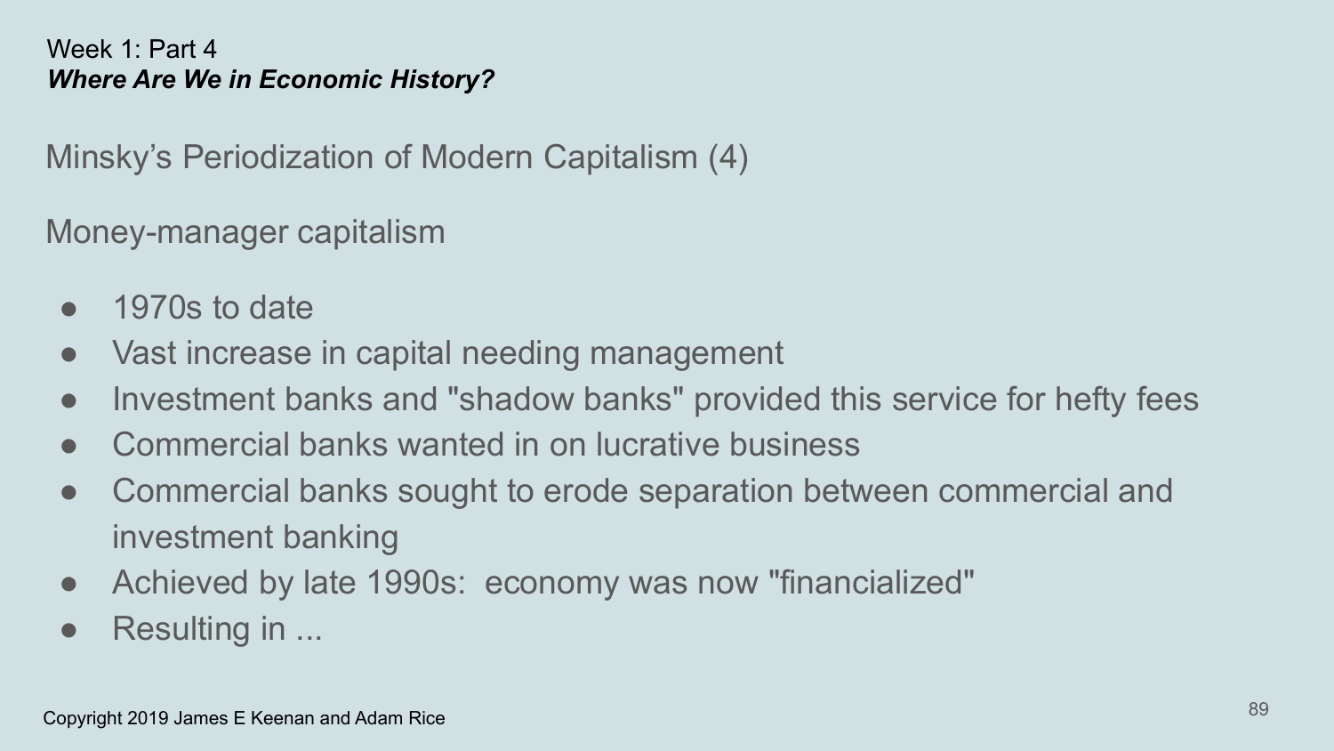Week 1: Part 4

***Where Are We in Economic History?***

## Minsky's Periodization of Modern Capitalism (4)

### Money-manager capitalism

- 1970s to date
- Vast increase in capital needing management
- Investment banks and "shadow banks" provided this service for hefty fees
- Commercial banks wanted in on lucrative business
- Commercial banks sought to erode separation between commercial and investment banking
- Achieved by late 1990s:  economy was now "financialized"
- Resulting in ...

Copyright 2019 James E Keenan and Adam Rice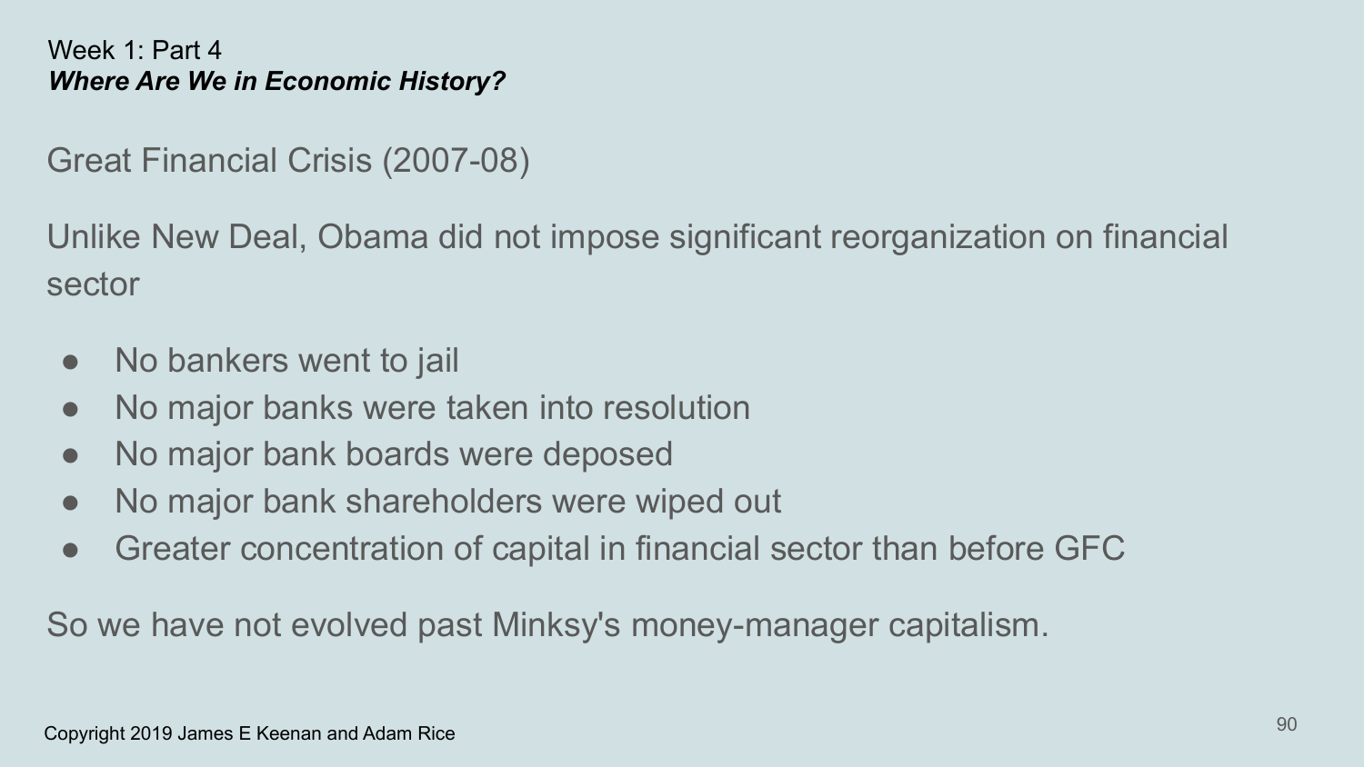Week 1: Part 4
***Where Are We in Economic History?***

## Great Financial Crisis (2007-08)

Unlike New Deal, Obama did not impose significant reorganization on financial sector

- No bankers went to jail
- No major banks were taken into resolution
- No major bank boards were deposed
- No major bank shareholders were wiped out
- Greater concentration of capital in financial sector than before GFC

So we have not evolved past Minksy's money-manager capitalism.

Copyright 2019 James E Keenan and Adam Rice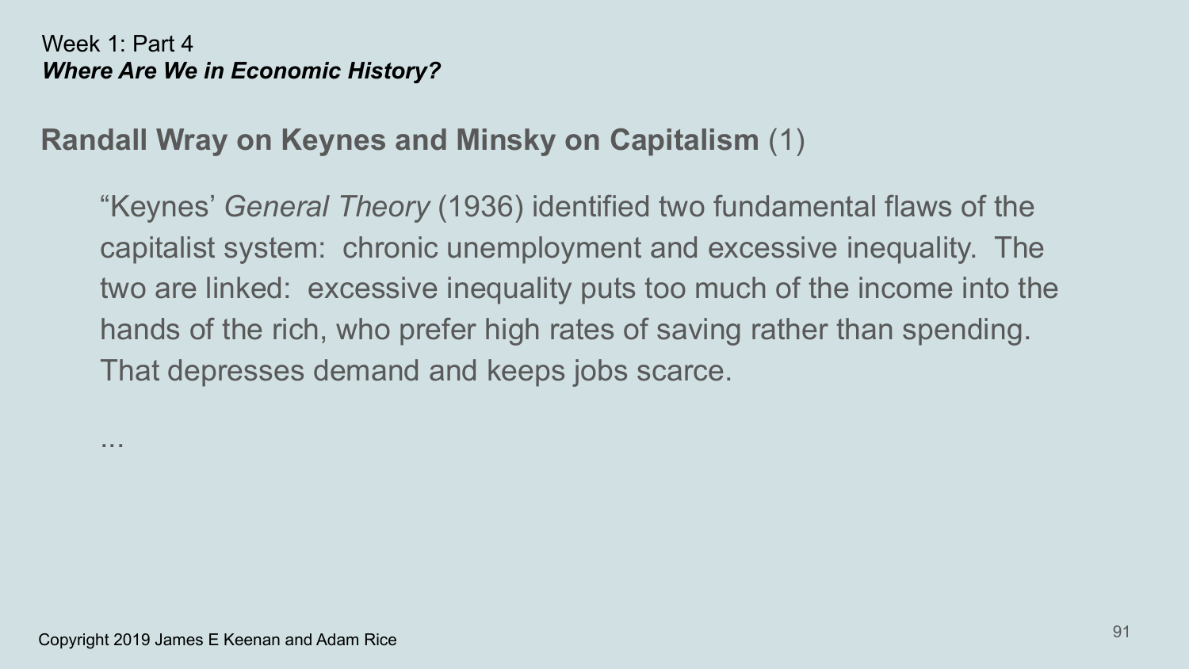Week 1: Part 4
***Where Are We in Economic History?***

## **Randall Wray on Keynes and Minsky on Capitalism** (1)

> “Keynes’ *General Theory* (1936) identified two fundamental flaws of the capitalist system: chronic unemployment and excessive inequality. The two are linked: excessive inequality puts too much of the income into the hands of the rich, who prefer high rates of saving rather than spending. That depresses demand and keeps jobs scarce.
>
> ...

Copyright 2019 James E Keenan and Adam Rice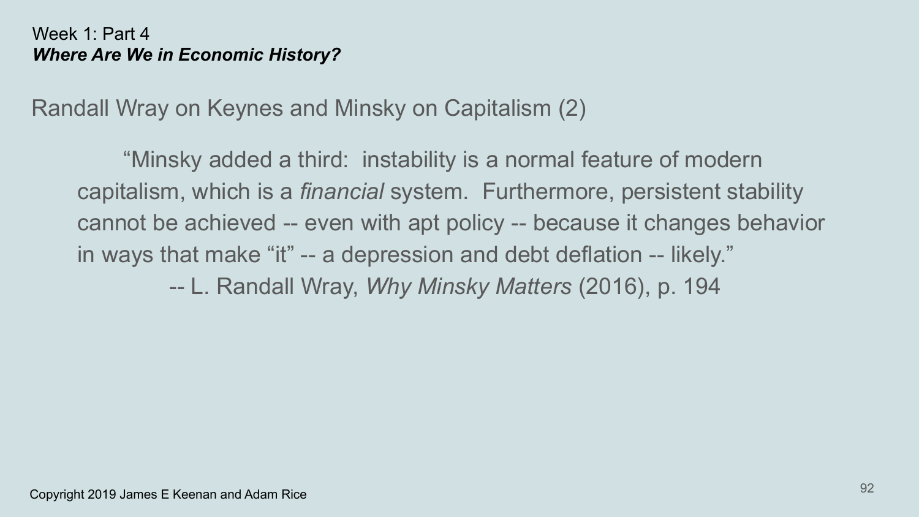Week 1: Part 4
***Where Are We in Economic History?***

## Randall Wray on Keynes and Minsky on Capitalism (2)

> "Minsky added a third: instability is a normal feature of modern capitalism, which is a *financial* system. Furthermore, persistent stability cannot be achieved -- even with apt policy -- because it changes behavior in ways that make "it" -- a depression and debt deflation -- likely."
>
> -- L. Randall Wray, *Why Minsky Matters* (2016), p. 194

Copyright 2019 James E Keenan and Adam Rice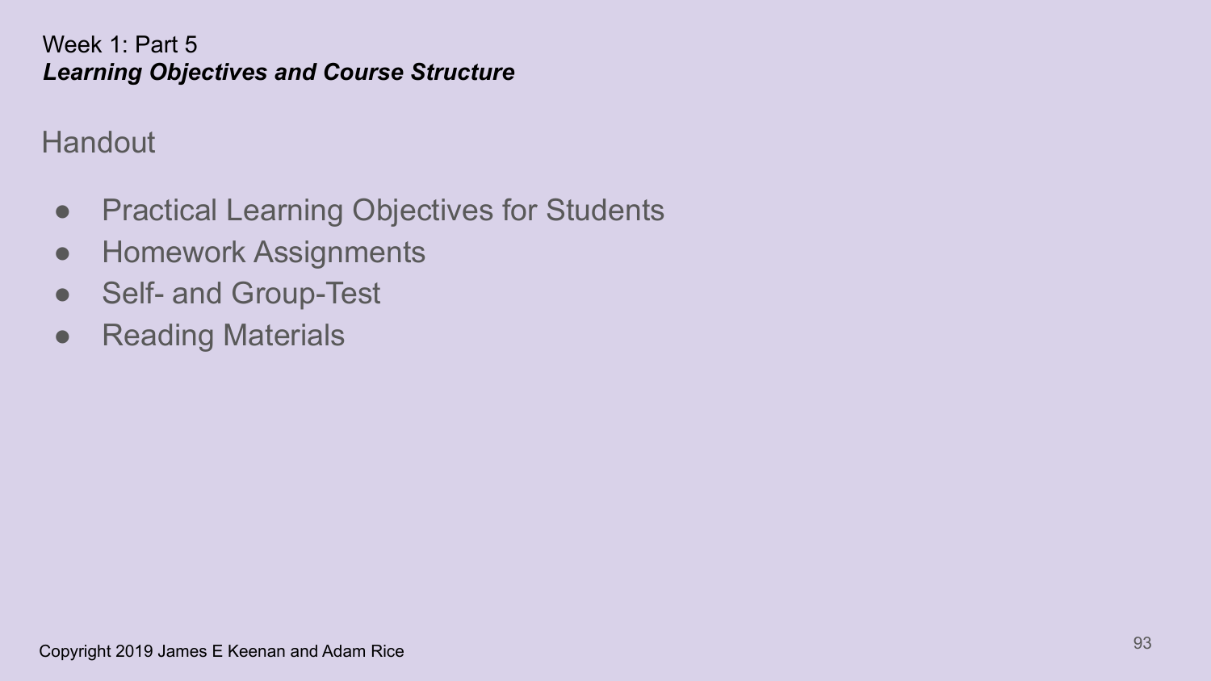Week 1: Part 5

***Learning Objectives and Course Structure***

## Handout

- Practical Learning Objectives for Students
- Homework Assignments
- Self- and Group-Test
- Reading Materials

Copyright 2019 James E Keenan and Adam Rice